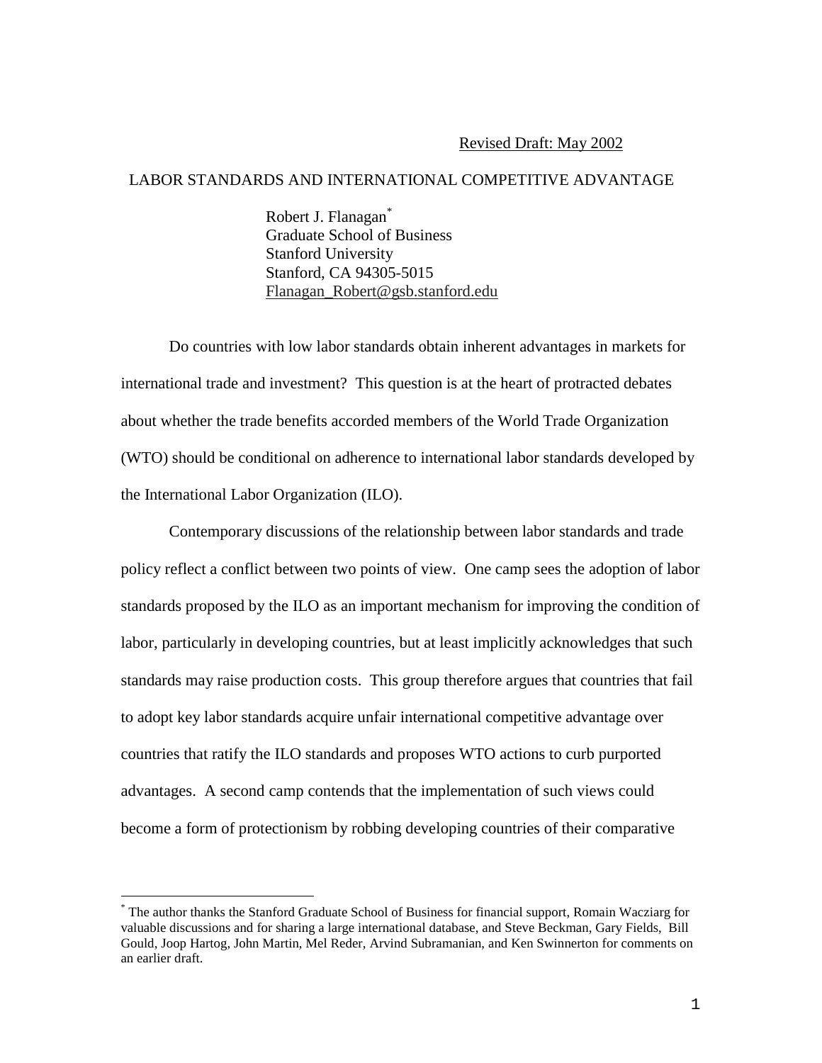Revised Draft: May 2002

# LABOR STANDARDS AND INTERNATIONAL COMPETITIVE ADVANTAGE

Robert J. Flanagan[*]
Graduate School of Business
Stanford University
Stanford, CA 94305-5015
Flanagan_Robert@gsb.stanford.edu

Do countries with low labor standards obtain inherent advantages in markets for international trade and investment? This question is at the heart of protracted debates about whether the trade benefits accorded members of the World Trade Organization (WTO) should be conditional on adherence to international labor standards developed by the International Labor Organization (ILO).

Contemporary discussions of the relationship between labor standards and trade policy reflect a conflict between two points of view. One camp sees the adoption of labor standards proposed by the ILO as an important mechanism for improving the condition of labor, particularly in developing countries, but at least implicitly acknowledges that such standards may raise production costs. This group therefore argues that countries that fail to adopt key labor standards acquire unfair international competitive advantage over countries that ratify the ILO standards and proposes WTO actions to curb purported advantages. A second camp contends that the implementation of such views could become a form of protectionism by robbing developing countries of their comparative

[*] The author thanks the Stanford Graduate School of Business for financial support, Romain Wacziarg for valuable discussions and for sharing a large international database, and Steve Beckman, Gary Fields, Bill Gould, Joop Hartog, John Martin, Mel Reder, Arvind Subramanian, and Ken Swinnerton for comments on an earlier draft.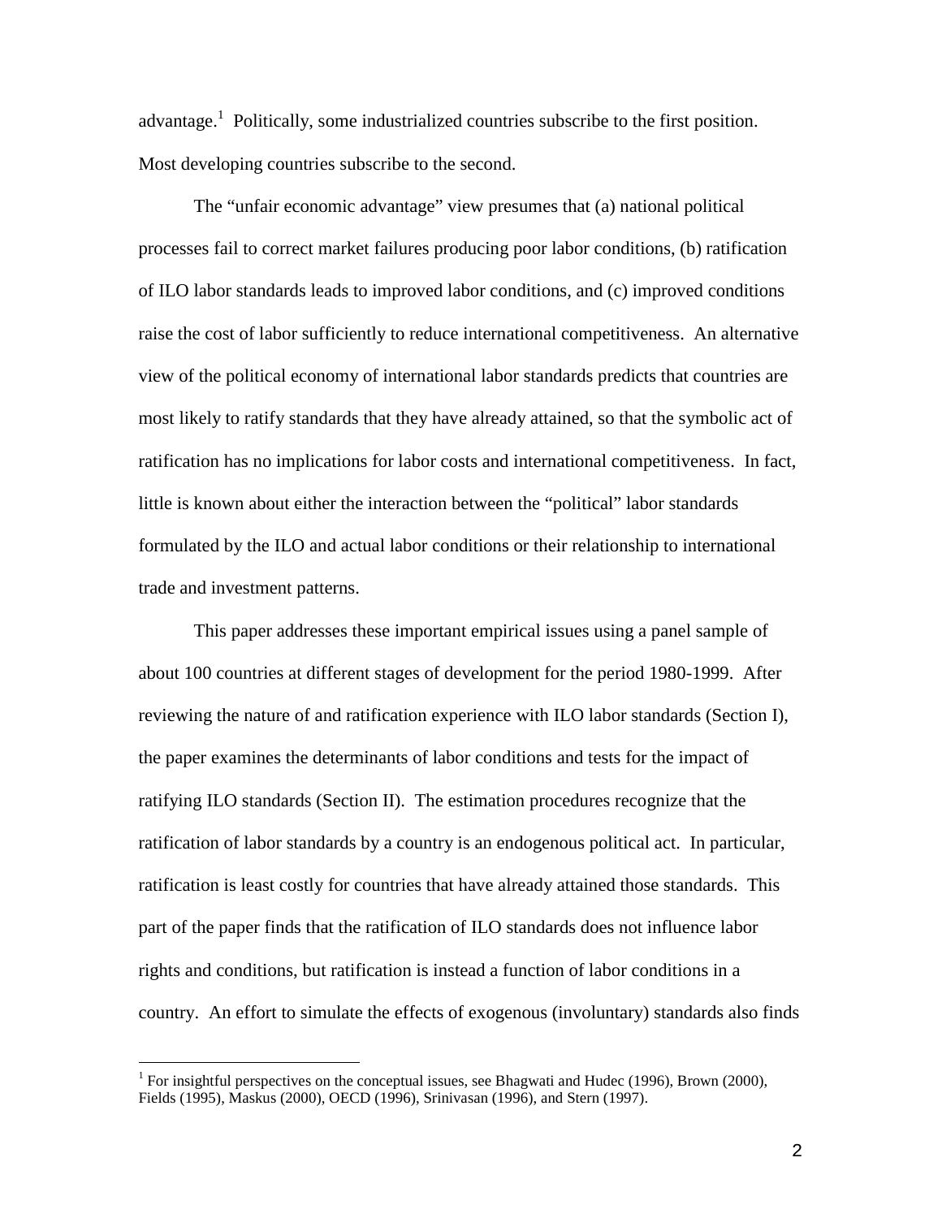advantage.[1] Politically, some industrialized countries subscribe to the first position. Most developing countries subscribe to the second.

The "unfair economic advantage" view presumes that (a) national political processes fail to correct market failures producing poor labor conditions, (b) ratification of ILO labor standards leads to improved labor conditions, and (c) improved conditions raise the cost of labor sufficiently to reduce international competitiveness. An alternative view of the political economy of international labor standards predicts that countries are most likely to ratify standards that they have already attained, so that the symbolic act of ratification has no implications for labor costs and international competitiveness. In fact, little is known about either the interaction between the "political" labor standards formulated by the ILO and actual labor conditions or their relationship to international trade and investment patterns.

This paper addresses these important empirical issues using a panel sample of about 100 countries at different stages of development for the period 1980-1999. After reviewing the nature of and ratification experience with ILO labor standards (Section I), the paper examines the determinants of labor conditions and tests for the impact of ratifying ILO standards (Section II). The estimation procedures recognize that the ratification of labor standards by a country is an endogenous political act. In particular, ratification is least costly for countries that have already attained those standards. This part of the paper finds that the ratification of ILO standards does not influence labor rights and conditions, but ratification is instead a function of labor conditions in a country. An effort to simulate the effects of exogenous (involuntary) standards also finds

[1] For insightful perspectives on the conceptual issues, see Bhagwati and Hudec (1996), Brown (2000), Fields (1995), Maskus (2000), OECD (1996), Srinivasan (1996), and Stern (1997).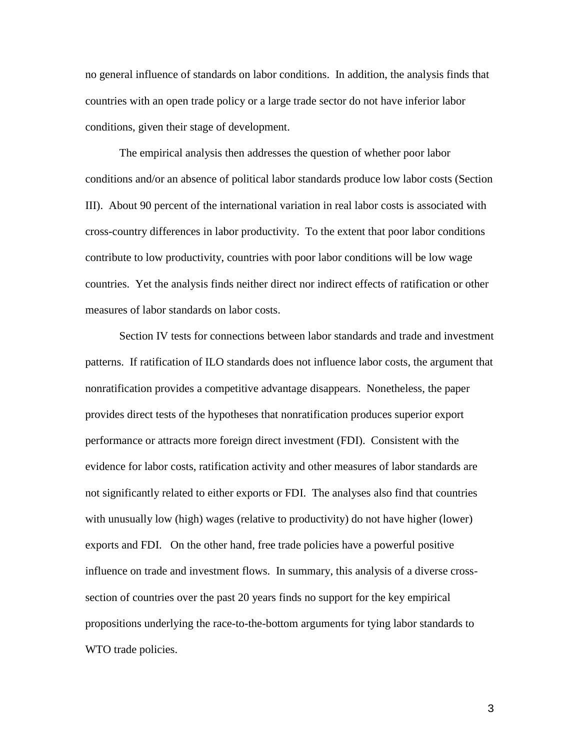no general influence of standards on labor conditions. In addition, the analysis finds that countries with an open trade policy or a large trade sector do not have inferior labor conditions, given their stage of development.

The empirical analysis then addresses the question of whether poor labor conditions and/or an absence of political labor standards produce low labor costs (Section III). About 90 percent of the international variation in real labor costs is associated with cross-country differences in labor productivity. To the extent that poor labor conditions contribute to low productivity, countries with poor labor conditions will be low wage countries. Yet the analysis finds neither direct nor indirect effects of ratification or other measures of labor standards on labor costs.

Section IV tests for connections between labor standards and trade and investment patterns. If ratification of ILO standards does not influence labor costs, the argument that nonratification provides a competitive advantage disappears. Nonetheless, the paper provides direct tests of the hypotheses that nonratification produces superior export performance or attracts more foreign direct investment (FDI). Consistent with the evidence for labor costs, ratification activity and other measures of labor standards are not significantly related to either exports or FDI. The analyses also find that countries with unusually low (high) wages (relative to productivity) do not have higher (lower) exports and FDI. On the other hand, free trade policies have a powerful positive influence on trade and investment flows. In summary, this analysis of a diverse cross-section of countries over the past 20 years finds no support for the key empirical propositions underlying the race-to-the-bottom arguments for tying labor standards to WTO trade policies.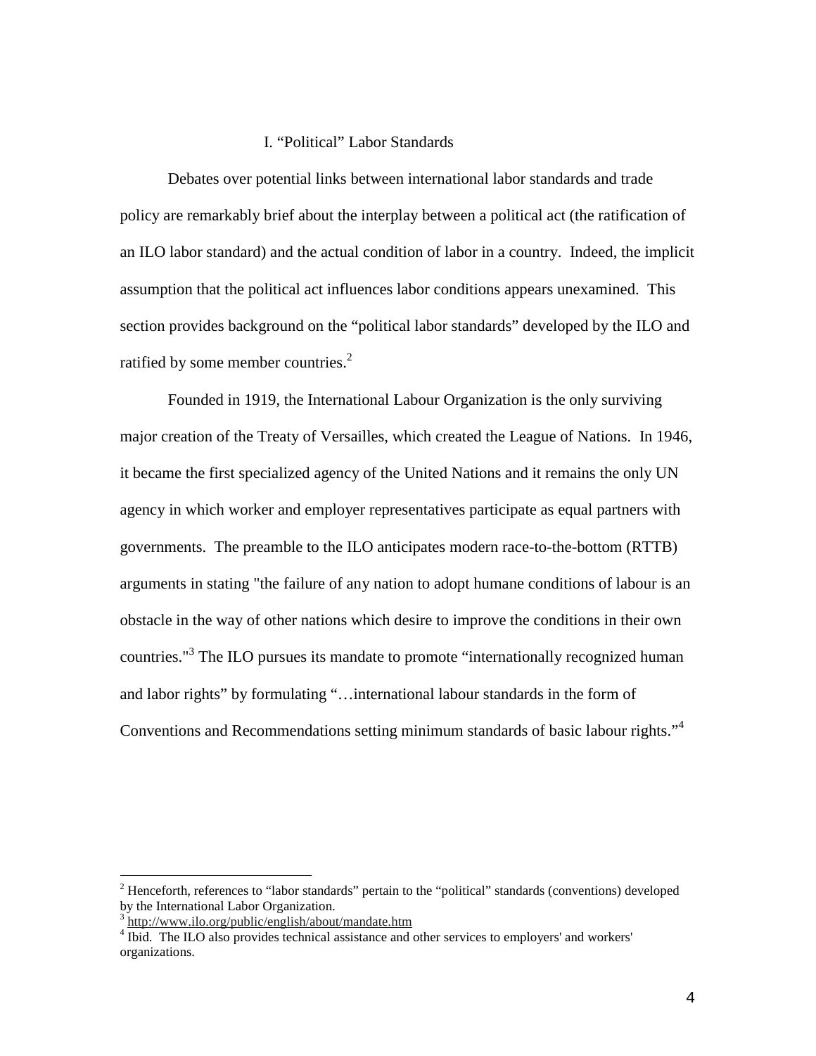## I. "Political" Labor Standards

Debates over potential links between international labor standards and trade policy are remarkably brief about the interplay between a political act (the ratification of an ILO labor standard) and the actual condition of labor in a country. Indeed, the implicit assumption that the political act influences labor conditions appears unexamined. This section provides background on the "political labor standards" developed by the ILO and ratified by some member countries.[2]

Founded in 1919, the International Labour Organization is the only surviving major creation of the Treaty of Versailles, which created the League of Nations. In 1946, it became the first specialized agency of the United Nations and it remains the only UN agency in which worker and employer representatives participate as equal partners with governments. The preamble to the ILO anticipates modern race-to-the-bottom (RTTB) arguments in stating "the failure of any nation to adopt humane conditions of labour is an obstacle in the way of other nations which desire to improve the conditions in their own countries."[3] The ILO pursues its mandate to promote "internationally recognized human and labor rights" by formulating "…international labour standards in the form of Conventions and Recommendations setting minimum standards of basic labour rights."[4]

---

[2] Henceforth, references to "labor standards" pertain to the "political" standards (conventions) developed by the International Labor Organization.

[3] http://www.ilo.org/public/english/about/mandate.htm

[4] Ibid. The ILO also provides technical assistance and other services to employers' and workers' organizations.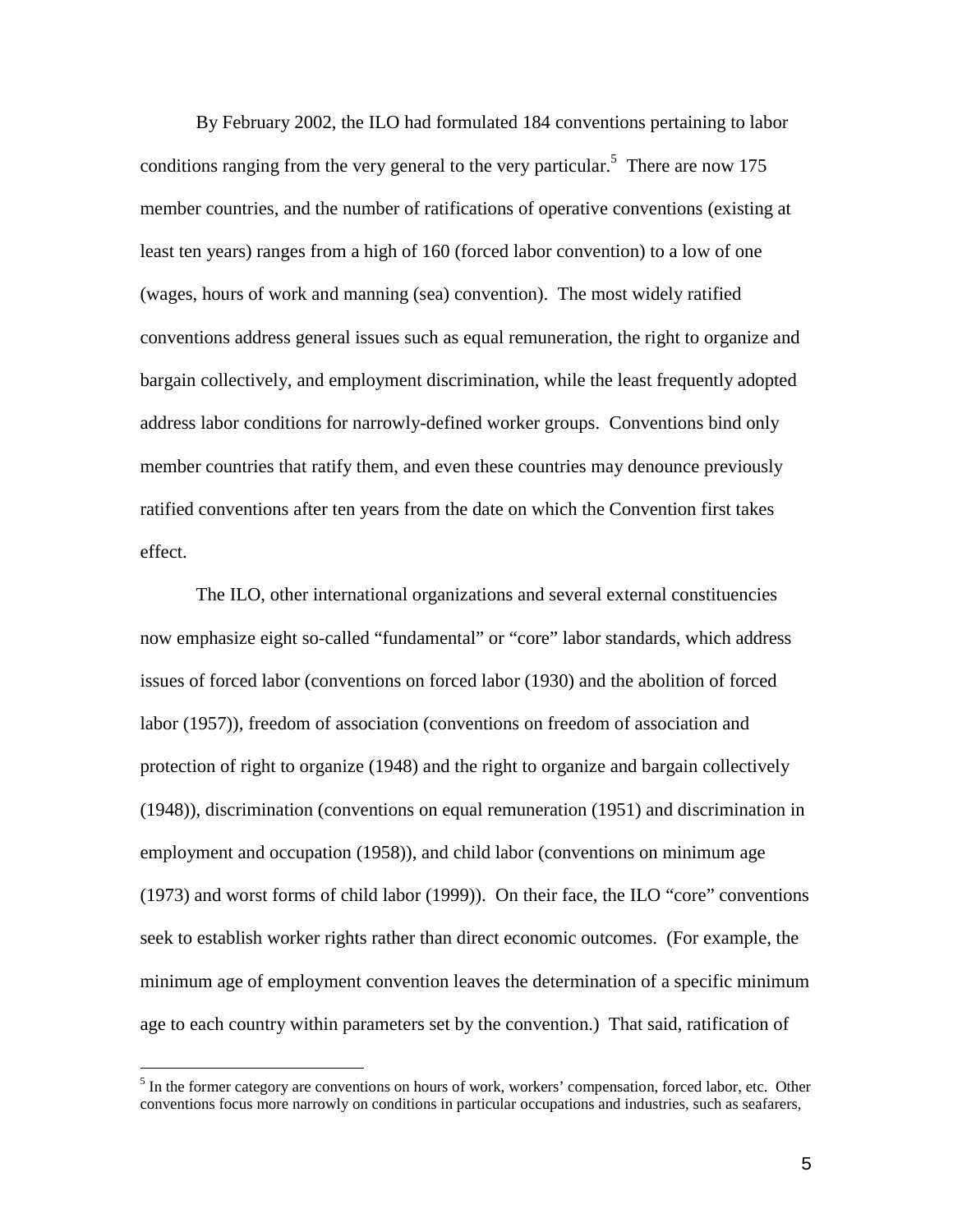By February 2002, the ILO had formulated 184 conventions pertaining to labor conditions ranging from the very general to the very particular.[5] There are now 175 member countries, and the number of ratifications of operative conventions (existing at least ten years) ranges from a high of 160 (forced labor convention) to a low of one (wages, hours of work and manning (sea) convention). The most widely ratified conventions address general issues such as equal remuneration, the right to organize and bargain collectively, and employment discrimination, while the least frequently adopted address labor conditions for narrowly-defined worker groups. Conventions bind only member countries that ratify them, and even these countries may denounce previously ratified conventions after ten years from the date on which the Convention first takes effect.

The ILO, other international organizations and several external constituencies now emphasize eight so-called "fundamental" or "core" labor standards, which address issues of forced labor (conventions on forced labor (1930) and the abolition of forced labor (1957)), freedom of association (conventions on freedom of association and protection of right to organize (1948) and the right to organize and bargain collectively (1948)), discrimination (conventions on equal remuneration (1951) and discrimination in employment and occupation (1958)), and child labor (conventions on minimum age (1973) and worst forms of child labor (1999)). On their face, the ILO "core" conventions seek to establish worker rights rather than direct economic outcomes. (For example, the minimum age of employment convention leaves the determination of a specific minimum age to each country within parameters set by the convention.) That said, ratification of

[5] In the former category are conventions on hours of work, workers' compensation, forced labor, etc. Other conventions focus more narrowly on conditions in particular occupations and industries, such as seafarers,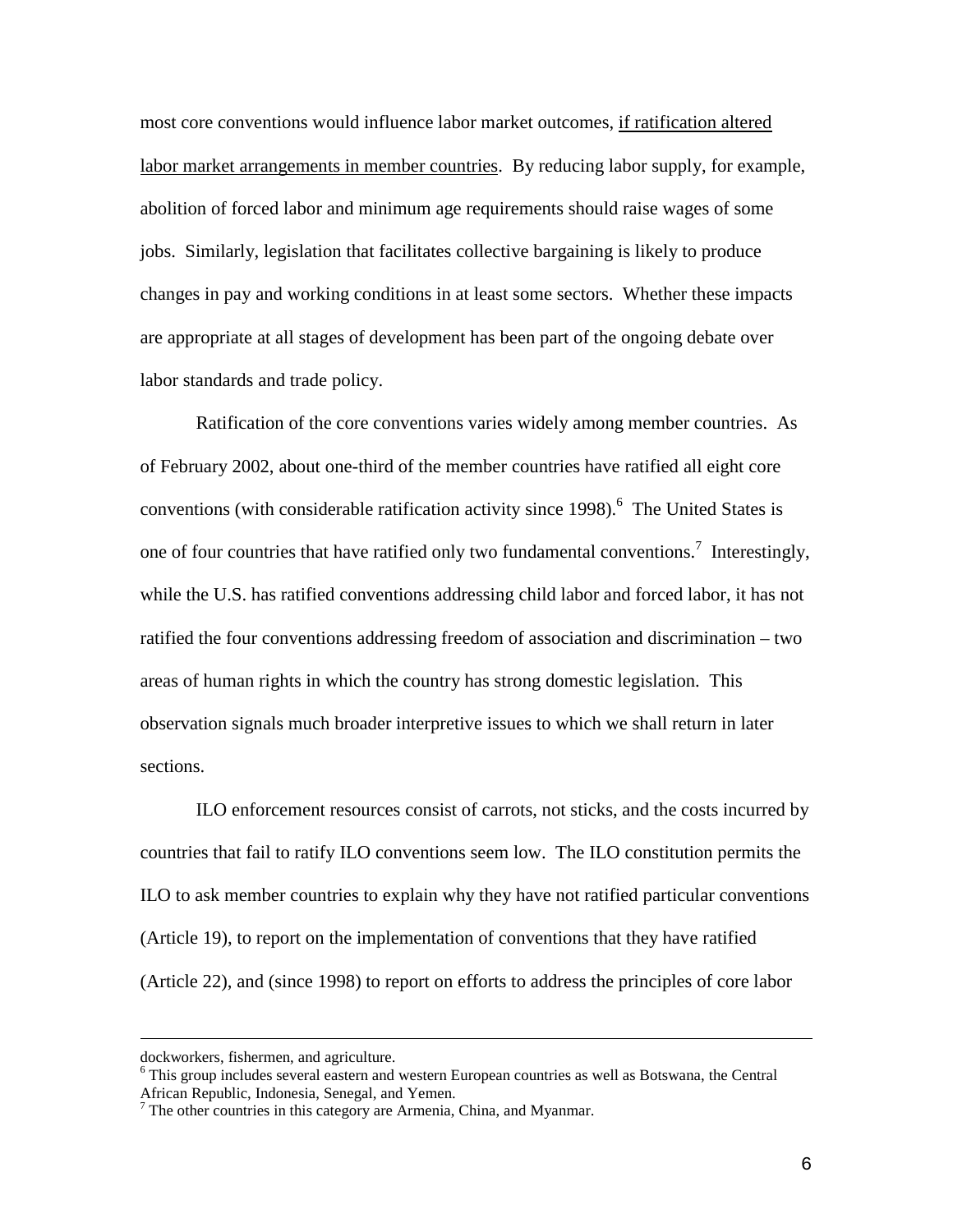most core conventions would influence labor market outcomes, <u>if ratification altered labor market arrangements in member countries</u>. By reducing labor supply, for example, abolition of forced labor and minimum age requirements should raise wages of some jobs. Similarly, legislation that facilitates collective bargaining is likely to produce changes in pay and working conditions in at least some sectors. Whether these impacts are appropriate at all stages of development has been part of the ongoing debate over labor standards and trade policy.

Ratification of the core conventions varies widely among member countries. As of February 2002, about one-third of the member countries have ratified all eight core conventions (with considerable ratification activity since 1998).[6] The United States is one of four countries that have ratified only two fundamental conventions.[7] Interestingly, while the U.S. has ratified conventions addressing child labor and forced labor, it has not ratified the four conventions addressing freedom of association and discrimination – two areas of human rights in which the country has strong domestic legislation. This observation signals much broader interpretive issues to which we shall return in later sections.

ILO enforcement resources consist of carrots, not sticks, and the costs incurred by countries that fail to ratify ILO conventions seem low. The ILO constitution permits the ILO to ask member countries to explain why they have not ratified particular conventions (Article 19), to report on the implementation of conventions that they have ratified (Article 22), and (since 1998) to report on efforts to address the principles of core labor

---

dockworkers, fishermen, and agriculture.

[6] This group includes several eastern and western European countries as well as Botswana, the Central African Republic, Indonesia, Senegal, and Yemen.

[7] The other countries in this category are Armenia, China, and Myanmar.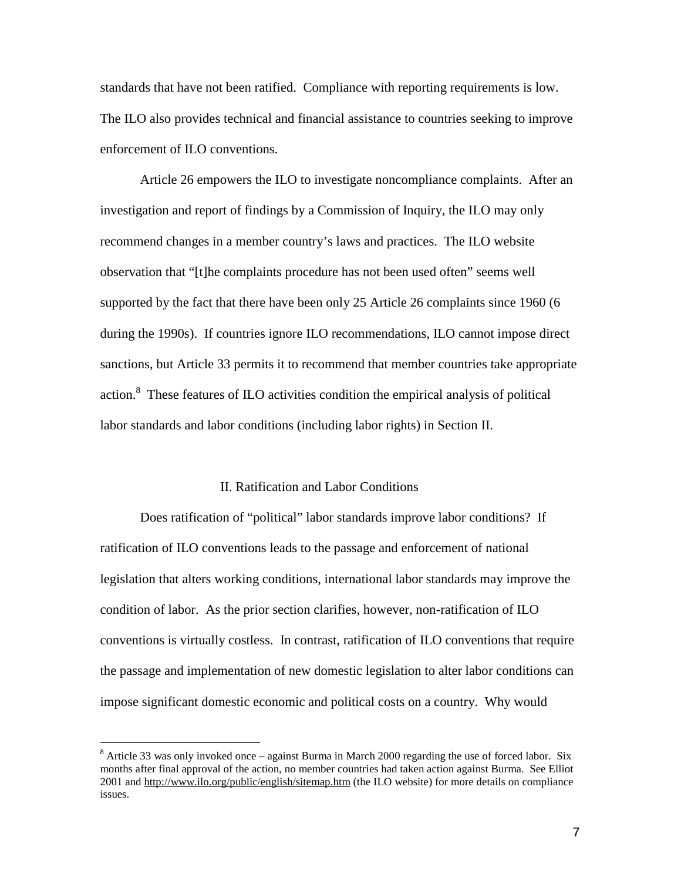standards that have not been ratified. Compliance with reporting requirements is low. The ILO also provides technical and financial assistance to countries seeking to improve enforcement of ILO conventions.

Article 26 empowers the ILO to investigate noncompliance complaints. After an investigation and report of findings by a Commission of Inquiry, the ILO may only recommend changes in a member country's laws and practices. The ILO website observation that "[t]he complaints procedure has not been used often" seems well supported by the fact that there have been only 25 Article 26 complaints since 1960 (6 during the 1990s). If countries ignore ILO recommendations, ILO cannot impose direct sanctions, but Article 33 permits it to recommend that member countries take appropriate action.[8] These features of ILO activities condition the empirical analysis of political labor standards and labor conditions (including labor rights) in Section II.

## II. Ratification and Labor Conditions

Does ratification of "political" labor standards improve labor conditions? If ratification of ILO conventions leads to the passage and enforcement of national legislation that alters working conditions, international labor standards may improve the condition of labor. As the prior section clarifies, however, non-ratification of ILO conventions is virtually costless. In contrast, ratification of ILO conventions that require the passage and implementation of new domestic legislation to alter labor conditions can impose significant domestic economic and political costs on a country. Why would

[8] Article 33 was only invoked once – against Burma in March 2000 regarding the use of forced labor. Six months after final approval of the action, no member countries had taken action against Burma. See Elliot 2001 and http://www.ilo.org/public/english/sitemap.htm (the ILO website) for more details on compliance issues.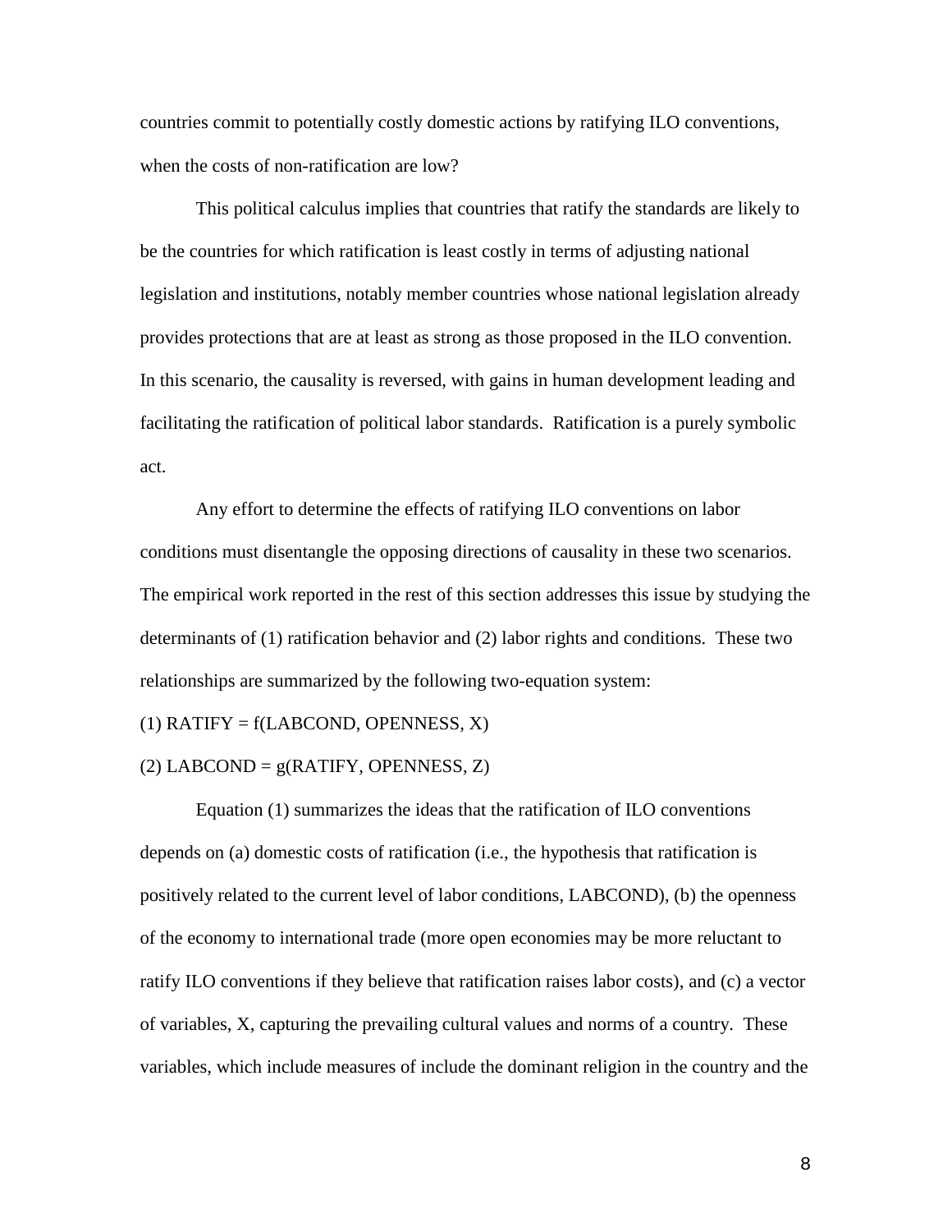countries commit to potentially costly domestic actions by ratifying ILO conventions, when the costs of non-ratification are low?

This political calculus implies that countries that ratify the standards are likely to be the countries for which ratification is least costly in terms of adjusting national legislation and institutions, notably member countries whose national legislation already provides protections that are at least as strong as those proposed in the ILO convention. In this scenario, the causality is reversed, with gains in human development leading and facilitating the ratification of political labor standards. Ratification is a purely symbolic act.

Any effort to determine the effects of ratifying ILO conventions on labor conditions must disentangle the opposing directions of causality in these two scenarios. The empirical work reported in the rest of this section addresses this issue by studying the determinants of (1) ratification behavior and (2) labor rights and conditions. These two relationships are summarized by the following two-equation system:

(1) RATIFY = f(LABCOND, OPENNESS, X)

(2) LABCOND = g(RATIFY, OPENNESS, Z)

Equation (1) summarizes the ideas that the ratification of ILO conventions depends on (a) domestic costs of ratification (i.e., the hypothesis that ratification is positively related to the current level of labor conditions, LABCOND), (b) the openness of the economy to international trade (more open economies may be more reluctant to ratify ILO conventions if they believe that ratification raises labor costs), and (c) a vector of variables, X, capturing the prevailing cultural values and norms of a country. These variables, which include measures of include the dominant religion in the country and the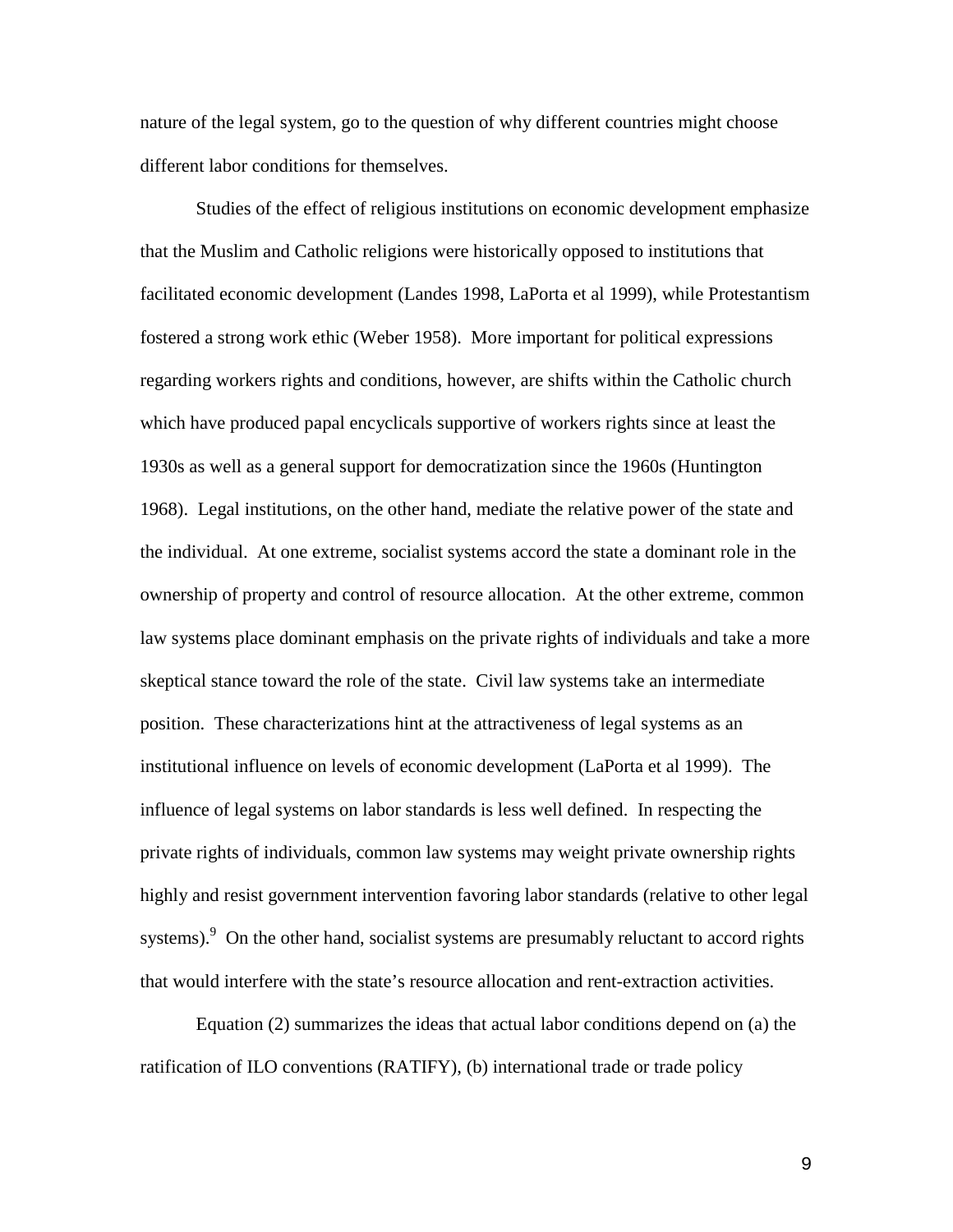nature of the legal system, go to the question of why different countries might choose different labor conditions for themselves.

Studies of the effect of religious institutions on economic development emphasize that the Muslim and Catholic religions were historically opposed to institutions that facilitated economic development (Landes 1998, LaPorta et al 1999), while Protestantism fostered a strong work ethic (Weber 1958). More important for political expressions regarding workers rights and conditions, however, are shifts within the Catholic church which have produced papal encyclicals supportive of workers rights since at least the 1930s as well as a general support for democratization since the 1960s (Huntington 1968). Legal institutions, on the other hand, mediate the relative power of the state and the individual. At one extreme, socialist systems accord the state a dominant role in the ownership of property and control of resource allocation. At the other extreme, common law systems place dominant emphasis on the private rights of individuals and take a more skeptical stance toward the role of the state. Civil law systems take an intermediate position. These characterizations hint at the attractiveness of legal systems as an institutional influence on levels of economic development (LaPorta et al 1999). The influence of legal systems on labor standards is less well defined. In respecting the private rights of individuals, common law systems may weight private ownership rights highly and resist government intervention favoring labor standards (relative to other legal systems).[9] On the other hand, socialist systems are presumably reluctant to accord rights that would interfere with the state's resource allocation and rent-extraction activities.

Equation (2) summarizes the ideas that actual labor conditions depend on (a) the ratification of ILO conventions (RATIFY), (b) international trade or trade policy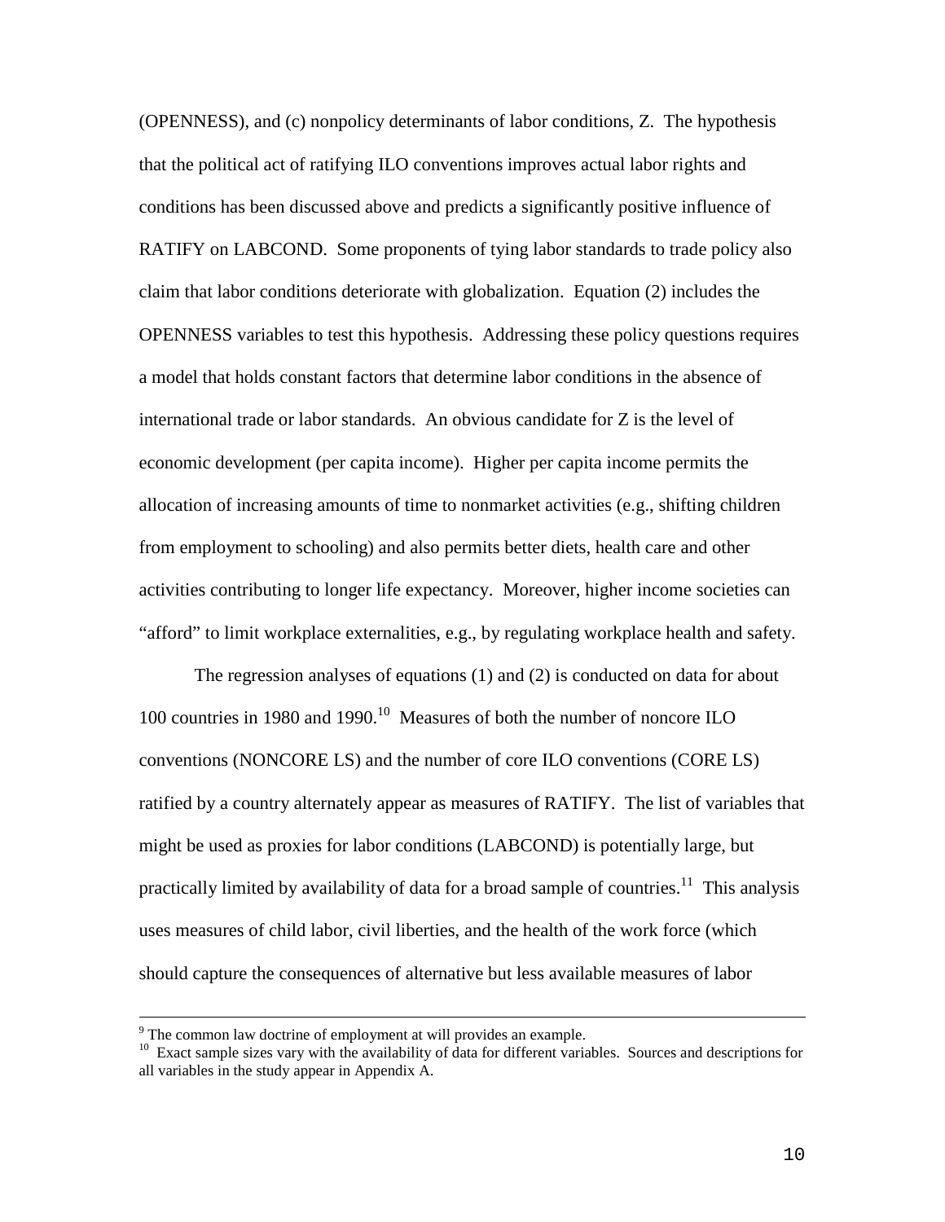(OPENNESS), and (c) nonpolicy determinants of labor conditions, Z. The hypothesis that the political act of ratifying ILO conventions improves actual labor rights and conditions has been discussed above and predicts a significantly positive influence of RATIFY on LABCOND. Some proponents of tying labor standards to trade policy also claim that labor conditions deteriorate with globalization. Equation (2) includes the OPENNESS variables to test this hypothesis. Addressing these policy questions requires a model that holds constant factors that determine labor conditions in the absence of international trade or labor standards. An obvious candidate for Z is the level of economic development (per capita income). Higher per capita income permits the allocation of increasing amounts of time to nonmarket activities (e.g., shifting children from employment to schooling) and also permits better diets, health care and other activities contributing to longer life expectancy. Moreover, higher income societies can "afford" to limit workplace externalities, e.g., by regulating workplace health and safety.

The regression analyses of equations (1) and (2) is conducted on data for about 100 countries in 1980 and 1990.[10] Measures of both the number of noncore ILO conventions (NONCORE LS) and the number of core ILO conventions (CORE LS) ratified by a country alternately appear as measures of RATIFY. The list of variables that might be used as proxies for labor conditions (LABCOND) is potentially large, but practically limited by availability of data for a broad sample of countries.[11] This analysis uses measures of child labor, civil liberties, and the health of the work force (which should capture the consequences of alternative but less available measures of labor

---

[9] The common law doctrine of employment at will provides an example.

[10] Exact sample sizes vary with the availability of data for different variables. Sources and descriptions for all variables in the study appear in Appendix A.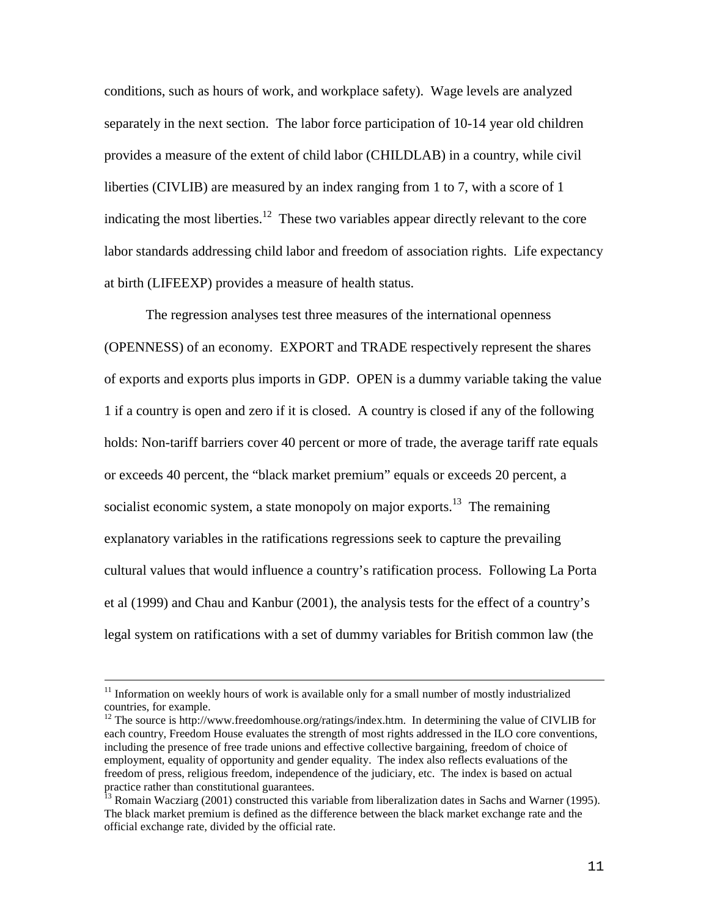conditions, such as hours of work, and workplace safety). Wage levels are analyzed separately in the next section. The labor force participation of 10-14 year old children provides a measure of the extent of child labor (CHILDLAB) in a country, while civil liberties (CIVLIB) are measured by an index ranging from 1 to 7, with a score of 1 indicating the most liberties.[12] These two variables appear directly relevant to the core labor standards addressing child labor and freedom of association rights. Life expectancy at birth (LIFEEXP) provides a measure of health status.

The regression analyses test three measures of the international openness (OPENNESS) of an economy. EXPORT and TRADE respectively represent the shares of exports and exports plus imports in GDP. OPEN is a dummy variable taking the value 1 if a country is open and zero if it is closed. A country is closed if any of the following holds: Non-tariff barriers cover 40 percent or more of trade, the average tariff rate equals or exceeds 40 percent, the "black market premium" equals or exceeds 20 percent, a socialist economic system, a state monopoly on major exports.[13] The remaining explanatory variables in the ratifications regressions seek to capture the prevailing cultural values that would influence a country's ratification process. Following La Porta et al (1999) and Chau and Kanbur (2001), the analysis tests for the effect of a country's legal system on ratifications with a set of dummy variables for British common law (the

---

[11] Information on weekly hours of work is available only for a small number of mostly industrialized countries, for example.

[12] The source is http://www.freedomhouse.org/ratings/index.htm. In determining the value of CIVLIB for each country, Freedom House evaluates the strength of most rights addressed in the ILO core conventions, including the presence of free trade unions and effective collective bargaining, freedom of choice of employment, equality of opportunity and gender equality. The index also reflects evaluations of the freedom of press, religious freedom, independence of the judiciary, etc. The index is based on actual practice rather than constitutional guarantees.

[13] Romain Wacziarg (2001) constructed this variable from liberalization dates in Sachs and Warner (1995). The black market premium is defined as the difference between the black market exchange rate and the official exchange rate, divided by the official rate.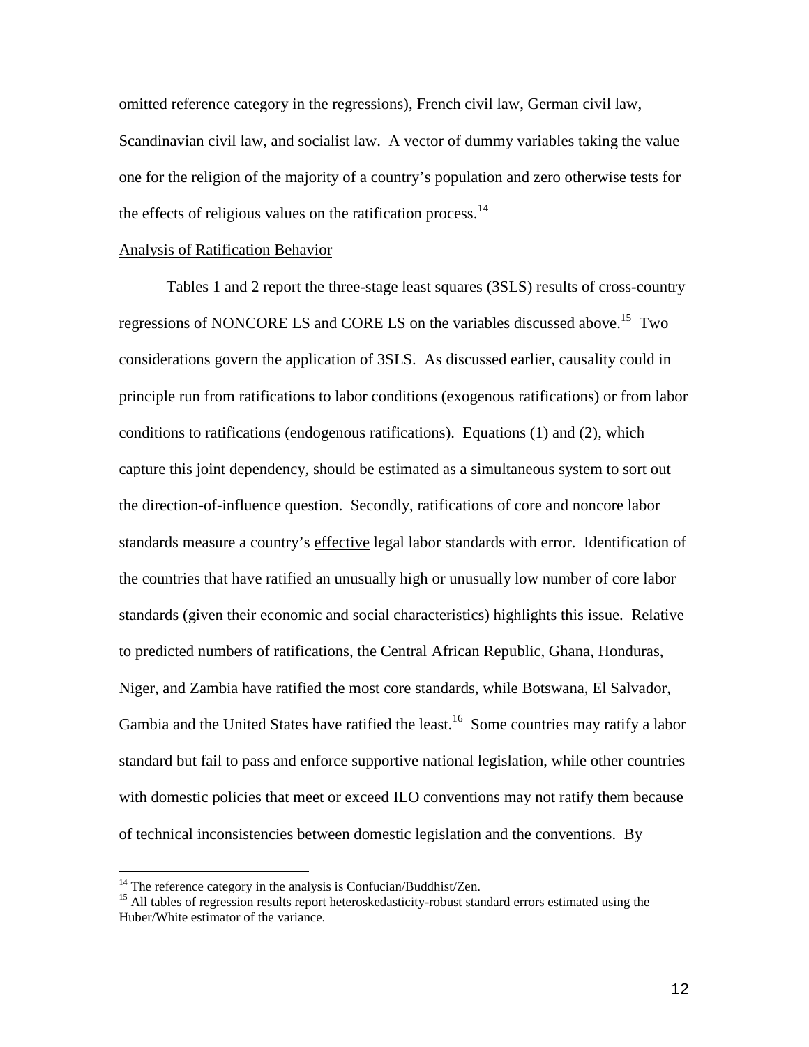omitted reference category in the regressions), French civil law, German civil law, Scandinavian civil law, and socialist law. A vector of dummy variables taking the value one for the religion of the majority of a country's population and zero otherwise tests for the effects of religious values on the ratification process.[14]

## Analysis of Ratification Behavior

Tables 1 and 2 report the three-stage least squares (3SLS) results of cross-country regressions of NONCORE LS and CORE LS on the variables discussed above.[15] Two considerations govern the application of 3SLS. As discussed earlier, causality could in principle run from ratifications to labor conditions (exogenous ratifications) or from labor conditions to ratifications (endogenous ratifications). Equations (1) and (2), which capture this joint dependency, should be estimated as a simultaneous system to sort out the direction-of-influence question. Secondly, ratifications of core and noncore labor standards measure a country's effective legal labor standards with error. Identification of the countries that have ratified an unusually high or unusually low number of core labor standards (given their economic and social characteristics) highlights this issue. Relative to predicted numbers of ratifications, the Central African Republic, Ghana, Honduras, Niger, and Zambia have ratified the most core standards, while Botswana, El Salvador, Gambia and the United States have ratified the least.[16] Some countries may ratify a labor standard but fail to pass and enforce supportive national legislation, while other countries with domestic policies that meet or exceed ILO conventions may not ratify them because of technical inconsistencies between domestic legislation and the conventions. By

---

[14] The reference category in the analysis is Confucian/Buddhist/Zen.

[15] All tables of regression results report heteroskedasticity-robust standard errors estimated using the Huber/White estimator of the variance.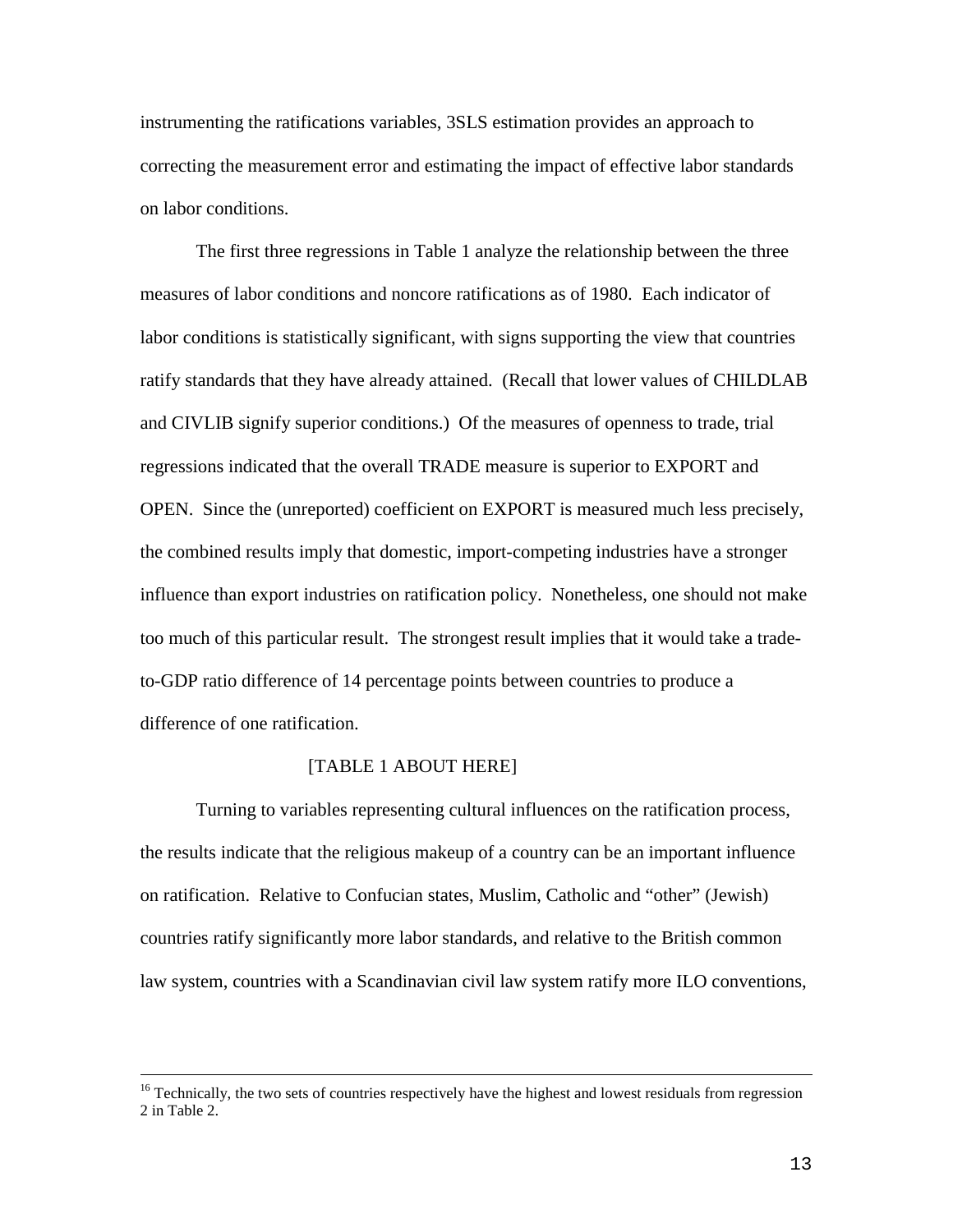instrumenting the ratifications variables, 3SLS estimation provides an approach to correcting the measurement error and estimating the impact of effective labor standards on labor conditions.

The first three regressions in Table 1 analyze the relationship between the three measures of labor conditions and noncore ratifications as of 1980. Each indicator of labor conditions is statistically significant, with signs supporting the view that countries ratify standards that they have already attained. (Recall that lower values of CHILDLAB and CIVLIB signify superior conditions.) Of the measures of openness to trade, trial regressions indicated that the overall TRADE measure is superior to EXPORT and OPEN. Since the (unreported) coefficient on EXPORT is measured much less precisely, the combined results imply that domestic, import-competing industries have a stronger influence than export industries on ratification policy. Nonetheless, one should not make too much of this particular result. The strongest result implies that it would take a trade-to-GDP ratio difference of 14 percentage points between countries to produce a difference of one ratification.

[TABLE 1 ABOUT HERE]

Turning to variables representing cultural influences on the ratification process, the results indicate that the religious makeup of a country can be an important influence on ratification. Relative to Confucian states, Muslim, Catholic and "other" (Jewish) countries ratify significantly more labor standards, and relative to the British common law system, countries with a Scandinavian civil law system ratify more ILO conventions,

---

[16] Technically, the two sets of countries respectively have the highest and lowest residuals from regression 2 in Table 2.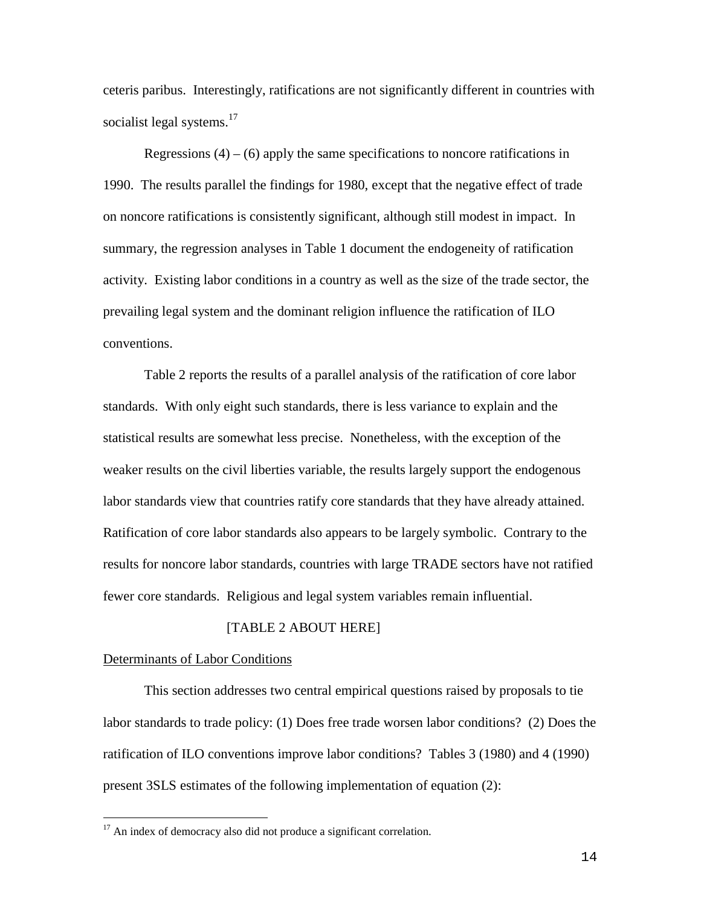ceteris paribus. Interestingly, ratifications are not significantly different in countries with socialist legal systems.[17]

Regressions (4) – (6) apply the same specifications to noncore ratifications in 1990. The results parallel the findings for 1980, except that the negative effect of trade on noncore ratifications is consistently significant, although still modest in impact. In summary, the regression analyses in Table 1 document the endogeneity of ratification activity. Existing labor conditions in a country as well as the size of the trade sector, the prevailing legal system and the dominant religion influence the ratification of ILO conventions.

Table 2 reports the results of a parallel analysis of the ratification of core labor standards. With only eight such standards, there is less variance to explain and the statistical results are somewhat less precise. Nonetheless, with the exception of the weaker results on the civil liberties variable, the results largely support the endogenous labor standards view that countries ratify core standards that they have already attained. Ratification of core labor standards also appears to be largely symbolic. Contrary to the results for noncore labor standards, countries with large TRADE sectors have not ratified fewer core standards. Religious and legal system variables remain influential.

[TABLE 2 ABOUT HERE]

## Determinants of Labor Conditions

This section addresses two central empirical questions raised by proposals to tie labor standards to trade policy: (1) Does free trade worsen labor conditions? (2) Does the ratification of ILO conventions improve labor conditions? Tables 3 (1980) and 4 (1990) present 3SLS estimates of the following implementation of equation (2):

[17] An index of democracy also did not produce a significant correlation.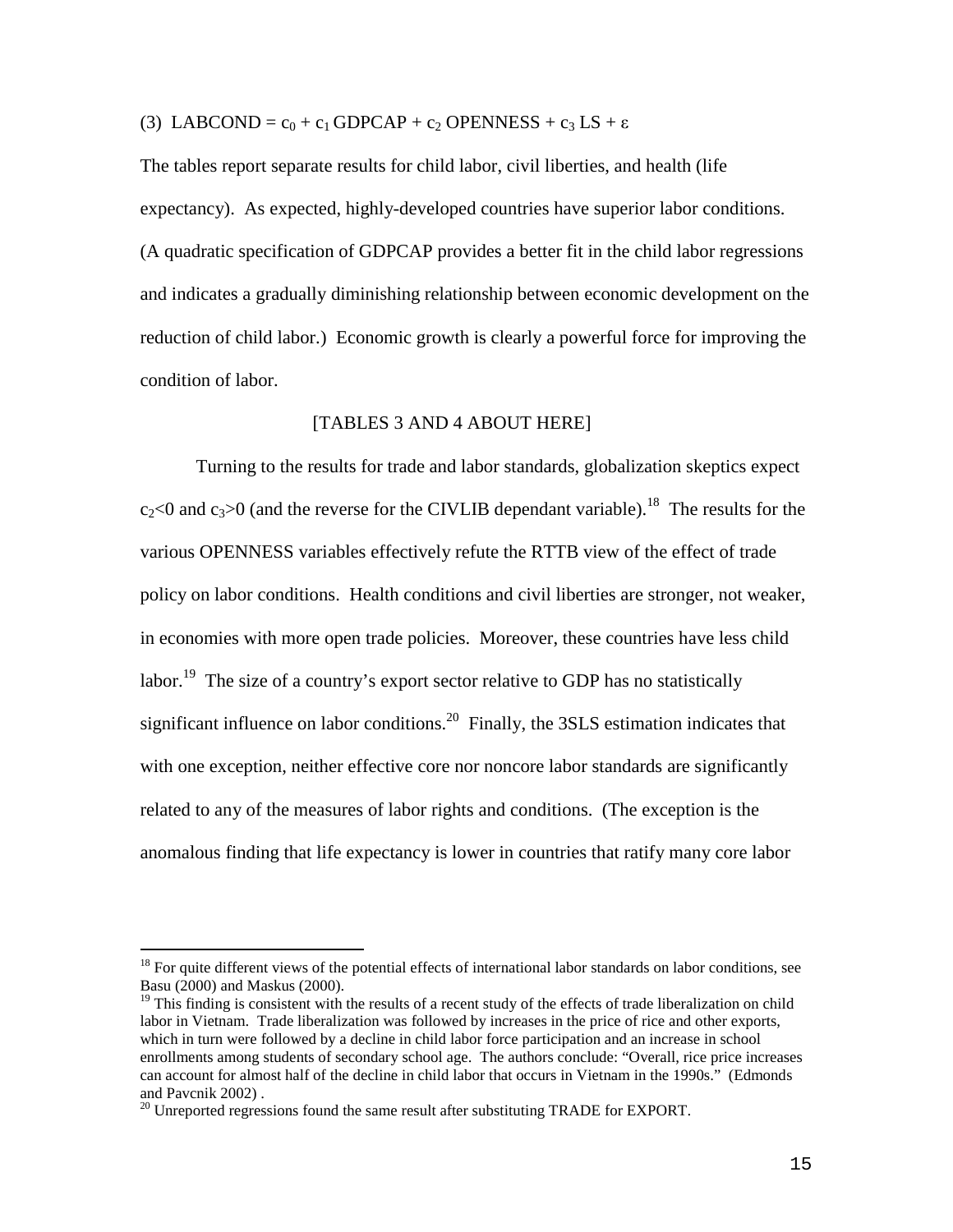(3) $LABCOND = c_0 + c_1 \, GDPCAP + c_2 \, OPENNESS + c_3 \, LS + \varepsilon$

The tables report separate results for child labor, civil liberties, and health (life expectancy). As expected, highly-developed countries have superior labor conditions. (A quadratic specification of GDPCAP provides a better fit in the child labor regressions and indicates a gradually diminishing relationship between economic development on the reduction of child labor.) Economic growth is clearly a powerful force for improving the condition of labor.

[TABLES 3 AND 4 ABOUT HERE]

Turning to the results for trade and labor standards, globalization skeptics expect $c_2<0$ and $c_3>0$ (and the reverse for the CIVLIB dependant variable).[18] The results for the various OPENNESS variables effectively refute the RTTB view of the effect of trade policy on labor conditions. Health conditions and civil liberties are stronger, not weaker, in economies with more open trade policies. Moreover, these countries have less child labor.[19] The size of a country's export sector relative to GDP has no statistically significant influence on labor conditions.[20] Finally, the 3SLS estimation indicates that with one exception, neither effective core nor noncore labor standards are significantly related to any of the measures of labor rights and conditions. (The exception is the anomalous finding that life expectancy is lower in countries that ratify many core labor

---

[18] For quite different views of the potential effects of international labor standards on labor conditions, see Basu (2000) and Maskus (2000).

[19] This finding is consistent with the results of a recent study of the effects of trade liberalization on child labor in Vietnam. Trade liberalization was followed by increases in the price of rice and other exports, which in turn were followed by a decline in child labor force participation and an increase in school enrollments among students of secondary school age. The authors conclude: "Overall, rice price increases can account for almost half of the decline in child labor that occurs in Vietnam in the 1990s." (Edmonds and Pavcnik 2002) .

[20] Unreported regressions found the same result after substituting TRADE for EXPORT.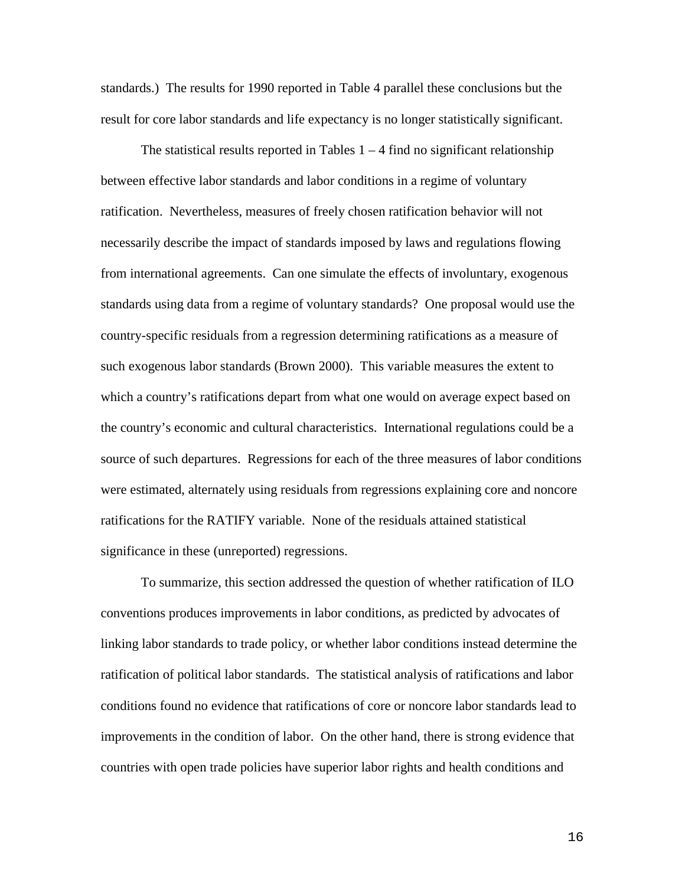standards.) The results for 1990 reported in Table 4 parallel these conclusions but the result for core labor standards and life expectancy is no longer statistically significant.

The statistical results reported in Tables 1 – 4 find no significant relationship between effective labor standards and labor conditions in a regime of voluntary ratification. Nevertheless, measures of freely chosen ratification behavior will not necessarily describe the impact of standards imposed by laws and regulations flowing from international agreements. Can one simulate the effects of involuntary, exogenous standards using data from a regime of voluntary standards? One proposal would use the country-specific residuals from a regression determining ratifications as a measure of such exogenous labor standards (Brown 2000). This variable measures the extent to which a country's ratifications depart from what one would on average expect based on the country's economic and cultural characteristics. International regulations could be a source of such departures. Regressions for each of the three measures of labor conditions were estimated, alternately using residuals from regressions explaining core and noncore ratifications for the RATIFY variable. None of the residuals attained statistical significance in these (unreported) regressions.

To summarize, this section addressed the question of whether ratification of ILO conventions produces improvements in labor conditions, as predicted by advocates of linking labor standards to trade policy, or whether labor conditions instead determine the ratification of political labor standards. The statistical analysis of ratifications and labor conditions found no evidence that ratifications of core or noncore labor standards lead to improvements in the condition of labor. On the other hand, there is strong evidence that countries with open trade policies have superior labor rights and health conditions and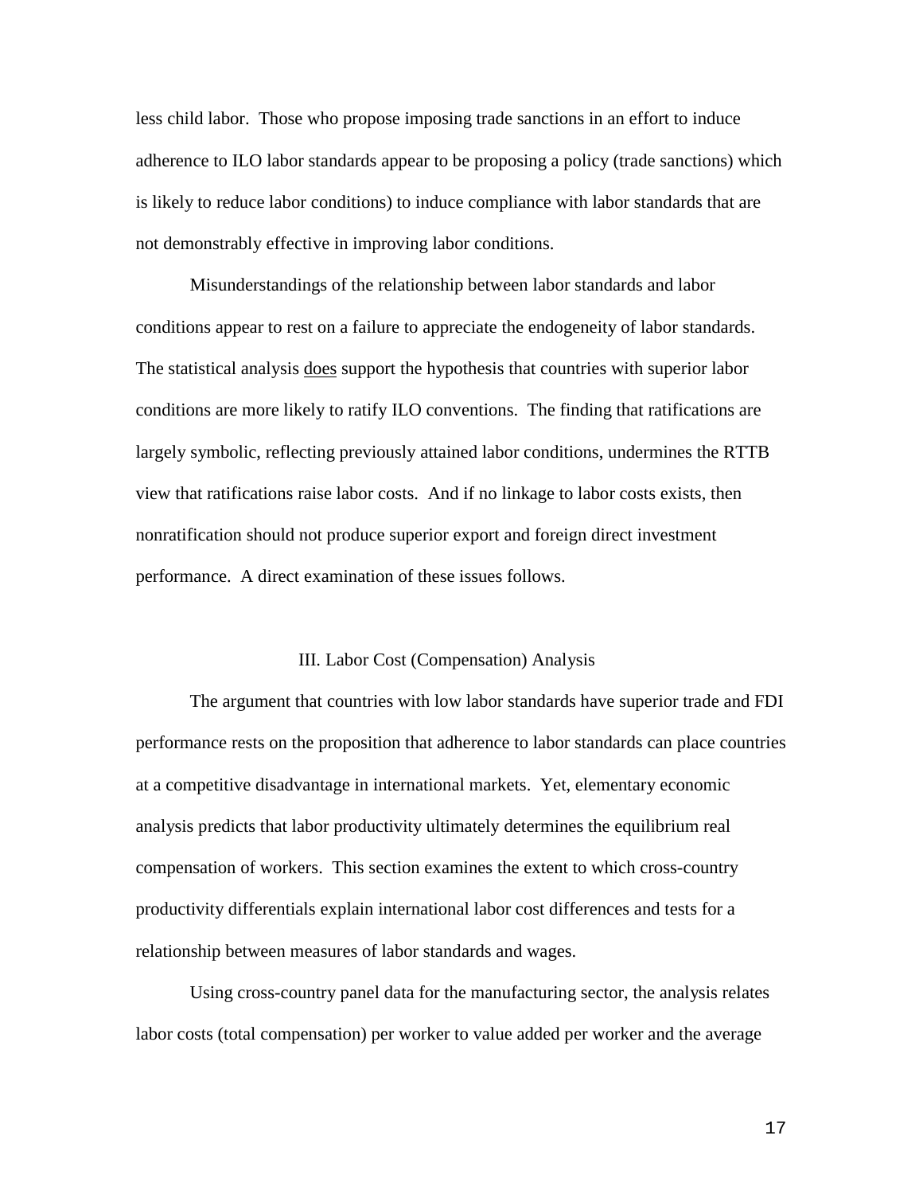less child labor. Those who propose imposing trade sanctions in an effort to induce adherence to ILO labor standards appear to be proposing a policy (trade sanctions) which is likely to reduce labor conditions) to induce compliance with labor standards that are not demonstrably effective in improving labor conditions.

Misunderstandings of the relationship between labor standards and labor conditions appear to rest on a failure to appreciate the endogeneity of labor standards. The statistical analysis <u>does</u> support the hypothesis that countries with superior labor conditions are more likely to ratify ILO conventions. The finding that ratifications are largely symbolic, reflecting previously attained labor conditions, undermines the RTTB view that ratifications raise labor costs. And if no linkage to labor costs exists, then nonratification should not produce superior export and foreign direct investment performance. A direct examination of these issues follows.

## III. Labor Cost (Compensation) Analysis

The argument that countries with low labor standards have superior trade and FDI performance rests on the proposition that adherence to labor standards can place countries at a competitive disadvantage in international markets. Yet, elementary economic analysis predicts that labor productivity ultimately determines the equilibrium real compensation of workers. This section examines the extent to which cross-country productivity differentials explain international labor cost differences and tests for a relationship between measures of labor standards and wages.

Using cross-country panel data for the manufacturing sector, the analysis relates labor costs (total compensation) per worker to value added per worker and the average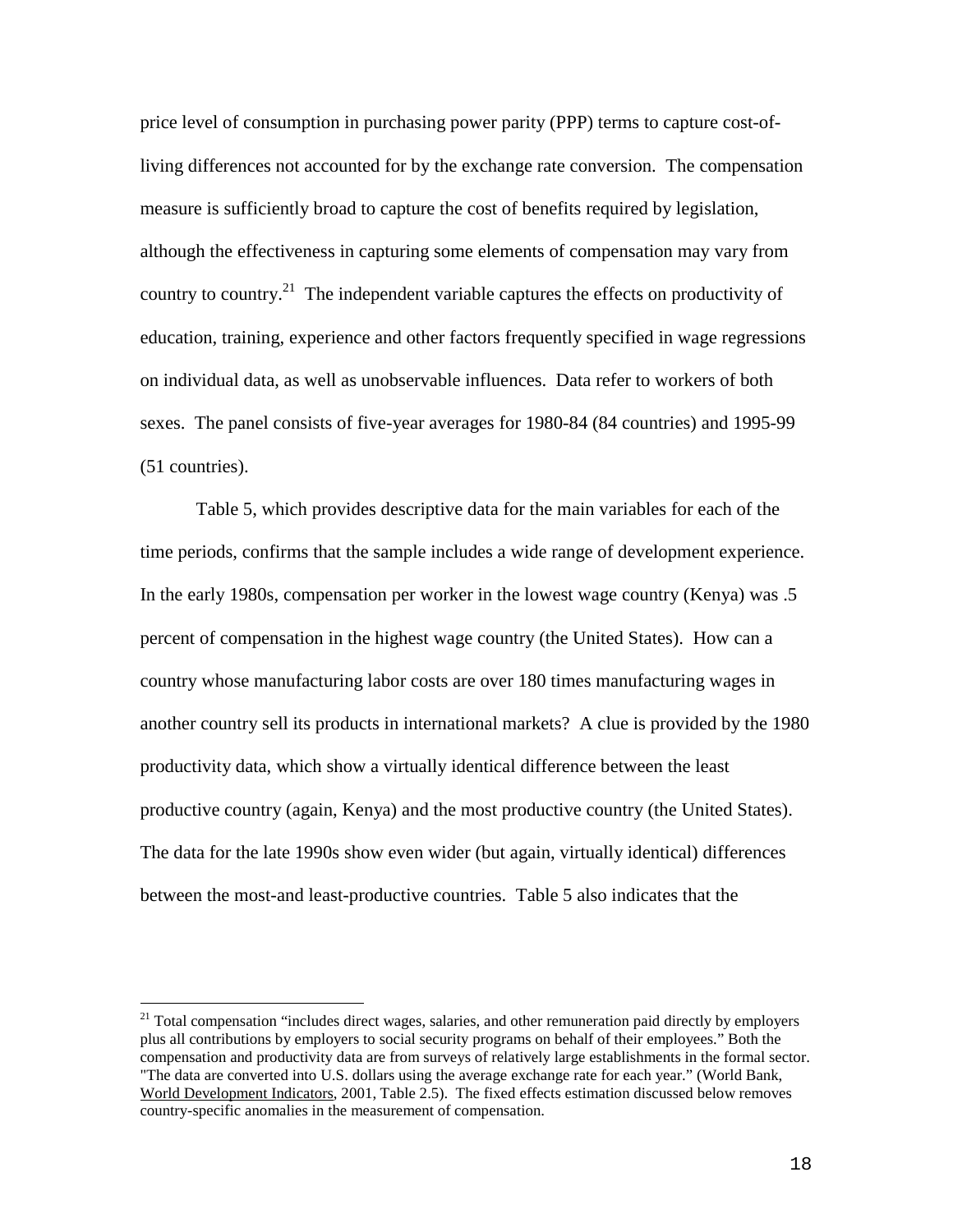price level of consumption in purchasing power parity (PPP) terms to capture cost-of-living differences not accounted for by the exchange rate conversion. The compensation measure is sufficiently broad to capture the cost of benefits required by legislation, although the effectiveness in capturing some elements of compensation may vary from country to country.[21] The independent variable captures the effects on productivity of education, training, experience and other factors frequently specified in wage regressions on individual data, as well as unobservable influences. Data refer to workers of both sexes. The panel consists of five-year averages for 1980-84 (84 countries) and 1995-99 (51 countries).

Table 5, which provides descriptive data for the main variables for each of the time periods, confirms that the sample includes a wide range of development experience. In the early 1980s, compensation per worker in the lowest wage country (Kenya) was .5 percent of compensation in the highest wage country (the United States). How can a country whose manufacturing labor costs are over 180 times manufacturing wages in another country sell its products in international markets? A clue is provided by the 1980 productivity data, which show a virtually identical difference between the least productive country (again, Kenya) and the most productive country (the United States). The data for the late 1990s show even wider (but again, virtually identical) differences between the most-and least-productive countries. Table 5 also indicates that the

---

[21] Total compensation "includes direct wages, salaries, and other remuneration paid directly by employers plus all contributions by employers to social security programs on behalf of their employees." Both the compensation and productivity data are from surveys of relatively large establishments in the formal sector. "The data are converted into U.S. dollars using the average exchange rate for each year." (World Bank, World Development Indicators, 2001, Table 2.5). The fixed effects estimation discussed below removes country-specific anomalies in the measurement of compensation.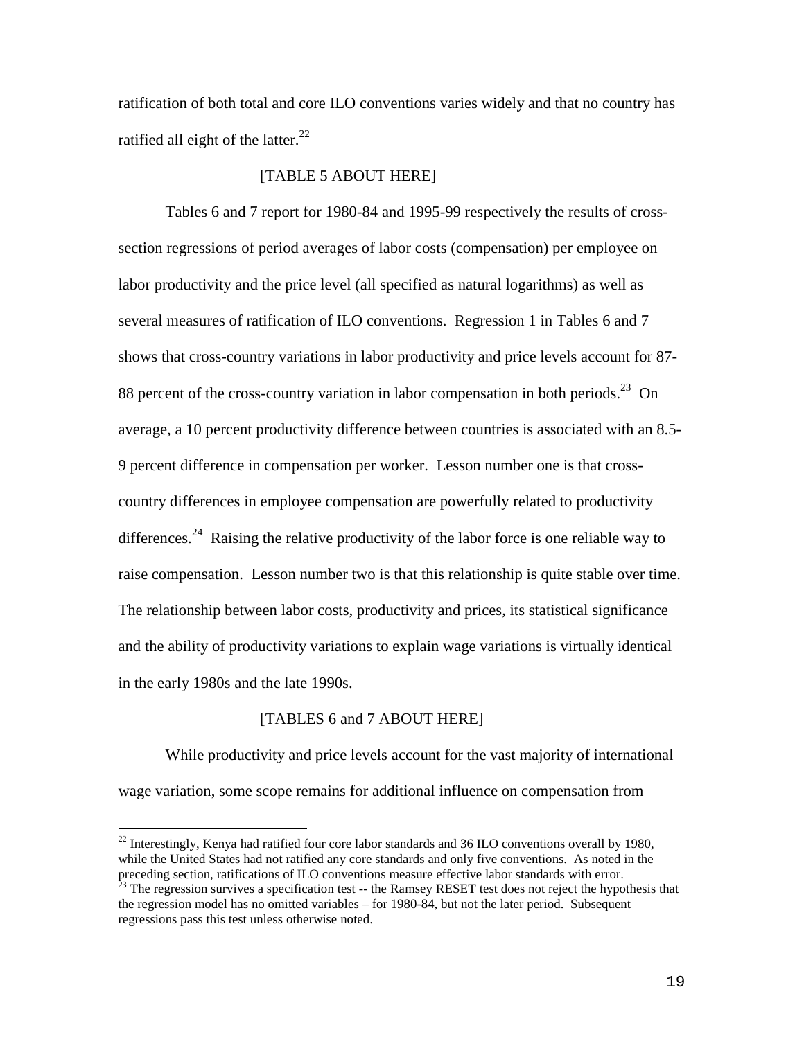ratification of both total and core ILO conventions varies widely and that no country has ratified all eight of the latter.[22]

[TABLE 5 ABOUT HERE]

Tables 6 and 7 report for 1980-84 and 1995-99 respectively the results of cross-section regressions of period averages of labor costs (compensation) per employee on labor productivity and the price level (all specified as natural logarithms) as well as several measures of ratification of ILO conventions. Regression 1 in Tables 6 and 7 shows that cross-country variations in labor productivity and price levels account for 87-88 percent of the cross-country variation in labor compensation in both periods.[23] On average, a 10 percent productivity difference between countries is associated with an 8.5-9 percent difference in compensation per worker. Lesson number one is that cross-country differences in employee compensation are powerfully related to productivity differences.[24] Raising the relative productivity of the labor force is one reliable way to raise compensation. Lesson number two is that this relationship is quite stable over time. The relationship between labor costs, productivity and prices, its statistical significance and the ability of productivity variations to explain wage variations is virtually identical in the early 1980s and the late 1990s.

[TABLES 6 and 7 ABOUT HERE]

While productivity and price levels account for the vast majority of international wage variation, some scope remains for additional influence on compensation from

---

[22] Interestingly, Kenya had ratified four core labor standards and 36 ILO conventions overall by 1980, while the United States had not ratified any core standards and only five conventions. As noted in the preceding section, ratifications of ILO conventions measure effective labor standards with error.

[23] The regression survives a specification test -- the Ramsey RESET test does not reject the hypothesis that the regression model has no omitted variables – for 1980-84, but not the later period. Subsequent regressions pass this test unless otherwise noted.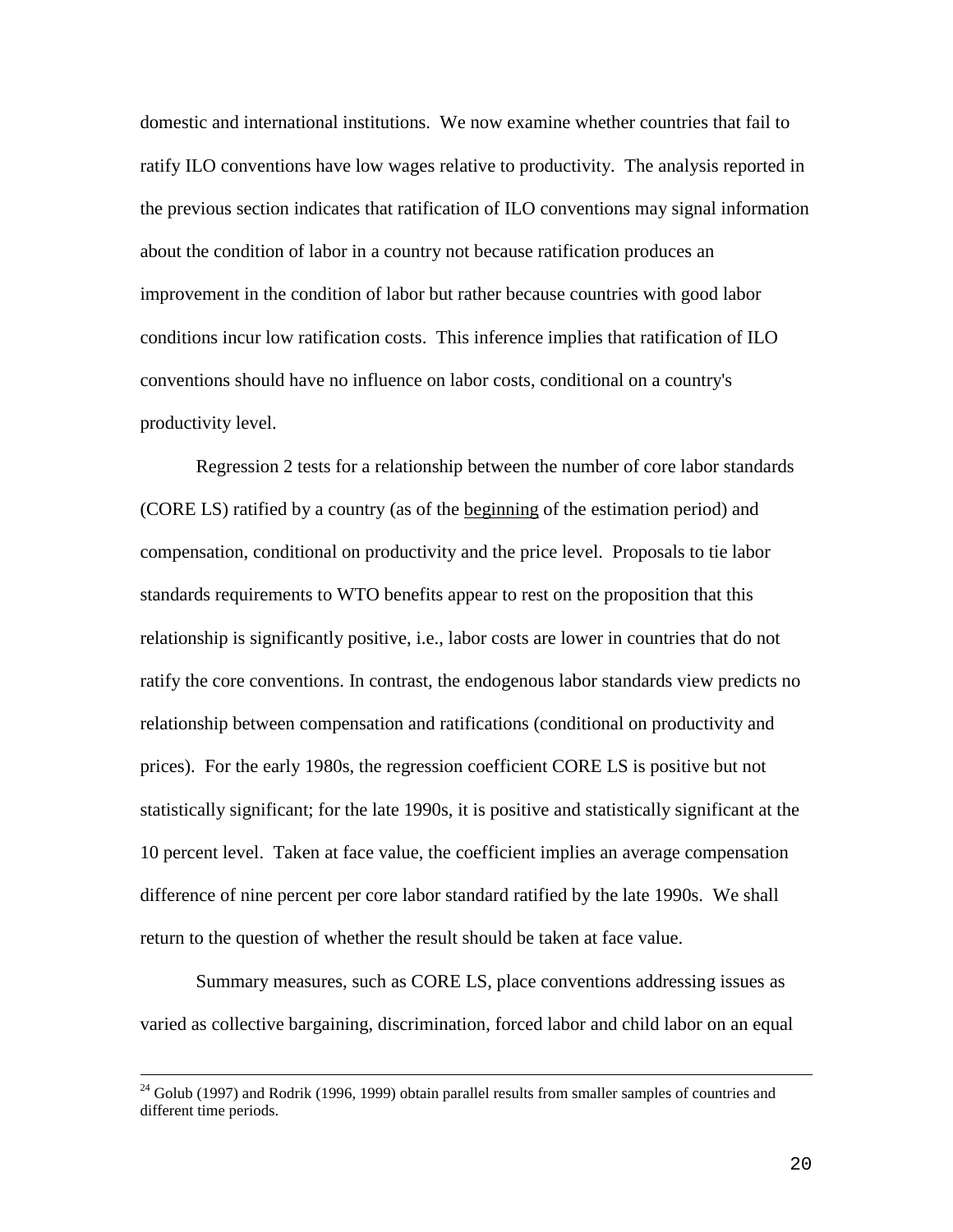domestic and international institutions. We now examine whether countries that fail to ratify ILO conventions have low wages relative to productivity. The analysis reported in the previous section indicates that ratification of ILO conventions may signal information about the condition of labor in a country not because ratification produces an improvement in the condition of labor but rather because countries with good labor conditions incur low ratification costs. This inference implies that ratification of ILO conventions should have no influence on labor costs, conditional on a country's productivity level.

Regression 2 tests for a relationship between the number of core labor standards (CORE LS) ratified by a country (as of the <u>beginning</u> of the estimation period) and compensation, conditional on productivity and the price level. Proposals to tie labor standards requirements to WTO benefits appear to rest on the proposition that this relationship is significantly positive, i.e., labor costs are lower in countries that do not ratify the core conventions. In contrast, the endogenous labor standards view predicts no relationship between compensation and ratifications (conditional on productivity and prices). For the early 1980s, the regression coefficient CORE LS is positive but not statistically significant; for the late 1990s, it is positive and statistically significant at the 10 percent level. Taken at face value, the coefficient implies an average compensation difference of nine percent per core labor standard ratified by the late 1990s. We shall return to the question of whether the result should be taken at face value.

Summary measures, such as CORE LS, place conventions addressing issues as varied as collective bargaining, discrimination, forced labor and child labor on an equal

---

[24] Golub (1997) and Rodrik (1996, 1999) obtain parallel results from smaller samples of countries and different time periods.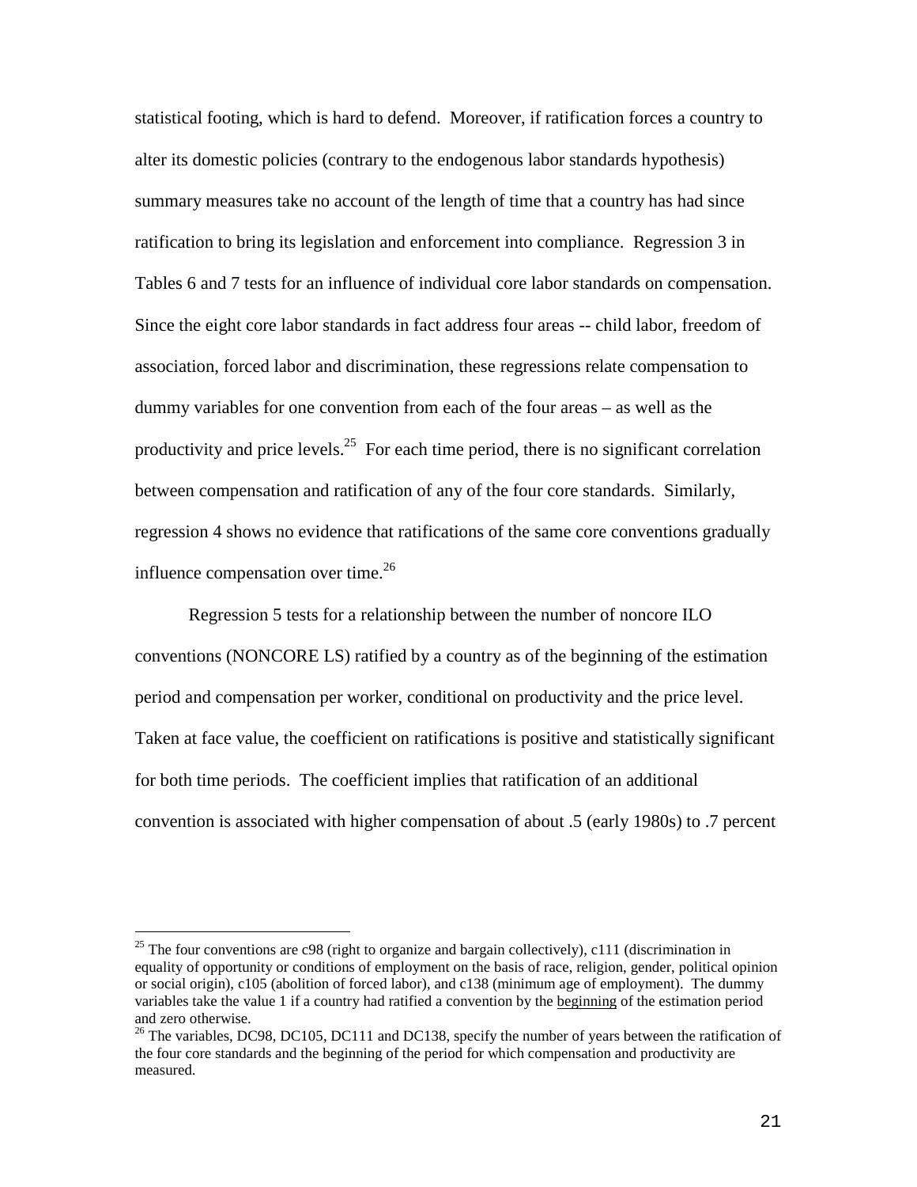statistical footing, which is hard to defend. Moreover, if ratification forces a country to alter its domestic policies (contrary to the endogenous labor standards hypothesis) summary measures take no account of the length of time that a country has had since ratification to bring its legislation and enforcement into compliance. Regression 3 in Tables 6 and 7 tests for an influence of individual core labor standards on compensation. Since the eight core labor standards in fact address four areas -- child labor, freedom of association, forced labor and discrimination, these regressions relate compensation to dummy variables for one convention from each of the four areas – as well as the productivity and price levels.[25] For each time period, there is no significant correlation between compensation and ratification of any of the four core standards. Similarly, regression 4 shows no evidence that ratifications of the same core conventions gradually influence compensation over time.[26]

Regression 5 tests for a relationship between the number of noncore ILO conventions (NONCORE LS) ratified by a country as of the beginning of the estimation period and compensation per worker, conditional on productivity and the price level. Taken at face value, the coefficient on ratifications is positive and statistically significant for both time periods. The coefficient implies that ratification of an additional convention is associated with higher compensation of about .5 (early 1980s) to .7 percent

---

[25] The four conventions are c98 (right to organize and bargain collectively), c111 (discrimination in equality of opportunity or conditions of employment on the basis of race, religion, gender, political opinion or social origin), c105 (abolition of forced labor), and c138 (minimum age of employment). The dummy variables take the value 1 if a country had ratified a convention by the <u>beginning</u> of the estimation period and zero otherwise.

[26] The variables, DC98, DC105, DC111 and DC138, specify the number of years between the ratification of the four core standards and the beginning of the period for which compensation and productivity are measured.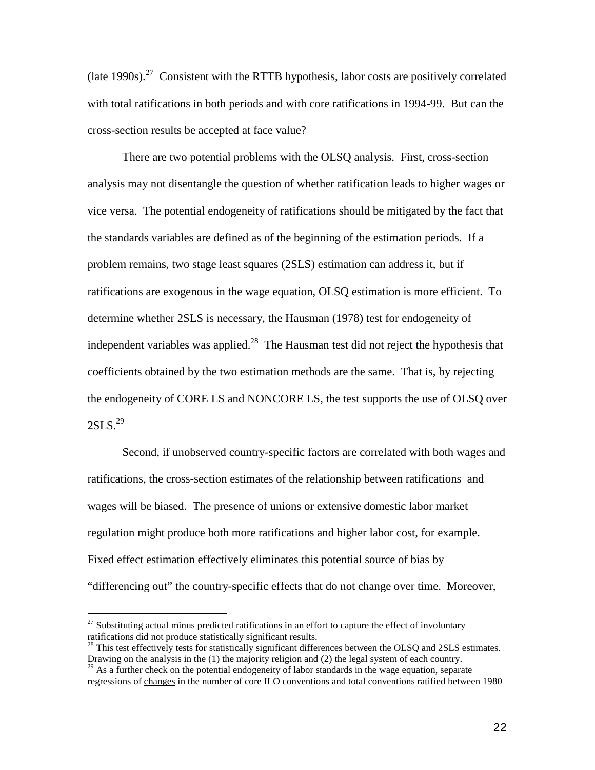(late 1990s).[27] Consistent with the RTTB hypothesis, labor costs are positively correlated with total ratifications in both periods and with core ratifications in 1994-99. But can the cross-section results be accepted at face value?

There are two potential problems with the OLSQ analysis. First, cross-section analysis may not disentangle the question of whether ratification leads to higher wages or vice versa. The potential endogeneity of ratifications should be mitigated by the fact that the standards variables are defined as of the beginning of the estimation periods. If a problem remains, two stage least squares (2SLS) estimation can address it, but if ratifications are exogenous in the wage equation, OLSQ estimation is more efficient. To determine whether 2SLS is necessary, the Hausman (1978) test for endogeneity of independent variables was applied.[28] The Hausman test did not reject the hypothesis that coefficients obtained by the two estimation methods are the same. That is, by rejecting the endogeneity of CORE LS and NONCORE LS, the test supports the use of OLSQ over 2SLS.[29]

Second, if unobserved country-specific factors are correlated with both wages and ratifications, the cross-section estimates of the relationship between ratifications and wages will be biased. The presence of unions or extensive domestic labor market regulation might produce both more ratifications and higher labor cost, for example. Fixed effect estimation effectively eliminates this potential source of bias by "differencing out" the country-specific effects that do not change over time. Moreover,

---

[27] Substituting actual minus predicted ratifications in an effort to capture the effect of involuntary ratifications did not produce statistically significant results.

[28] This test effectively tests for statistically significant differences between the OLSQ and 2SLS estimates. Drawing on the analysis in the (1) the majority religion and (2) the legal system of each country.

[29] As a further check on the potential endogeneity of labor standards in the wage equation, separate regressions of changes in the number of core ILO conventions and total conventions ratified between 1980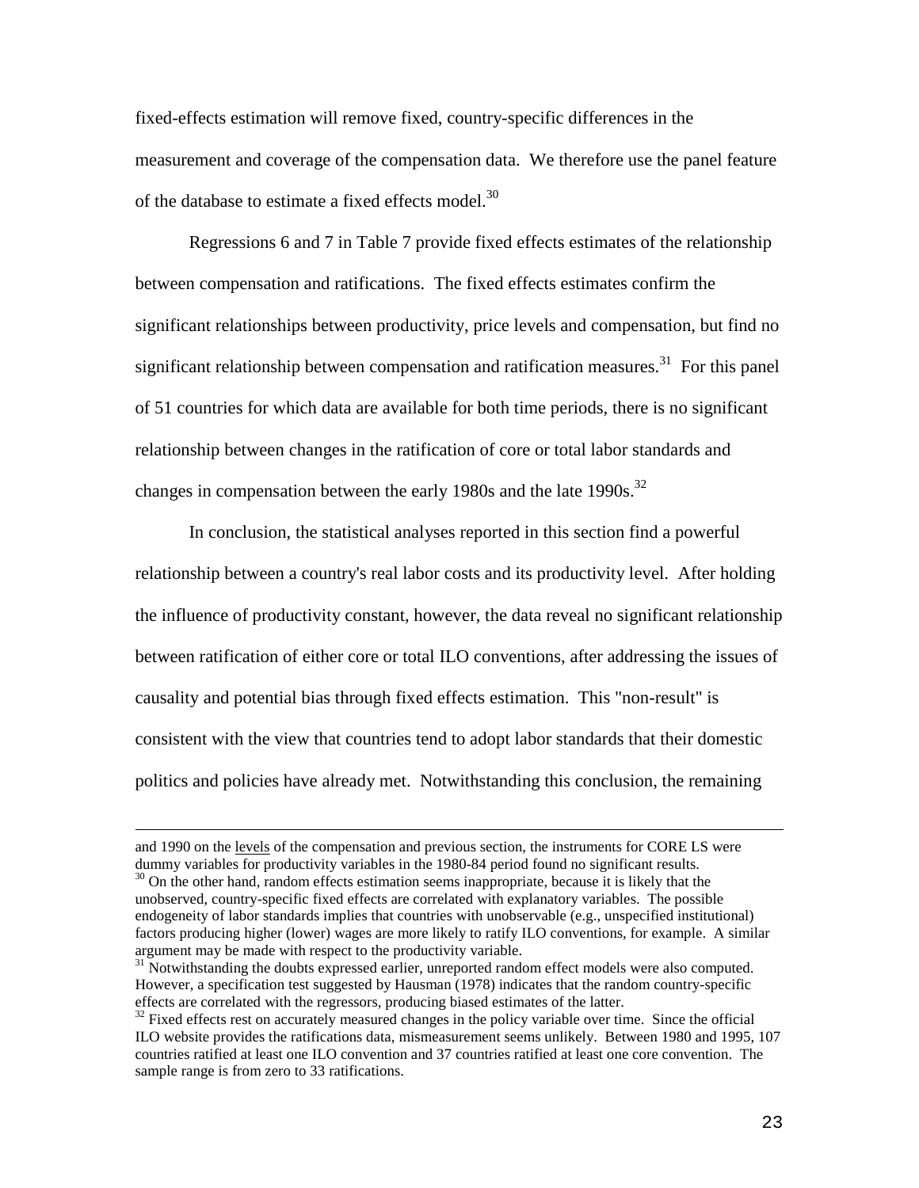fixed-effects estimation will remove fixed, country-specific differences in the measurement and coverage of the compensation data. We therefore use the panel feature of the database to estimate a fixed effects model.[30]

Regressions 6 and 7 in Table 7 provide fixed effects estimates of the relationship between compensation and ratifications. The fixed effects estimates confirm the significant relationships between productivity, price levels and compensation, but find no significant relationship between compensation and ratification measures.[31] For this panel of 51 countries for which data are available for both time periods, there is no significant relationship between changes in the ratification of core or total labor standards and changes in compensation between the early 1980s and the late 1990s.[32]

In conclusion, the statistical analyses reported in this section find a powerful relationship between a country's real labor costs and its productivity level. After holding the influence of productivity constant, however, the data reveal no significant relationship between ratification of either core or total ILO conventions, after addressing the issues of causality and potential bias through fixed effects estimation. This "non-result" is consistent with the view that countries tend to adopt labor standards that their domestic politics and policies have already met. Notwithstanding this conclusion, the remaining

---

and 1990 on the levels of the compensation and previous section, the instruments for CORE LS were dummy variables for productivity variables in the 1980-84 period found no significant results.

[30] On the other hand, random effects estimation seems inappropriate, because it is likely that the unobserved, country-specific fixed effects are correlated with explanatory variables. The possible endogeneity of labor standards implies that countries with unobservable (e.g., unspecified institutional) factors producing higher (lower) wages are more likely to ratify ILO conventions, for example. A similar argument may be made with respect to the productivity variable.

[31] Notwithstanding the doubts expressed earlier, unreported random effect models were also computed. However, a specification test suggested by Hausman (1978) indicates that the random country-specific effects are correlated with the regressors, producing biased estimates of the latter.

[32] Fixed effects rest on accurately measured changes in the policy variable over time. Since the official ILO website provides the ratifications data, mismeasurement seems unlikely. Between 1980 and 1995, 107 countries ratified at least one ILO convention and 37 countries ratified at least one core convention. The sample range is from zero to 33 ratifications.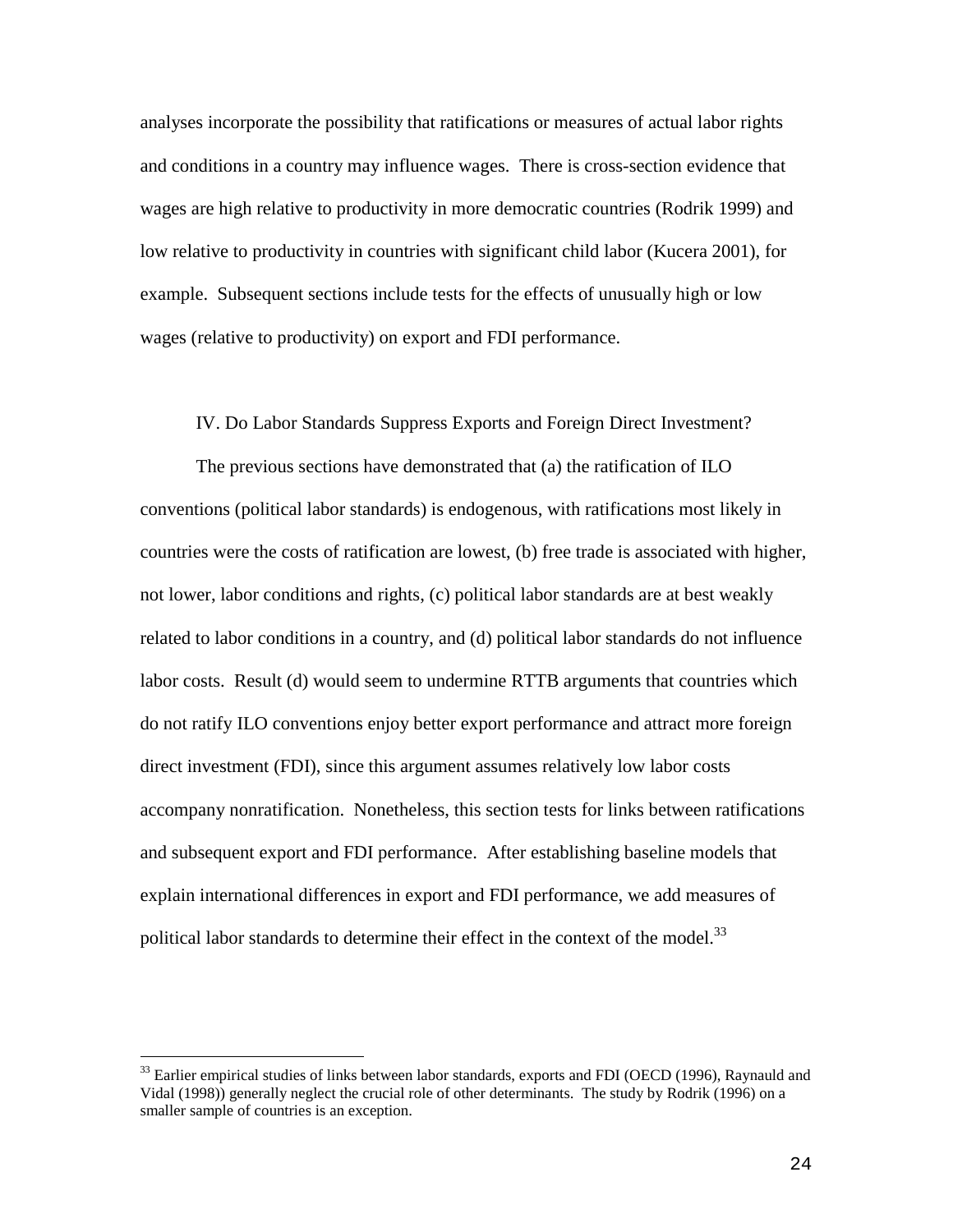analyses incorporate the possibility that ratifications or measures of actual labor rights and conditions in a country may influence wages. There is cross-section evidence that wages are high relative to productivity in more democratic countries (Rodrik 1999) and low relative to productivity in countries with significant child labor (Kucera 2001), for example. Subsequent sections include tests for the effects of unusually high or low wages (relative to productivity) on export and FDI performance.

## IV. Do Labor Standards Suppress Exports and Foreign Direct Investment?

The previous sections have demonstrated that (a) the ratification of ILO conventions (political labor standards) is endogenous, with ratifications most likely in countries were the costs of ratification are lowest, (b) free trade is associated with higher, not lower, labor conditions and rights, (c) political labor standards are at best weakly related to labor conditions in a country, and (d) political labor standards do not influence labor costs. Result (d) would seem to undermine RTTB arguments that countries which do not ratify ILO conventions enjoy better export performance and attract more foreign direct investment (FDI), since this argument assumes relatively low labor costs accompany nonratification. Nonetheless, this section tests for links between ratifications and subsequent export and FDI performance. After establishing baseline models that explain international differences in export and FDI performance, we add measures of political labor standards to determine their effect in the context of the model.[33]

[33] Earlier empirical studies of links between labor standards, exports and FDI (OECD (1996), Raynauld and Vidal (1998)) generally neglect the crucial role of other determinants. The study by Rodrik (1996) on a smaller sample of countries is an exception.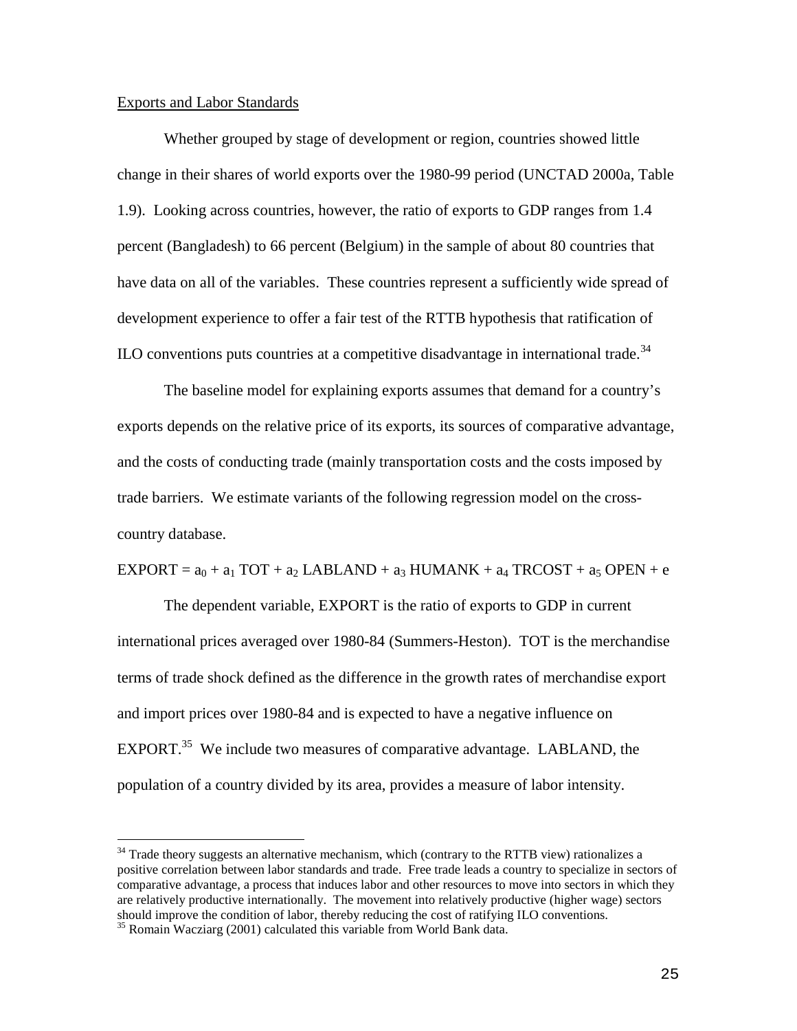Exports and Labor Standards

Whether grouped by stage of development or region, countries showed little change in their shares of world exports over the 1980-99 period (UNCTAD 2000a, Table 1.9). Looking across countries, however, the ratio of exports to GDP ranges from 1.4 percent (Bangladesh) to 66 percent (Belgium) in the sample of about 80 countries that have data on all of the variables. These countries represent a sufficiently wide spread of development experience to offer a fair test of the RTTB hypothesis that ratification of ILO conventions puts countries at a competitive disadvantage in international trade.[34]

The baseline model for explaining exports assumes that demand for a country's exports depends on the relative price of its exports, its sources of comparative advantage, and the costs of conducting trade (mainly transportation costs and the costs imposed by trade barriers. We estimate variants of the following regression model on the cross-country database.

$$\text{EXPORT} = a_0 + a_1 \text{ TOT} + a_2 \text{ LABLAND} + a_3 \text{ HUMANK} + a_4 \text{ TRCOST} + a_5 \text{ OPEN} + e$$

The dependent variable, EXPORT is the ratio of exports to GDP in current international prices averaged over 1980-84 (Summers-Heston). TOT is the merchandise terms of trade shock defined as the difference in the growth rates of merchandise export and import prices over 1980-84 and is expected to have a negative influence on EXPORT.[35] We include two measures of comparative advantage. LABLAND, the population of a country divided by its area, provides a measure of labor intensity.

---

[34] Trade theory suggests an alternative mechanism, which (contrary to the RTTB view) rationalizes a positive correlation between labor standards and trade. Free trade leads a country to specialize in sectors of comparative advantage, a process that induces labor and other resources to move into sectors in which they are relatively productive internationally. The movement into relatively productive (higher wage) sectors should improve the condition of labor, thereby reducing the cost of ratifying ILO conventions.

[35] Romain Wacziarg (2001) calculated this variable from World Bank data.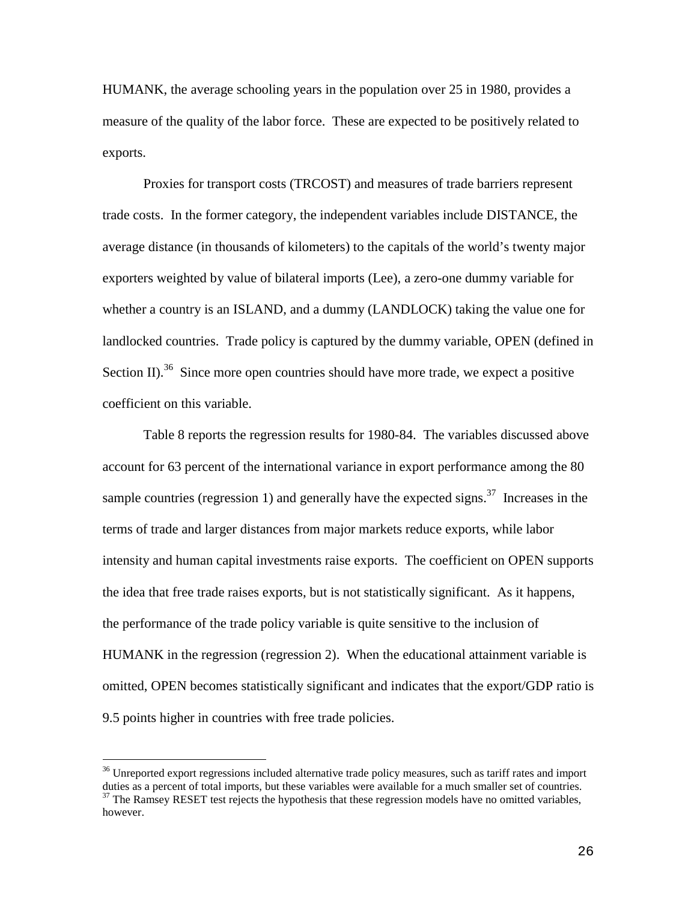HUMANK, the average schooling years in the population over 25 in 1980, provides a measure of the quality of the labor force. These are expected to be positively related to exports.

Proxies for transport costs (TRCOST) and measures of trade barriers represent trade costs. In the former category, the independent variables include DISTANCE, the average distance (in thousands of kilometers) to the capitals of the world's twenty major exporters weighted by value of bilateral imports (Lee), a zero-one dummy variable for whether a country is an ISLAND, and a dummy (LANDLOCK) taking the value one for landlocked countries. Trade policy is captured by the dummy variable, OPEN (defined in Section II).[36] Since more open countries should have more trade, we expect a positive coefficient on this variable.

Table 8 reports the regression results for 1980-84. The variables discussed above account for 63 percent of the international variance in export performance among the 80 sample countries (regression 1) and generally have the expected signs.[37] Increases in the terms of trade and larger distances from major markets reduce exports, while labor intensity and human capital investments raise exports. The coefficient on OPEN supports the idea that free trade raises exports, but is not statistically significant. As it happens, the performance of the trade policy variable is quite sensitive to the inclusion of HUMANK in the regression (regression 2). When the educational attainment variable is omitted, OPEN becomes statistically significant and indicates that the export/GDP ratio is 9.5 points higher in countries with free trade policies.

---

[36] Unreported export regressions included alternative trade policy measures, such as tariff rates and import duties as a percent of total imports, but these variables were available for a much smaller set of countries.

[37] The Ramsey RESET test rejects the hypothesis that these regression models have no omitted variables, however.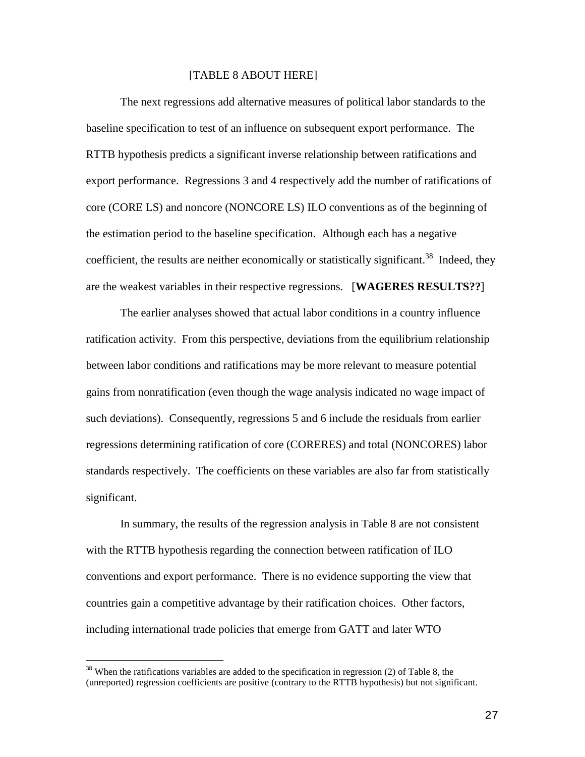[TABLE 8 ABOUT HERE]

The next regressions add alternative measures of political labor standards to the baseline specification to test of an influence on subsequent export performance. The RTTB hypothesis predicts a significant inverse relationship between ratifications and export performance. Regressions 3 and 4 respectively add the number of ratifications of core (CORE LS) and noncore (NONCORE LS) ILO conventions as of the beginning of the estimation period to the baseline specification. Although each has a negative coefficient, the results are neither economically or statistically significant.[38] Indeed, they are the weakest variables in their respective regressions. [**WAGERES RESULTS??**]

The earlier analyses showed that actual labor conditions in a country influence ratification activity. From this perspective, deviations from the equilibrium relationship between labor conditions and ratifications may be more relevant to measure potential gains from nonratification (even though the wage analysis indicated no wage impact of such deviations). Consequently, regressions 5 and 6 include the residuals from earlier regressions determining ratification of core (CORERES) and total (NONCORES) labor standards respectively. The coefficients on these variables are also far from statistically significant.

In summary, the results of the regression analysis in Table 8 are not consistent with the RTTB hypothesis regarding the connection between ratification of ILO conventions and export performance. There is no evidence supporting the view that countries gain a competitive advantage by their ratification choices. Other factors, including international trade policies that emerge from GATT and later WTO

[38] When the ratifications variables are added to the specification in regression (2) of Table 8, the (unreported) regression coefficients are positive (contrary to the RTTB hypothesis) but not significant.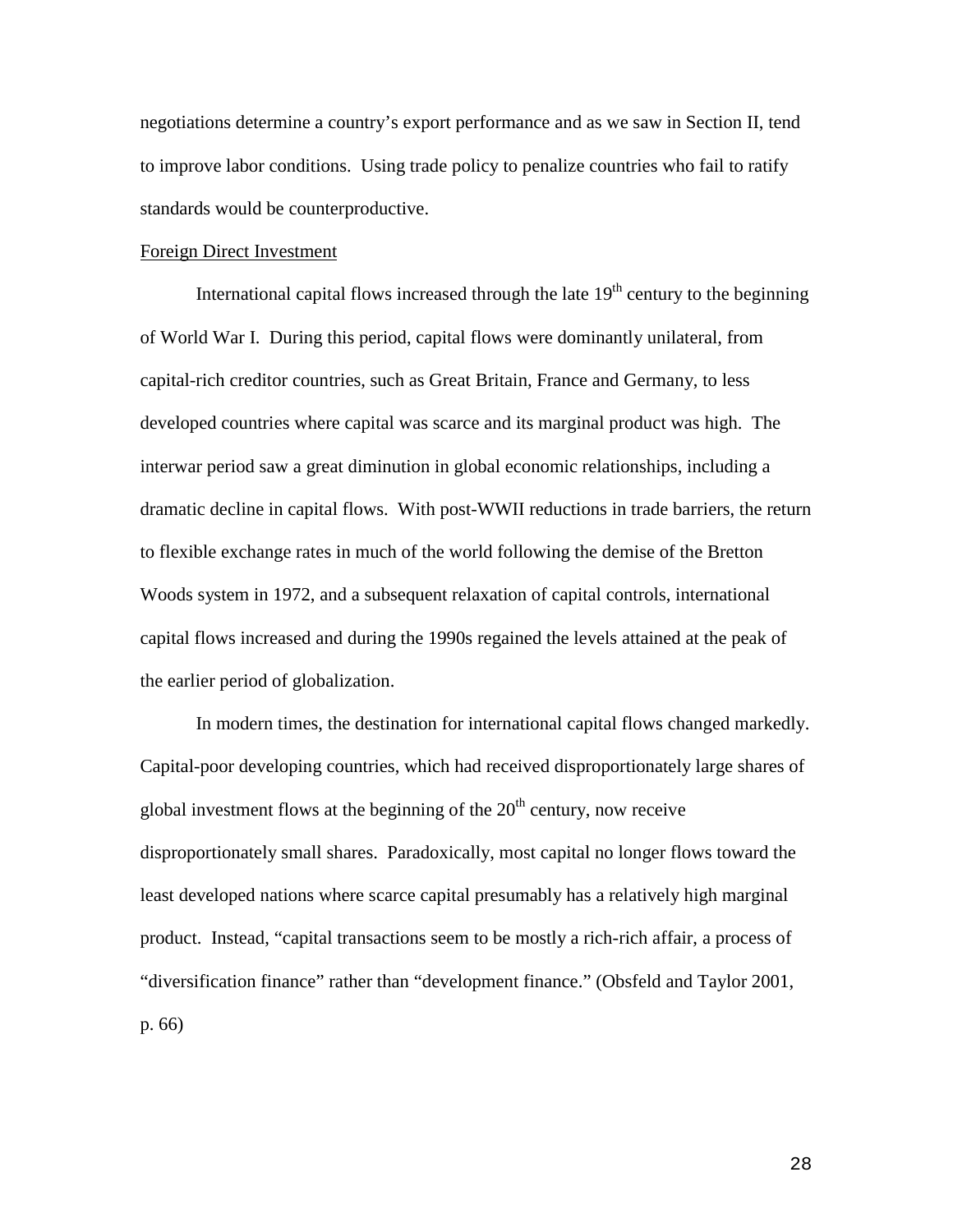negotiations determine a country's export performance and as we saw in Section II, tend to improve labor conditions. Using trade policy to penalize countries who fail to ratify standards would be counterproductive.

Foreign Direct Investment

International capital flows increased through the late 19th century to the beginning of World War I. During this period, capital flows were dominantly unilateral, from capital-rich creditor countries, such as Great Britain, France and Germany, to less developed countries where capital was scarce and its marginal product was high. The interwar period saw a great diminution in global economic relationships, including a dramatic decline in capital flows. With post-WWII reductions in trade barriers, the return to flexible exchange rates in much of the world following the demise of the Bretton Woods system in 1972, and a subsequent relaxation of capital controls, international capital flows increased and during the 1990s regained the levels attained at the peak of the earlier period of globalization.

In modern times, the destination for international capital flows changed markedly. Capital-poor developing countries, which had received disproportionately large shares of global investment flows at the beginning of the 20th century, now receive disproportionately small shares. Paradoxically, most capital no longer flows toward the least developed nations where scarce capital presumably has a relatively high marginal product. Instead, "capital transactions seem to be mostly a rich-rich affair, a process of "diversification finance" rather than "development finance." (Obsfeld and Taylor 2001, p. 66)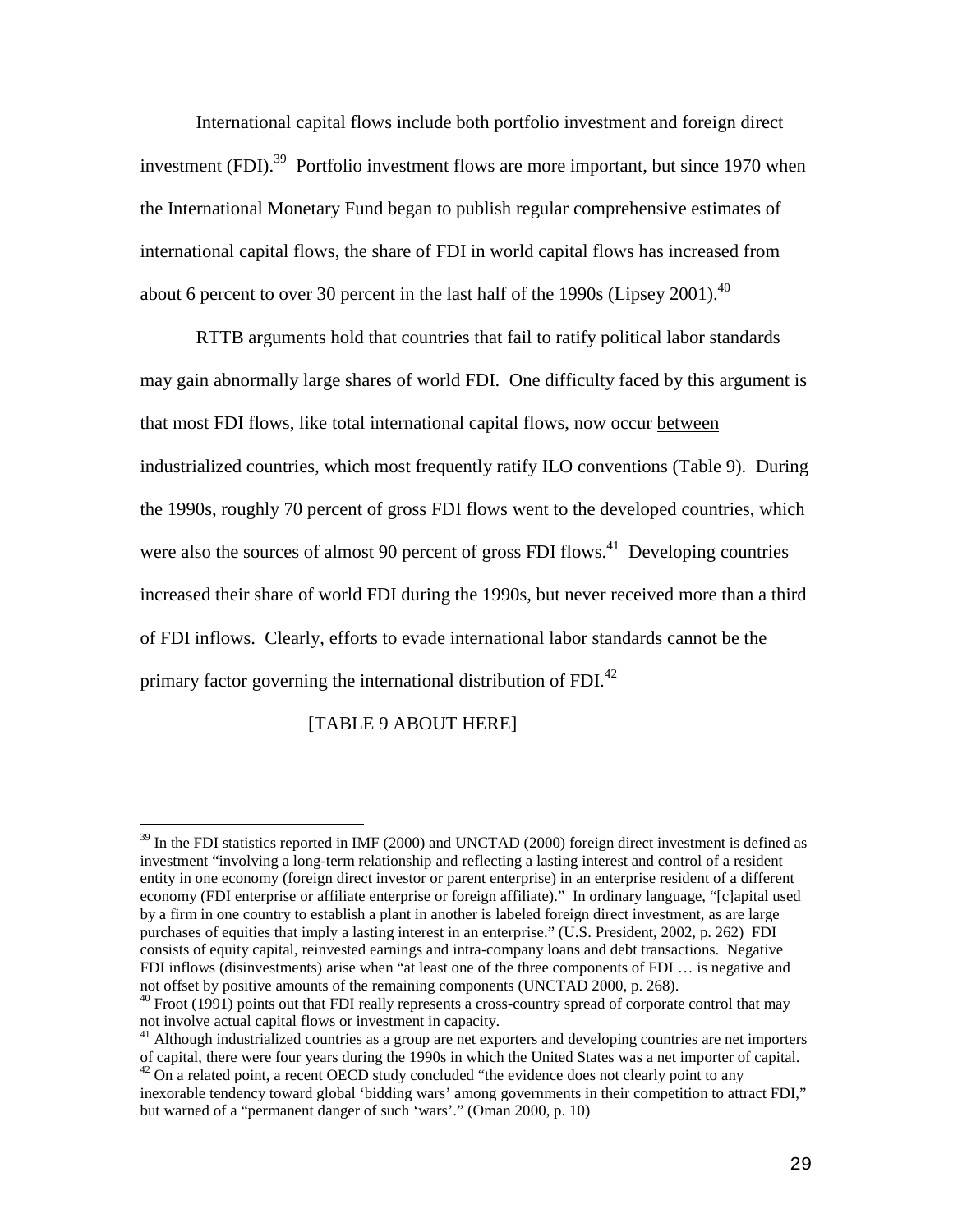International capital flows include both portfolio investment and foreign direct investment (FDI).[39] Portfolio investment flows are more important, but since 1970 when the International Monetary Fund began to publish regular comprehensive estimates of international capital flows, the share of FDI in world capital flows has increased from about 6 percent to over 30 percent in the last half of the 1990s (Lipsey 2001).[40]

RTTB arguments hold that countries that fail to ratify political labor standards may gain abnormally large shares of world FDI. One difficulty faced by this argument is that most FDI flows, like total international capital flows, now occur <u>between</u> industrialized countries, which most frequently ratify ILO conventions (Table 9). During the 1990s, roughly 70 percent of gross FDI flows went to the developed countries, which were also the sources of almost 90 percent of gross FDI flows.[41] Developing countries increased their share of world FDI during the 1990s, but never received more than a third of FDI inflows. Clearly, efforts to evade international labor standards cannot be the primary factor governing the international distribution of FDI.[42]

[TABLE 9 ABOUT HERE]

---

[39] In the FDI statistics reported in IMF (2000) and UNCTAD (2000) foreign direct investment is defined as investment "involving a long-term relationship and reflecting a lasting interest and control of a resident entity in one economy (foreign direct investor or parent enterprise) in an enterprise resident of a different economy (FDI enterprise or affiliate enterprise or foreign affiliate)." In ordinary language, "[c]apital used by a firm in one country to establish a plant in another is labeled foreign direct investment, as are large purchases of equities that imply a lasting interest in an enterprise." (U.S. President, 2002, p. 262) FDI consists of equity capital, reinvested earnings and intra-company loans and debt transactions. Negative FDI inflows (disinvestments) arise when "at least one of the three components of FDI … is negative and not offset by positive amounts of the remaining components (UNCTAD 2000, p. 268).

[40] Froot (1991) points out that FDI really represents a cross-country spread of corporate control that may not involve actual capital flows or investment in capacity.

[41] Although industrialized countries as a group are net exporters and developing countries are net importers of capital, there were four years during the 1990s in which the United States was a net importer of capital.

[42] On a related point, a recent OECD study concluded "the evidence does not clearly point to any inexorable tendency toward global 'bidding wars' among governments in their competition to attract FDI," but warned of a "permanent danger of such 'wars'." (Oman 2000, p. 10)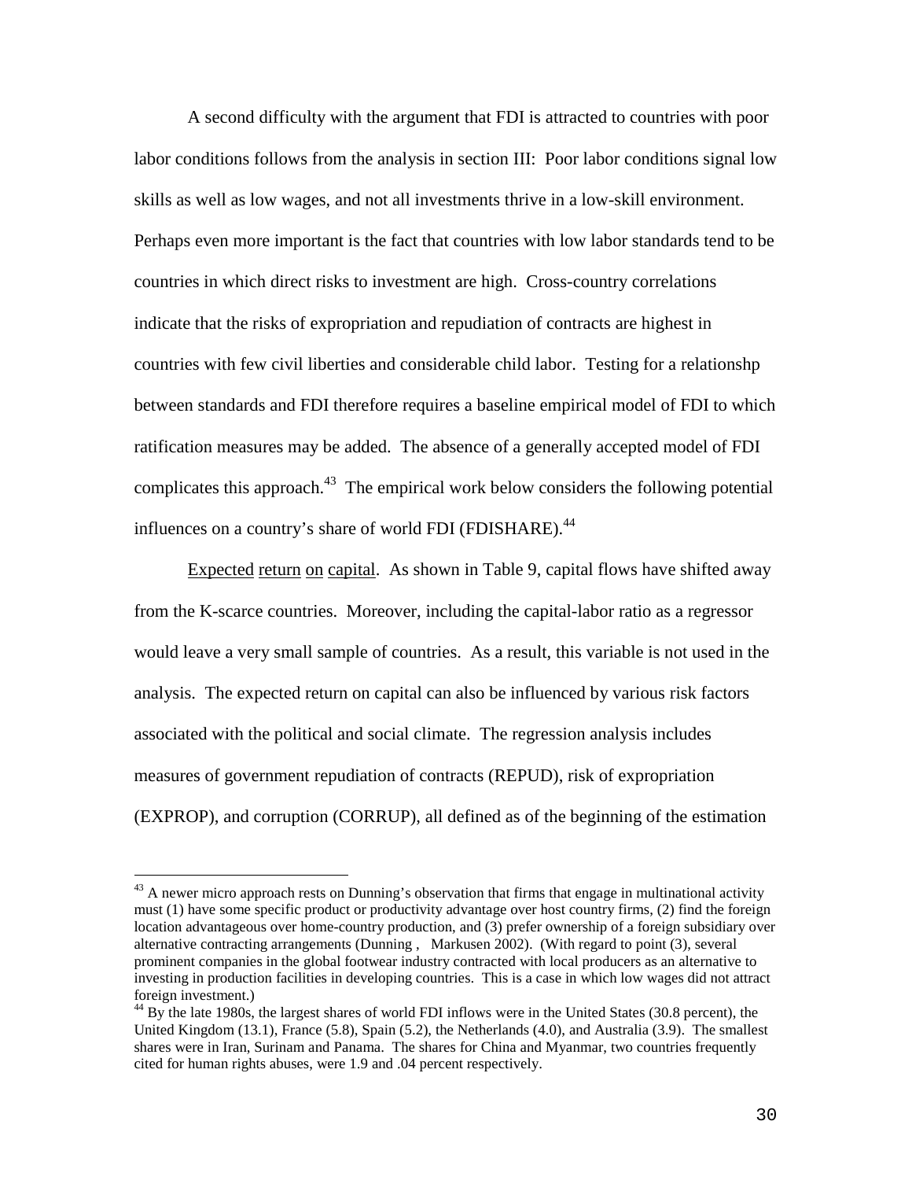A second difficulty with the argument that FDI is attracted to countries with poor labor conditions follows from the analysis in section III: Poor labor conditions signal low skills as well as low wages, and not all investments thrive in a low-skill environment. Perhaps even more important is the fact that countries with low labor standards tend to be countries in which direct risks to investment are high. Cross-country correlations indicate that the risks of expropriation and repudiation of contracts are highest in countries with few civil liberties and considerable child labor. Testing for a relationshp between standards and FDI therefore requires a baseline empirical model of FDI to which ratification measures may be added. The absence of a generally accepted model of FDI complicates this approach.[43] The empirical work below considers the following potential influences on a country's share of world FDI (FDISHARE).[44]

Expected return on capital. As shown in Table 9, capital flows have shifted away from the K-scarce countries. Moreover, including the capital-labor ratio as a regressor would leave a very small sample of countries. As a result, this variable is not used in the analysis. The expected return on capital can also be influenced by various risk factors associated with the political and social climate. The regression analysis includes measures of government repudiation of contracts (REPUD), risk of expropriation (EXPROP), and corruption (CORRUP), all defined as of the beginning of the estimation

---

[43] A newer micro approach rests on Dunning's observation that firms that engage in multinational activity must (1) have some specific product or productivity advantage over host country firms, (2) find the foreign location advantageous over home-country production, and (3) prefer ownership of a foreign subsidiary over alternative contracting arrangements (Dunning , Markusen 2002). (With regard to point (3), several prominent companies in the global footwear industry contracted with local producers as an alternative to investing in production facilities in developing countries. This is a case in which low wages did not attract foreign investment.)

[44] By the late 1980s, the largest shares of world FDI inflows were in the United States (30.8 percent), the United Kingdom (13.1), France (5.8), Spain (5.2), the Netherlands (4.0), and Australia (3.9). The smallest shares were in Iran, Surinam and Panama. The shares for China and Myanmar, two countries frequently cited for human rights abuses, were 1.9 and .04 percent respectively.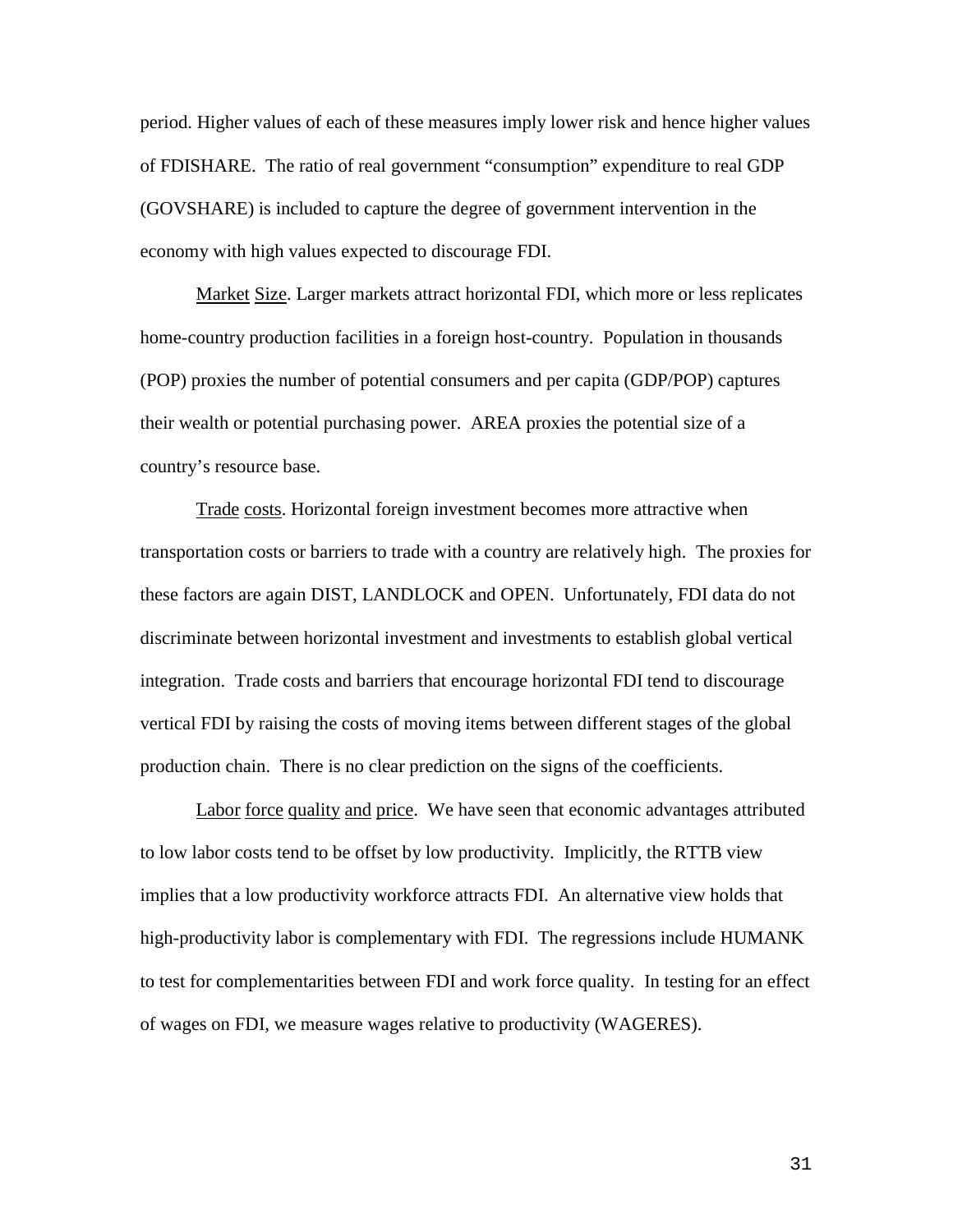period. Higher values of each of these measures imply lower risk and hence higher values of FDISHARE. The ratio of real government "consumption" expenditure to real GDP (GOVSHARE) is included to capture the degree of government intervention in the economy with high values expected to discourage FDI.

Market Size. Larger markets attract horizontal FDI, which more or less replicates home-country production facilities in a foreign host-country. Population in thousands (POP) proxies the number of potential consumers and per capita (GDP/POP) captures their wealth or potential purchasing power. AREA proxies the potential size of a country's resource base.

Trade costs. Horizontal foreign investment becomes more attractive when transportation costs or barriers to trade with a country are relatively high. The proxies for these factors are again DIST, LANDLOCK and OPEN. Unfortunately, FDI data do not discriminate between horizontal investment and investments to establish global vertical integration. Trade costs and barriers that encourage horizontal FDI tend to discourage vertical FDI by raising the costs of moving items between different stages of the global production chain. There is no clear prediction on the signs of the coefficients.

Labor force quality and price. We have seen that economic advantages attributed to low labor costs tend to be offset by low productivity. Implicitly, the RTTB view implies that a low productivity workforce attracts FDI. An alternative view holds that high-productivity labor is complementary with FDI. The regressions include HUMANK to test for complementarities between FDI and work force quality. In testing for an effect of wages on FDI, we measure wages relative to productivity (WAGERES).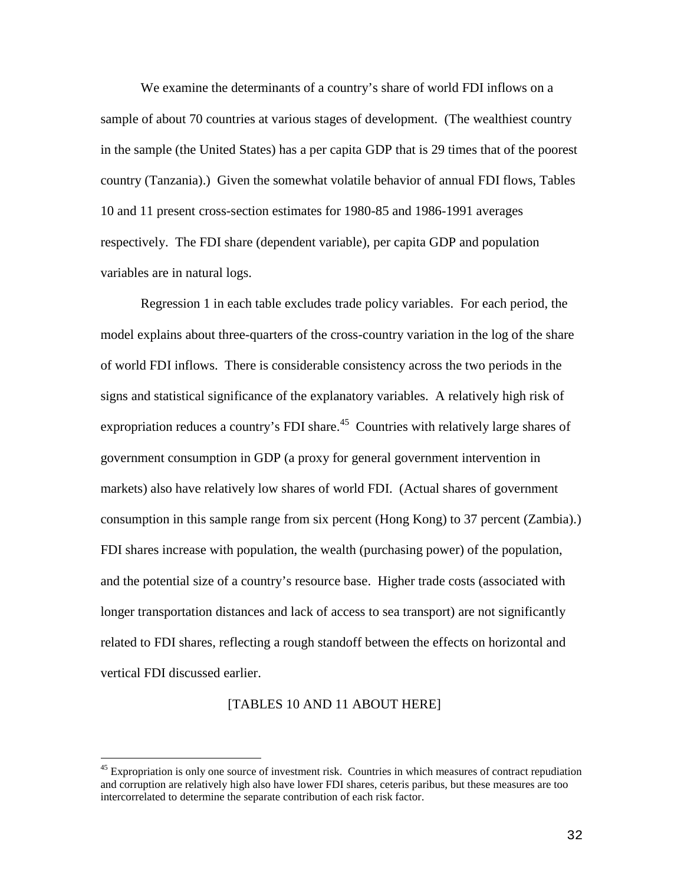We examine the determinants of a country's share of world FDI inflows on a sample of about 70 countries at various stages of development. (The wealthiest country in the sample (the United States) has a per capita GDP that is 29 times that of the poorest country (Tanzania).) Given the somewhat volatile behavior of annual FDI flows, Tables 10 and 11 present cross-section estimates for 1980-85 and 1986-1991 averages respectively. The FDI share (dependent variable), per capita GDP and population variables are in natural logs.

Regression 1 in each table excludes trade policy variables. For each period, the model explains about three-quarters of the cross-country variation in the log of the share of world FDI inflows. There is considerable consistency across the two periods in the signs and statistical significance of the explanatory variables. A relatively high risk of expropriation reduces a country's FDI share.[45] Countries with relatively large shares of government consumption in GDP (a proxy for general government intervention in markets) also have relatively low shares of world FDI. (Actual shares of government consumption in this sample range from six percent (Hong Kong) to 37 percent (Zambia).) FDI shares increase with population, the wealth (purchasing power) of the population, and the potential size of a country's resource base. Higher trade costs (associated with longer transportation distances and lack of access to sea transport) are not significantly related to FDI shares, reflecting a rough standoff between the effects on horizontal and vertical FDI discussed earlier.

[TABLES 10 AND 11 ABOUT HERE]

[45] Expropriation is only one source of investment risk. Countries in which measures of contract repudiation and corruption are relatively high also have lower FDI shares, ceteris paribus, but these measures are too intercorrelated to determine the separate contribution of each risk factor.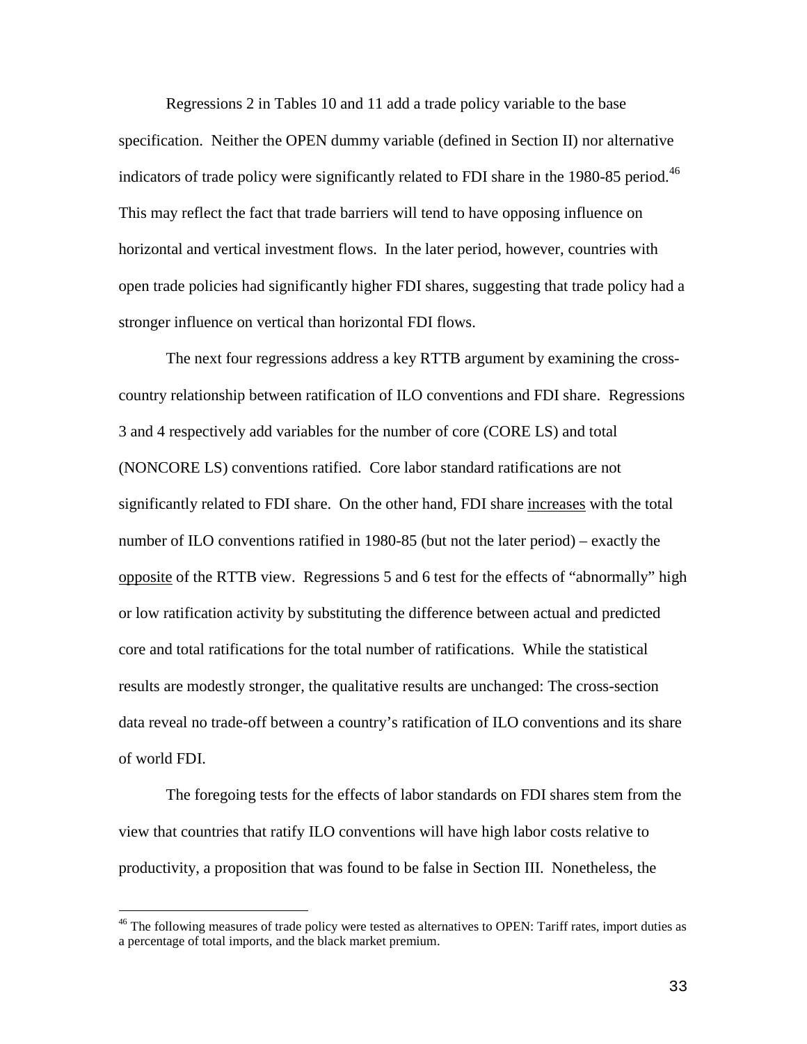Regressions 2 in Tables 10 and 11 add a trade policy variable to the base specification. Neither the OPEN dummy variable (defined in Section II) nor alternative indicators of trade policy were significantly related to FDI share in the 1980-85 period.[46] This may reflect the fact that trade barriers will tend to have opposing influence on horizontal and vertical investment flows. In the later period, however, countries with open trade policies had significantly higher FDI shares, suggesting that trade policy had a stronger influence on vertical than horizontal FDI flows.

The next four regressions address a key RTTB argument by examining the cross-country relationship between ratification of ILO conventions and FDI share. Regressions 3 and 4 respectively add variables for the number of core (CORE LS) and total (NONCORE LS) conventions ratified. Core labor standard ratifications are not significantly related to FDI share. On the other hand, FDI share <u>increases</u> with the total number of ILO conventions ratified in 1980-85 (but not the later period) – exactly the <u>opposite</u> of the RTTB view. Regressions 5 and 6 test for the effects of "abnormally" high or low ratification activity by substituting the difference between actual and predicted core and total ratifications for the total number of ratifications. While the statistical results are modestly stronger, the qualitative results are unchanged: The cross-section data reveal no trade-off between a country's ratification of ILO conventions and its share of world FDI.

The foregoing tests for the effects of labor standards on FDI shares stem from the view that countries that ratify ILO conventions will have high labor costs relative to productivity, a proposition that was found to be false in Section III. Nonetheless, the

[46] The following measures of trade policy were tested as alternatives to OPEN: Tariff rates, import duties as a percentage of total imports, and the black market premium.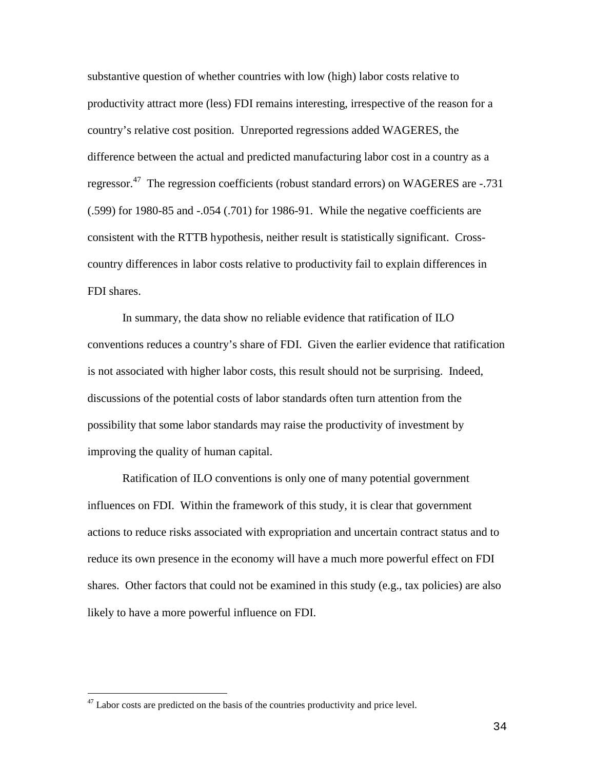substantive question of whether countries with low (high) labor costs relative to productivity attract more (less) FDI remains interesting, irrespective of the reason for a country's relative cost position. Unreported regressions added WAGERES, the difference between the actual and predicted manufacturing labor cost in a country as a regressor.[47] The regression coefficients (robust standard errors) on WAGERES are -.731 (.599) for 1980-85 and -.054 (.701) for 1986-91. While the negative coefficients are consistent with the RTTB hypothesis, neither result is statistically significant. Cross-country differences in labor costs relative to productivity fail to explain differences in FDI shares.

In summary, the data show no reliable evidence that ratification of ILO conventions reduces a country's share of FDI. Given the earlier evidence that ratification is not associated with higher labor costs, this result should not be surprising. Indeed, discussions of the potential costs of labor standards often turn attention from the possibility that some labor standards may raise the productivity of investment by improving the quality of human capital.

Ratification of ILO conventions is only one of many potential government influences on FDI. Within the framework of this study, it is clear that government actions to reduce risks associated with expropriation and uncertain contract status and to reduce its own presence in the economy will have a much more powerful effect on FDI shares. Other factors that could not be examined in this study (e.g., tax policies) are also likely to have a more powerful influence on FDI.

[47] Labor costs are predicted on the basis of the countries productivity and price level.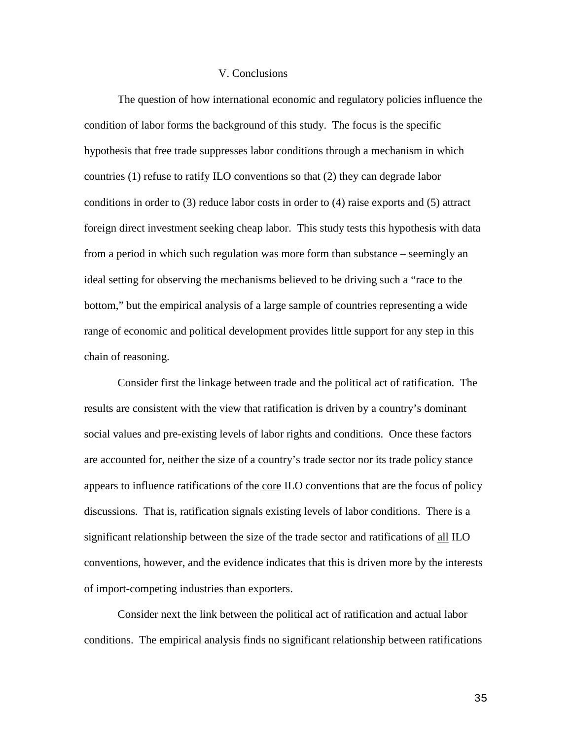## V. Conclusions

The question of how international economic and regulatory policies influence the condition of labor forms the background of this study. The focus is the specific hypothesis that free trade suppresses labor conditions through a mechanism in which countries (1) refuse to ratify ILO conventions so that (2) they can degrade labor conditions in order to (3) reduce labor costs in order to (4) raise exports and (5) attract foreign direct investment seeking cheap labor. This study tests this hypothesis with data from a period in which such regulation was more form than substance – seemingly an ideal setting for observing the mechanisms believed to be driving such a "race to the bottom," but the empirical analysis of a large sample of countries representing a wide range of economic and political development provides little support for any step in this chain of reasoning.

Consider first the linkage between trade and the political act of ratification. The results are consistent with the view that ratification is driven by a country's dominant social values and pre-existing levels of labor rights and conditions. Once these factors are accounted for, neither the size of a country's trade sector nor its trade policy stance appears to influence ratifications of the core ILO conventions that are the focus of policy discussions. That is, ratification signals existing levels of labor conditions. There is a significant relationship between the size of the trade sector and ratifications of all ILO conventions, however, and the evidence indicates that this is driven more by the interests of import-competing industries than exporters.

Consider next the link between the political act of ratification and actual labor conditions. The empirical analysis finds no significant relationship between ratifications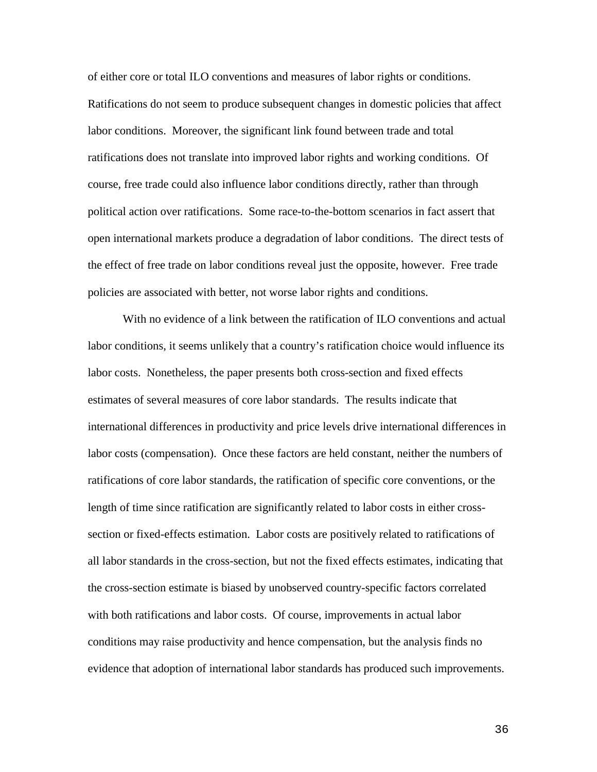of either core or total ILO conventions and measures of labor rights or conditions. Ratifications do not seem to produce subsequent changes in domestic policies that affect labor conditions. Moreover, the significant link found between trade and total ratifications does not translate into improved labor rights and working conditions. Of course, free trade could also influence labor conditions directly, rather than through political action over ratifications. Some race-to-the-bottom scenarios in fact assert that open international markets produce a degradation of labor conditions. The direct tests of the effect of free trade on labor conditions reveal just the opposite, however. Free trade policies are associated with better, not worse labor rights and conditions.

With no evidence of a link between the ratification of ILO conventions and actual labor conditions, it seems unlikely that a country's ratification choice would influence its labor costs. Nonetheless, the paper presents both cross-section and fixed effects estimates of several measures of core labor standards. The results indicate that international differences in productivity and price levels drive international differences in labor costs (compensation). Once these factors are held constant, neither the numbers of ratifications of core labor standards, the ratification of specific core conventions, or the length of time since ratification are significantly related to labor costs in either cross-section or fixed-effects estimation. Labor costs are positively related to ratifications of all labor standards in the cross-section, but not the fixed effects estimates, indicating that the cross-section estimate is biased by unobserved country-specific factors correlated with both ratifications and labor costs. Of course, improvements in actual labor conditions may raise productivity and hence compensation, but the analysis finds no evidence that adoption of international labor standards has produced such improvements.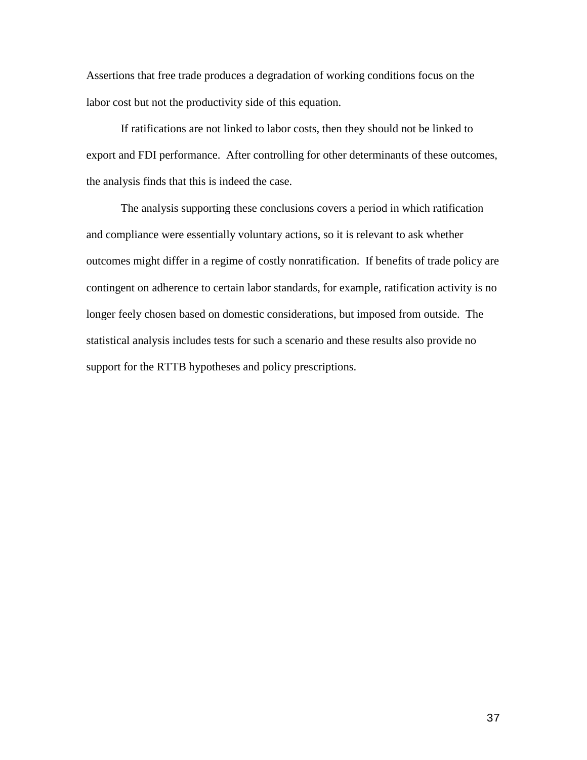Assertions that free trade produces a degradation of working conditions focus on the labor cost but not the productivity side of this equation.

If ratifications are not linked to labor costs, then they should not be linked to export and FDI performance. After controlling for other determinants of these outcomes, the analysis finds that this is indeed the case.

The analysis supporting these conclusions covers a period in which ratification and compliance were essentially voluntary actions, so it is relevant to ask whether outcomes might differ in a regime of costly nonratification. If benefits of trade policy are contingent on adherence to certain labor standards, for example, ratification activity is no longer feely chosen based on domestic considerations, but imposed from outside. The statistical analysis includes tests for such a scenario and these results also provide no support for the RTTB hypotheses and policy prescriptions.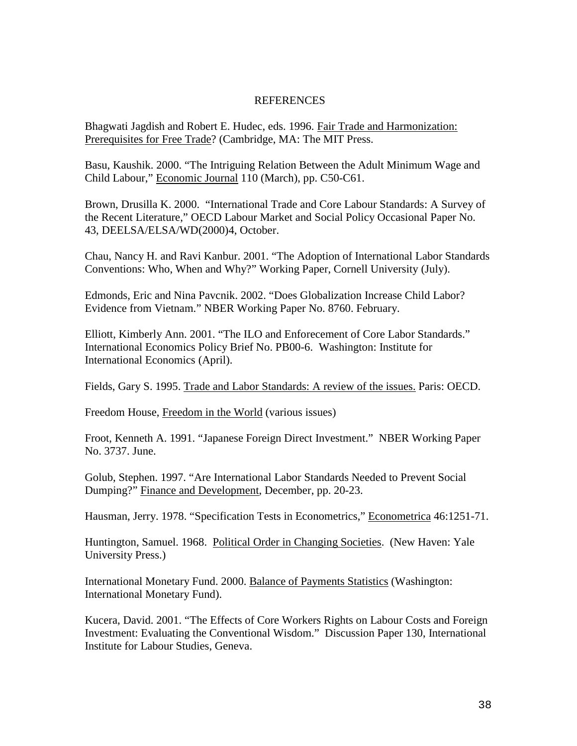## REFERENCES

Bhagwati Jagdish and Robert E. Hudec, eds. 1996. Fair Trade and Harmonization: Prerequisites for Free Trade? (Cambridge, MA: The MIT Press.

Basu, Kaushik. 2000. "The Intriguing Relation Between the Adult Minimum Wage and Child Labour," Economic Journal 110 (March), pp. C50-C61.

Brown, Drusilla K. 2000. "International Trade and Core Labour Standards: A Survey of the Recent Literature," OECD Labour Market and Social Policy Occasional Paper No. 43, DEELSA/ELSA/WD(2000)4, October.

Chau, Nancy H. and Ravi Kanbur. 2001. "The Adoption of International Labor Standards Conventions: Who, When and Why?" Working Paper, Cornell University (July).

Edmonds, Eric and Nina Pavcnik. 2002. "Does Globalization Increase Child Labor? Evidence from Vietnam." NBER Working Paper No. 8760. February.

Elliott, Kimberly Ann. 2001. "The ILO and Enforecement of Core Labor Standards." International Economics Policy Brief No. PB00-6. Washington: Institute for International Economics (April).

Fields, Gary S. 1995. Trade and Labor Standards: A review of the issues. Paris: OECD.

Freedom House, Freedom in the World (various issues)

Froot, Kenneth A. 1991. "Japanese Foreign Direct Investment." NBER Working Paper No. 3737. June.

Golub, Stephen. 1997. "Are International Labor Standards Needed to Prevent Social Dumping?" Finance and Development, December, pp. 20-23.

Hausman, Jerry. 1978. "Specification Tests in Econometrics," Econometrica 46:1251-71.

Huntington, Samuel. 1968. Political Order in Changing Societies. (New Haven: Yale University Press.)

International Monetary Fund. 2000. Balance of Payments Statistics (Washington: International Monetary Fund).

Kucera, David. 2001. "The Effects of Core Workers Rights on Labour Costs and Foreign Investment: Evaluating the Conventional Wisdom." Discussion Paper 130, International Institute for Labour Studies, Geneva.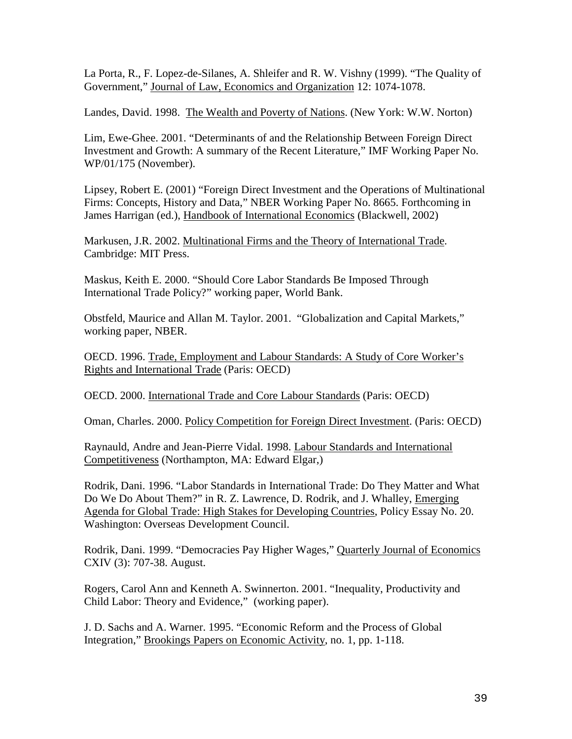La Porta, R., F. Lopez-de-Silanes, A. Shleifer and R. W. Vishny (1999). "The Quality of Government," Journal of Law, Economics and Organization 12: 1074-1078.

Landes, David. 1998. The Wealth and Poverty of Nations. (New York: W.W. Norton)

Lim, Ewe-Ghee. 2001. "Determinants of and the Relationship Between Foreign Direct Investment and Growth: A summary of the Recent Literature," IMF Working Paper No. WP/01/175 (November).

Lipsey, Robert E. (2001) "Foreign Direct Investment and the Operations of Multinational Firms: Concepts, History and Data," NBER Working Paper No. 8665. Forthcoming in James Harrigan (ed.), Handbook of International Economics (Blackwell, 2002)

Markusen, J.R. 2002. Multinational Firms and the Theory of International Trade. Cambridge: MIT Press.

Maskus, Keith E. 2000. "Should Core Labor Standards Be Imposed Through International Trade Policy?" working paper, World Bank.

Obstfeld, Maurice and Allan M. Taylor. 2001. "Globalization and Capital Markets," working paper, NBER.

OECD. 1996. Trade, Employment and Labour Standards: A Study of Core Worker's Rights and International Trade (Paris: OECD)

OECD. 2000. International Trade and Core Labour Standards (Paris: OECD)

Oman, Charles. 2000. Policy Competition for Foreign Direct Investment. (Paris: OECD)

Raynauld, Andre and Jean-Pierre Vidal. 1998. Labour Standards and International Competitiveness (Northampton, MA: Edward Elgar,)

Rodrik, Dani. 1996. "Labor Standards in International Trade: Do They Matter and What Do We Do About Them?" in R. Z. Lawrence, D. Rodrik, and J. Whalley, Emerging Agenda for Global Trade: High Stakes for Developing Countries, Policy Essay No. 20. Washington: Overseas Development Council.

Rodrik, Dani. 1999. "Democracies Pay Higher Wages," Quarterly Journal of Economics CXIV (3): 707-38. August.

Rogers, Carol Ann and Kenneth A. Swinnerton. 2001. "Inequality, Productivity and Child Labor: Theory and Evidence," (working paper).

J. D. Sachs and A. Warner. 1995. "Economic Reform and the Process of Global Integration," Brookings Papers on Economic Activity, no. 1, pp. 1-118.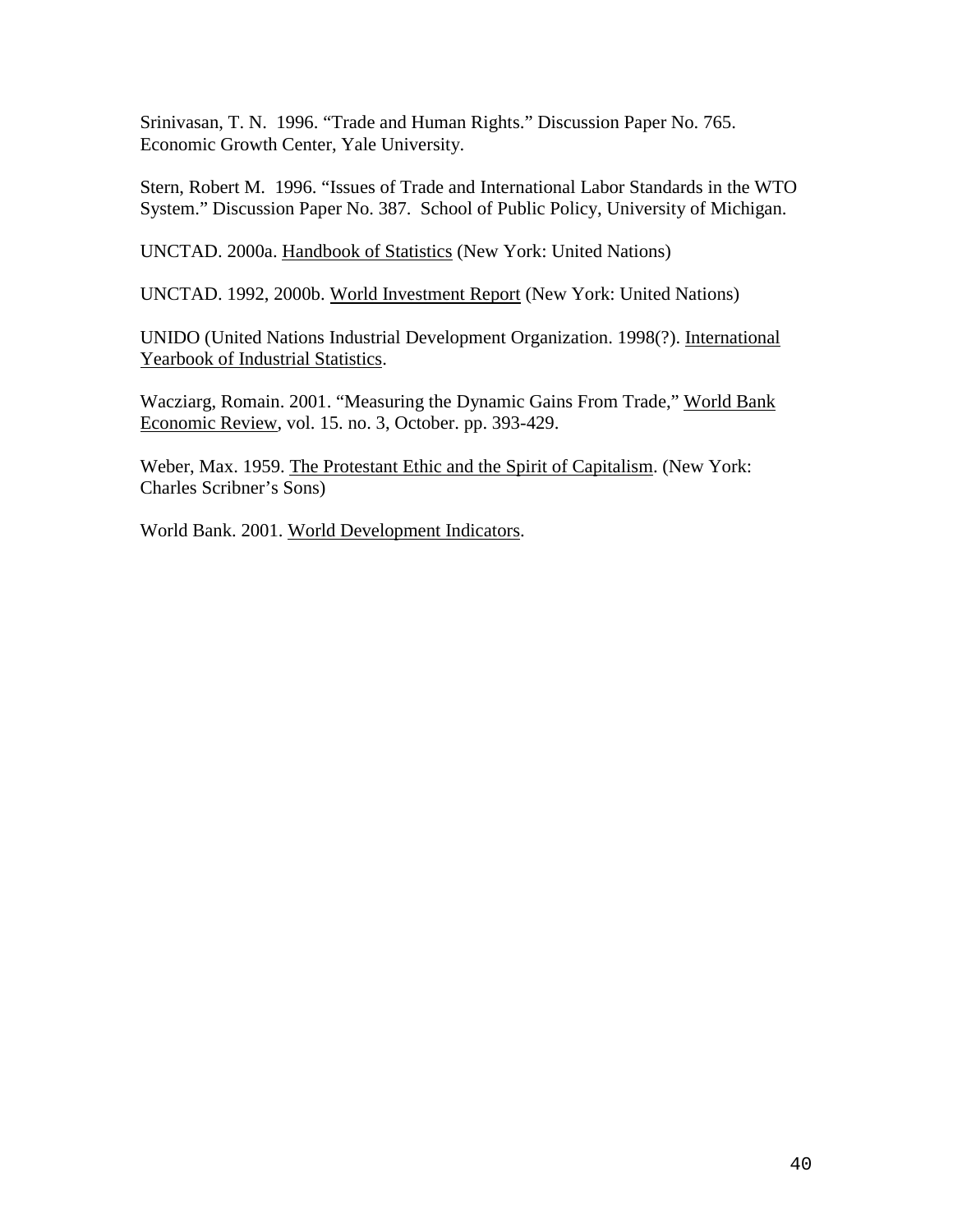Srinivasan, T. N. 1996. "Trade and Human Rights." Discussion Paper No. 765. Economic Growth Center, Yale University.

Stern, Robert M. 1996. "Issues of Trade and International Labor Standards in the WTO System." Discussion Paper No. 387. School of Public Policy, University of Michigan.

UNCTAD. 2000a. Handbook of Statistics (New York: United Nations)

UNCTAD. 1992, 2000b. World Investment Report (New York: United Nations)

UNIDO (United Nations Industrial Development Organization. 1998(?). International Yearbook of Industrial Statistics.

Wacziarg, Romain. 2001. "Measuring the Dynamic Gains From Trade," World Bank Economic Review, vol. 15. no. 3, October. pp. 393-429.

Weber, Max. 1959. The Protestant Ethic and the Spirit of Capitalism. (New York: Charles Scribner's Sons)

World Bank. 2001. World Development Indicators.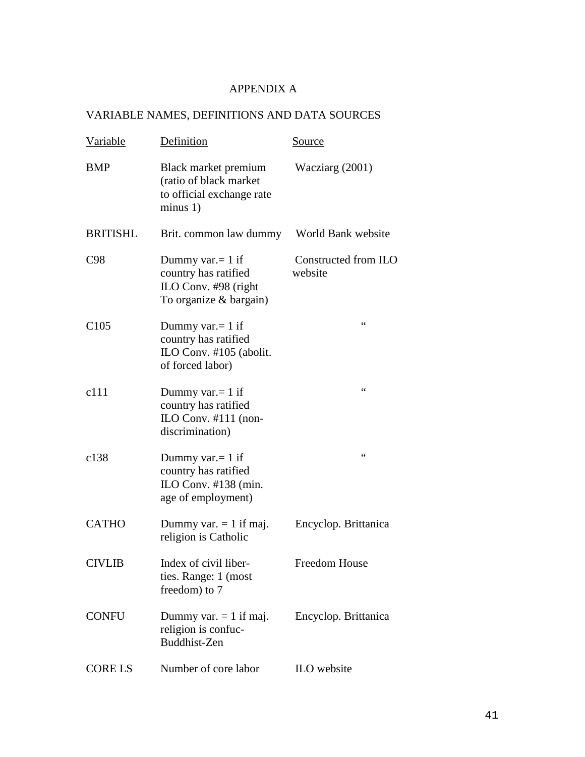APPENDIX A

VARIABLE NAMES, DEFINITIONS AND DATA SOURCES

| Variable | Definition | Source |
| --- | --- | --- |
| BMP | Black market premium (ratio of black market to official exchange rate minus 1) | Wacziarg (2001) |
| BRITISHL | Brit. common law dummy | World Bank website |
| C98 | Dummy var.= 1 if country has ratified ILO Conv. #98 (right To organize & bargain) | Constructed from ILO website |
| C105 | Dummy var.= 1 if country has ratified ILO Conv. #105 (abolit. of forced labor) | " |
| c111 | Dummy var.= 1 if country has ratified ILO Conv. #111 (non-discrimination) | " |
| c138 | Dummy var.= 1 if country has ratified ILO Conv. #138 (min. age of employment) | " |
| CATHO | Dummy var. = 1 if maj. religion is Catholic | Encyclop. Brittanica |
| CIVLIB | Index of civil liberties. Range: 1 (most freedom) to 7 | Freedom House |
| CONFU | Dummy var. = 1 if maj. religion is confuc-Buddhist-Zen | Encyclop. Brittanica |
| CORE LS | Number of core labor | ILO website |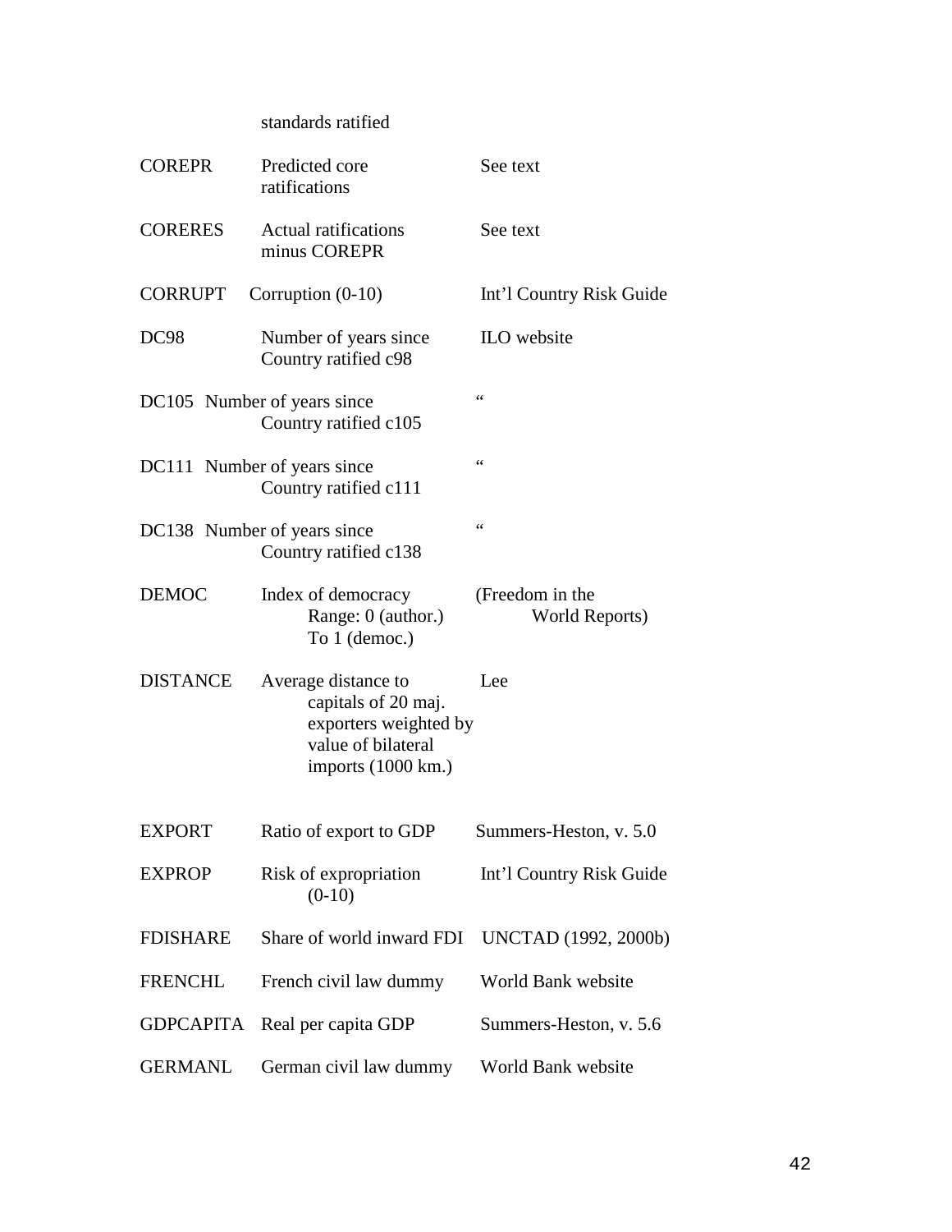| | standards ratified | |
|---|---|---|
| COREPR | Predicted core ratifications | See text |
| CORERES | Actual ratifications minus COREPR | See text |
| CORRUPT | Corruption (0-10) | Int'l Country Risk Guide |
| DC98 | Number of years since Country ratified c98 | ILO website |
| DC105 | Number of years since Country ratified c105 | " |
| DC111 | Number of years since Country ratified c111 | " |
| DC138 | Number of years since Country ratified c138 | " |
| DEMOC | Index of democracy Range: 0 (author.) To 1 (democ.) | (Freedom in the World Reports) |
| DISTANCE | Average distance to capitals of 20 maj. exporters weighted by value of bilateral imports (1000 km.) | Lee |
| EXPORT | Ratio of export to GDP | Summers-Heston, v. 5.0 |
| EXPROP | Risk of expropriation (0-10) | Int'l Country Risk Guide |
| FDISHARE | Share of world inward FDI | UNCTAD (1992, 2000b) |
| FRENCHL | French civil law dummy | World Bank website |
| GDPCAPITA | Real per capita GDP | Summers-Heston, v. 5.6 |
| GERMANL | German civil law dummy | World Bank website |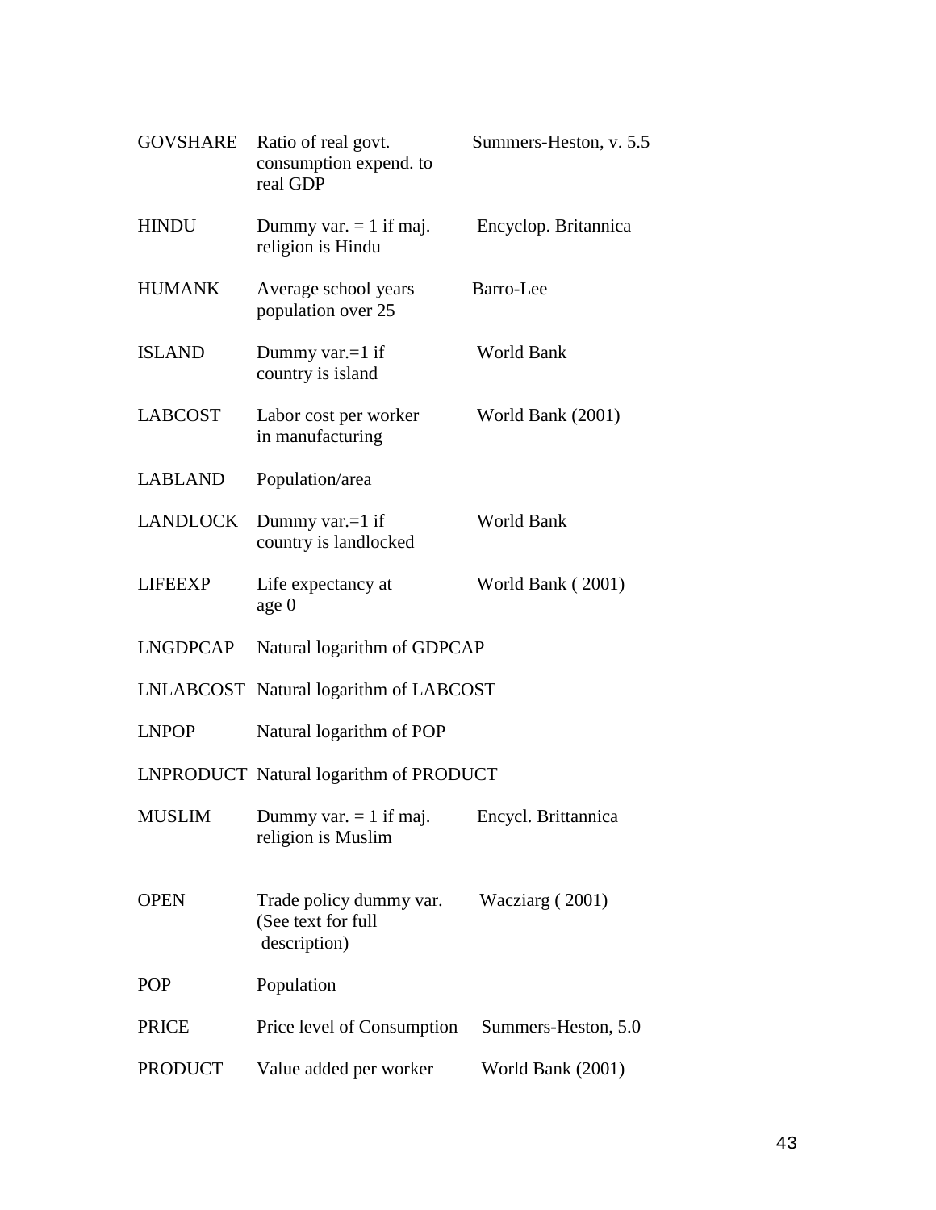| | | |
|---|---|---|
| GOVSHARE | Ratio of real govt. consumption expend. to real GDP | Summers-Heston, v. 5.5 |
| HINDU | Dummy var. = 1 if maj. religion is Hindu | Encyclop. Britannica |
| HUMANK | Average school years population over 25 | Barro-Lee |
| ISLAND | Dummy var.=1 if country is island | World Bank |
| LABCOST | Labor cost per worker in manufacturing | World Bank (2001) |
| LABLAND | Population/area | |
| LANDLOCK | Dummy var.=1 if country is landlocked | World Bank |
| LIFEEXP | Life expectancy at age 0 | World Bank ( 2001) |
| LNGDPCAP | Natural logarithm of GDPCAP | |
| LNLABCOST | Natural logarithm of LABCOST | |
| LNPOP | Natural logarithm of POP | |
| LNPRODUCT | Natural logarithm of PRODUCT | |
| MUSLIM | Dummy var. = 1 if maj. religion is Muslim | Encycl. Brittannica |
| OPEN | Trade policy dummy var. (See text for full description) | Wacziarg ( 2001) |
| POP | Population | |
| PRICE | Price level of Consumption | Summers-Heston, 5.0 |
| PRODUCT | Value added per worker | World Bank (2001) |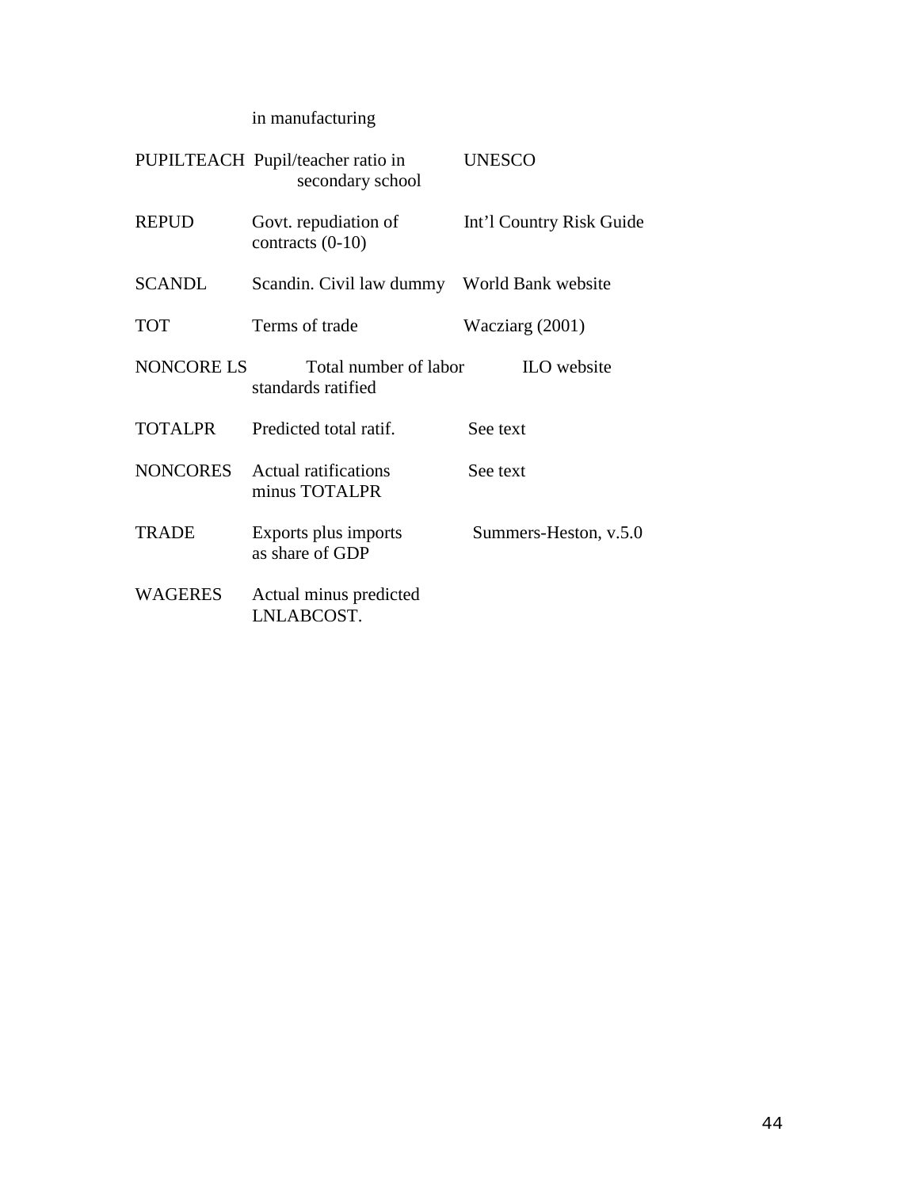| | in manufacturing | |
|---|---|---|
| PUPILTEACH | Pupil/teacher ratio in secondary school | UNESCO |
| REPUD | Govt. repudiation of contracts (0-10) | Int'l Country Risk Guide |
| SCANDL | Scandin. Civil law dummy | World Bank website |
| TOT | Terms of trade | Wacziarg (2001) |
| NONCORE LS | Total number of labor standards ratified | ILO website |
| TOTALPR | Predicted total ratif. | See text |
| NONCORES | Actual ratifications minus TOTALPR | See text |
| TRADE | Exports plus imports as share of GDP | Summers-Heston, v.5.0 |
| WAGERES | Actual minus predicted LNLABCOST. | |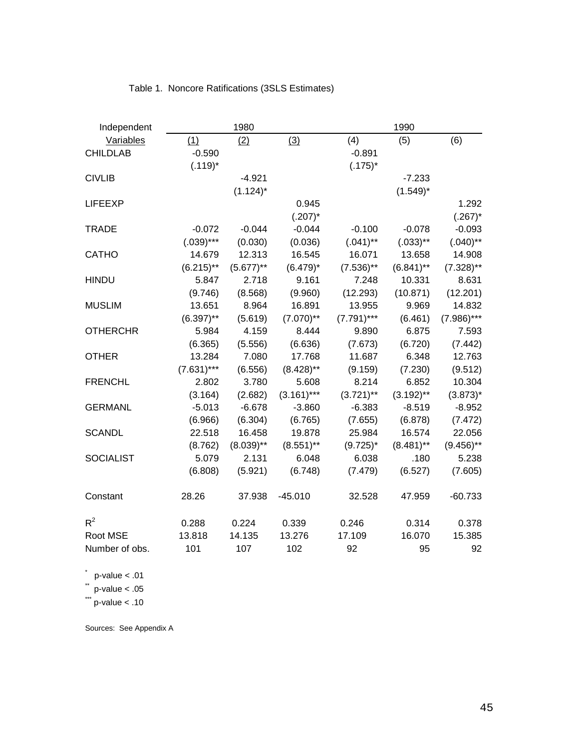Table 1. Noncore Ratifications (3SLS Estimates)

| Independent Variables | 1980 (1) | (2) | (3) | 1990 (4) | (5) | (6) |
|---|---|---|---|---|---|---|
| CHILDLAB | -0.590 | | | -0.891 | | |
| | (.119)* | | | (.175)* | | |
| CIVLIB | | -4.921 | | | -7.233 | |
| | | (1.124)* | | | (1.549)* | |
| LIFEEXP | | | 0.945 | | | 1.292 |
| | | | (.207)* | | | (.267)* |
| TRADE | -0.072 | -0.044 | -0.044 | -0.100 | -0.078 | -0.093 |
| | (.039)*** | (0.030) | (0.036) | (.041)** | (.033)** | (.040)** |
| CATHO | 14.679 | 12.313 | 16.545 | 16.071 | 13.658 | 14.908 |
| | (6.215)** | (5.677)** | (6.479)* | (7.536)** | (6.841)** | (7.328)** |
| HINDU | 5.847 | 2.718 | 9.161 | 7.248 | 10.331 | 8.631 |
| | (9.746) | (8.568) | (9.960) | (12.293) | (10.871) | (12.201) |
| MUSLIM | 13.651 | 8.964 | 16.891 | 13.955 | 9.969 | 14.832 |
| | (6.397)** | (5.619) | (7.070)** | (7.791)*** | (6.461) | (7.986)*** |
| OTHERCHR | 5.984 | 4.159 | 8.444 | 9.890 | 6.875 | 7.593 |
| | (6.365) | (5.556) | (6.636) | (7.673) | (6.720) | (7.442) |
| OTHER | 13.284 | 7.080 | 17.768 | 11.687 | 6.348 | 12.763 |
| | (7.631)*** | (6.556) | (8.428)** | (9.159) | (7.230) | (9.512) |
| FRENCHL | 2.802 | 3.780 | 5.608 | 8.214 | 6.852 | 10.304 |
| | (3.164) | (2.682) | (3.161)*** | (3.721)** | (3.192)** | (3.873)* |
| GERMANL | -5.013 | -6.678 | -3.860 | -6.383 | -8.519 | -8.952 |
| | (6.966) | (6.304) | (6.765) | (7.655) | (6.878) | (7.472) |
| SCANDL | 22.518 | 16.458 | 19.878 | 25.984 | 16.574 | 22.056 |
| | (8.762) | (8.039)** | (8.551)** | (9.725)* | (8.481)** | (9.456)** |
| SOCIALIST | 5.079 | 2.131 | 6.048 | 6.038 | .180 | 5.238 |
| | (6.808) | (5.921) | (6.748) | (7.479) | (6.527) | (7.605) |
| Constant | 28.26 | 37.938 | -45.010 | 32.528 | 47.959 | -60.733 |
| $R^2$ | 0.288 | 0.224 | 0.339 | 0.246 | 0.314 | 0.378 |
| Root MSE | 13.818 | 14.135 | 13.276 | 17.109 | 16.070 | 15.385 |
| Number of obs. | 101 | 107 | 102 | 92 | 95 | 92 |

\* p-value < .01

\** p-value < .05

\*** p-value < .10

Sources: See Appendix A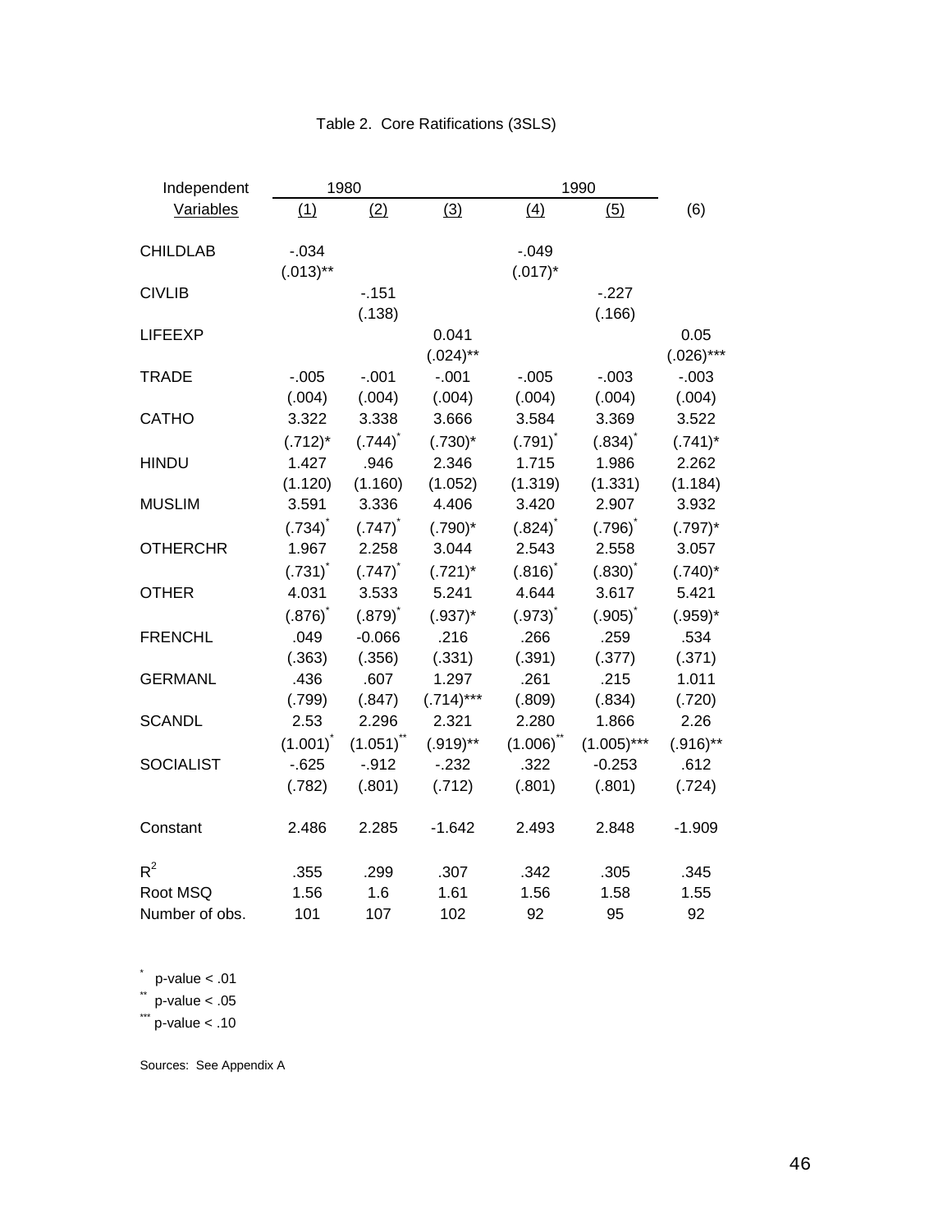Table 2. Core Ratifications (3SLS)

| Independent Variables | 1980 (1) | (2) | (3) | 1990 (4) | (5) | (6) |
|---|---|---|---|---|---|---|
| CHILDLAB | -.034 | | | -.049 | | |
| | (.013)** | | | (.017)* | | |
| CIVLIB | | -.151 | | | -.227 | |
| | | (.138) | | | (.166) | |
| LIFEEXP | | | 0.041 | | | 0.05 |
| | | | (.024)** | | | (.026)*** |
| TRADE | -.005 | -.001 | -.001 | -.005 | -.003 | -.003 |
| | (.004) | (.004) | (.004) | (.004) | (.004) | (.004) |
| CATHO | 3.322 | 3.338 | 3.666 | 3.584 | 3.369 | 3.522 |
| | (.712)* | (.744)* | (.730)* | (.791)* | (.834)* | (.741)* |
| HINDU | 1.427 | .946 | 2.346 | 1.715 | 1.986 | 2.262 |
| | (1.120) | (1.160) | (1.052) | (1.319) | (1.331) | (1.184) |
| MUSLIM | 3.591 | 3.336 | 4.406 | 3.420 | 2.907 | 3.932 |
| | (.734)* | (.747)* | (.790)* | (.824)* | (.796)* | (.797)* |
| OTHERCHR | 1.967 | 2.258 | 3.044 | 2.543 | 2.558 | 3.057 |
| | (.731)* | (.747)* | (.721)* | (.816)* | (.830)* | (.740)* |
| OTHER | 4.031 | 3.533 | 5.241 | 4.644 | 3.617 | 5.421 |
| | (.876)* | (.879)* | (.937)* | (.973)* | (.905)* | (.959)* |
| FRENCHL | .049 | -0.066 | .216 | .266 | .259 | .534 |
| | (.363) | (.356) | (.331) | (.391) | (.377) | (.371) |
| GERMANL | .436 | .607 | 1.297 | .261 | .215 | 1.011 |
| | (.799) | (.847) | (.714)*** | (.809) | (.834) | (.720) |
| SCANDL | 2.53 | 2.296 | 2.321 | 2.280 | 1.866 | 2.26 |
| | (1.001)* | (1.051)** | (.919)** | (1.006)** | (1.005)*** | (.916)** |
| SOCIALIST | -.625 | -.912 | -.232 | .322 | -0.253 | .612 |
| | (.782) | (.801) | (.712) | (.801) | (.801) | (.724) |
| Constant | 2.486 | 2.285 | -1.642 | 2.493 | 2.848 | -1.909 |
| $R^2$ | .355 | .299 | .307 | .342 | .305 | .345 |
| Root MSQ | 1.56 | 1.6 | 1.61 | 1.56 | 1.58 | 1.55 |
| Number of obs. | 101 | 107 | 102 | 92 | 95 | 92 |

\* p-value < .01
\** p-value < .05
\*** p-value < .10

Sources: See Appendix A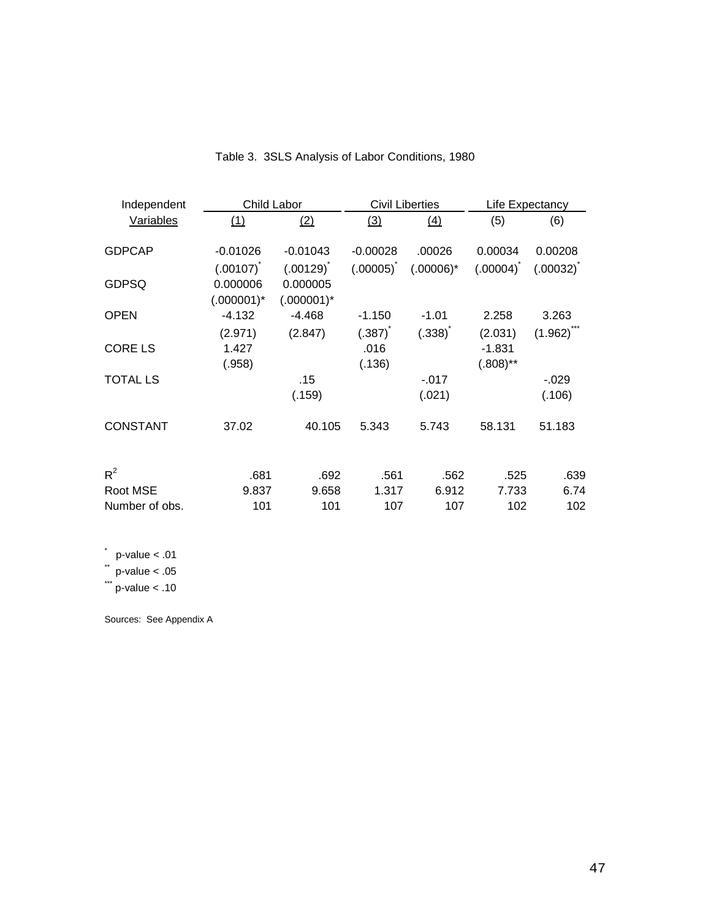Table 3. 3SLS Analysis of Labor Conditions, 1980

| Independent Variables | Child Labor | | Civil Liberties | | Life Expectancy | |
|---|---|---|---|---|---|---|
| | (1) | (2) | (3) | (4) | (5) | (6) |
| GDPCAP | -0.01026 | -0.01043 | -0.00028 | .00026 | 0.00034 | 0.00208 |
| | (.00107)* | (.00129)* | (.00005)* | (.00006)* | (.00004)* | (.00032)* |
| GDPSQ | 0.000006 | 0.000005 | | | | |
| | (.000001)* | (.000001)* | | | | |
| OPEN | -4.132 | -4.468 | -1.150 | -1.01 | 2.258 | 3.263 |
| | (2.971) | (2.847) | (.387)* | (.338)* | (2.031) | (1.962)*** |
| CORE LS | 1.427 | | .016 | | -1.831 | |
| | (.958) | | (.136) | | (.808)** | |
| TOTAL LS | | .15 | | -.017 | | -.029 |
| | | (.159) | | (.021) | | (.106) |
| CONSTANT | 37.02 | 40.105 | 5.343 | 5.743 | 58.131 | 51.183 |
| $R^2$ | .681 | .692 | .561 | .562 | .525 | .639 |
| Root MSE | 9.837 | 9.658 | 1.317 | 6.912 | 7.733 | 6.74 |
| Number of obs. | 101 | 101 | 107 | 107 | 102 | 102 |

* p-value < .01
** p-value < .05
*** p-value < .10

Sources: See Appendix A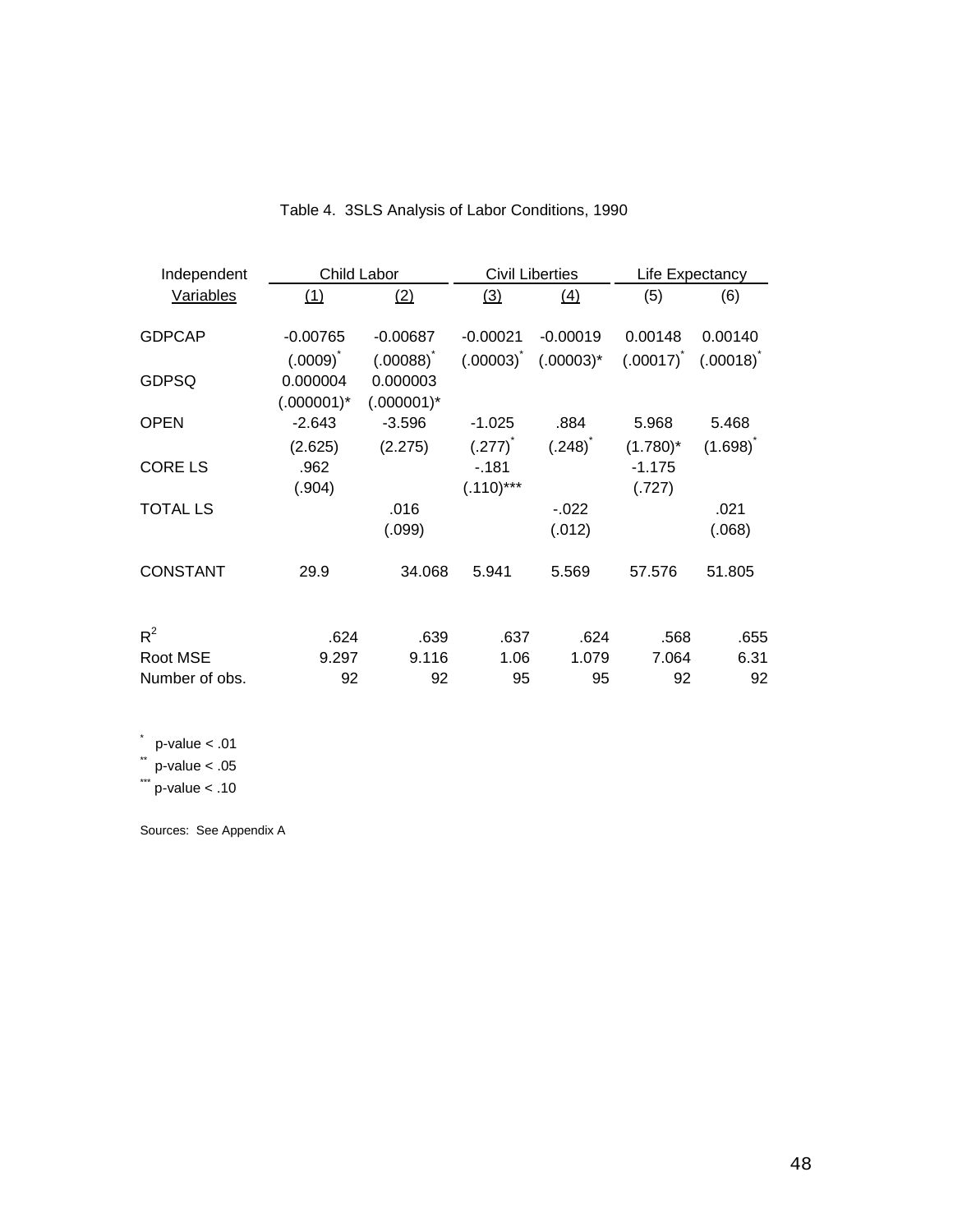Table 4. 3SLS Analysis of Labor Conditions, 1990

| Independent Variables | Child Labor (1) | Child Labor (2) | Civil Liberties (3) | Civil Liberties (4) | Life Expectancy (5) | Life Expectancy (6) |
|---|---|---|---|---|---|---|
| GDPCAP | -0.00765 | -0.00687 | -0.00021 | -0.00019 | 0.00148 | 0.00140 |
| | (.0009)* | (.00088)* | (.00003)* | (.00003)* | (.00017)* | (.00018)* |
| GDPSQ | 0.000004 | 0.000003 | | | | |
| | (.000001)* | (.000001)* | | | | |
| OPEN | -2.643 | -3.596 | -1.025 | .884 | 5.968 | 5.468 |
| | (2.625) | (2.275) | (.277)* | (.248)* | (1.780)* | (1.698)* |
| CORE LS | .962 | | -.181 | | -1.175 | |
| | (.904) | | (.110)*** | | (.727) | |
| TOTAL LS | | .016 | | -.022 | | .021 |
| | | (.099) | | (.012) | | (.068) |
| CONSTANT | 29.9 | 34.068 | 5.941 | 5.569 | 57.576 | 51.805 |
| $R^2$ | .624 | .639 | .637 | .624 | .568 | .655 |
| Root MSE | 9.297 | 9.116 | 1.06 | 1.079 | 7.064 | 6.31 |
| Number of obs. | 92 | 92 | 95 | 95 | 92 | 92 |

\* p-value < .01

\*\* p-value < .05

\*\*\* p-value < .10

Sources: See Appendix A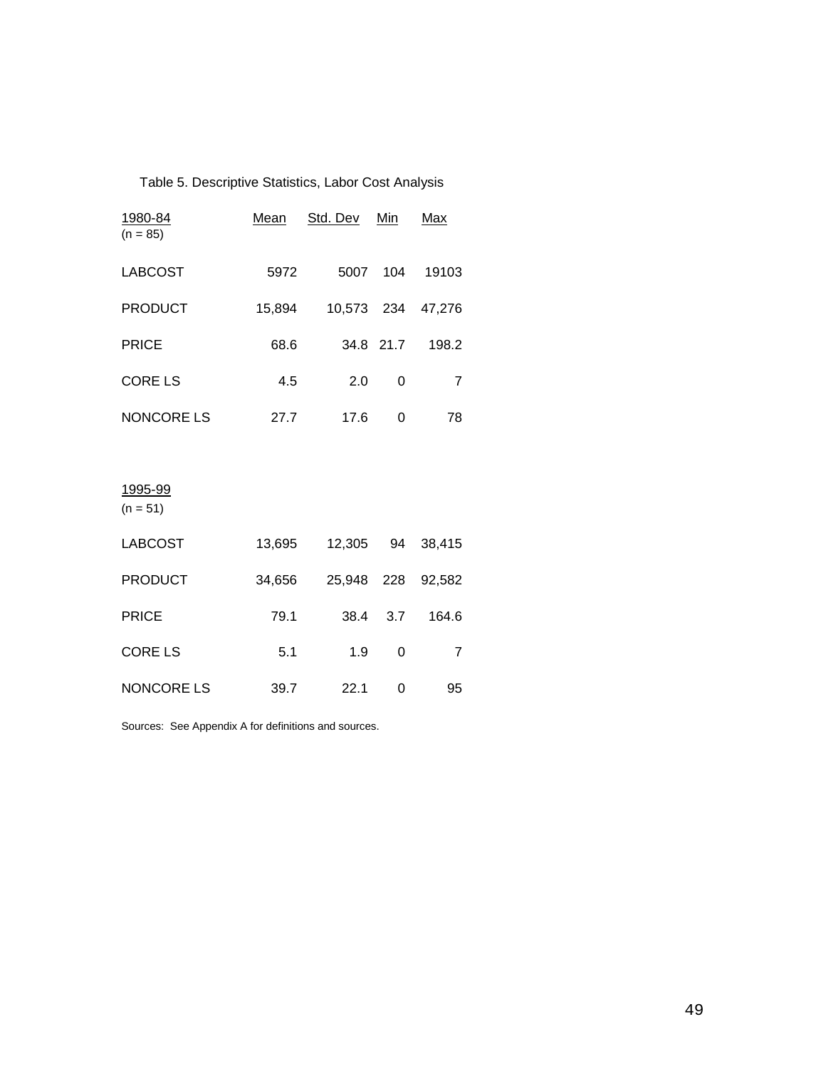Table 5. Descriptive Statistics, Labor Cost Analysis

| 1980-84 (n = 85) | Mean | Std. Dev | Min | Max |
|---|---|---|---|---|
| LABCOST | 5972 | 5007 | 104 | 19103 |
| PRODUCT | 15,894 | 10,573 | 234 | 47,276 |
| PRICE | 68.6 | 34.8 | 21.7 | 198.2 |
| CORE LS | 4.5 | 2.0 | 0 | 7 |
| NONCORE LS | 27.7 | 17.6 | 0 | 78 |
| **1995-99** (n = 51) | | | | |
| LABCOST | 13,695 | 12,305 | 94 | 38,415 |
| PRODUCT | 34,656 | 25,948 | 228 | 92,582 |
| PRICE | 79.1 | 38.4 | 3.7 | 164.6 |
| CORE LS | 5.1 | 1.9 | 0 | 7 |
| NONCORE LS | 39.7 | 22.1 | 0 | 95 |

Sources: See Appendix A for definitions and sources.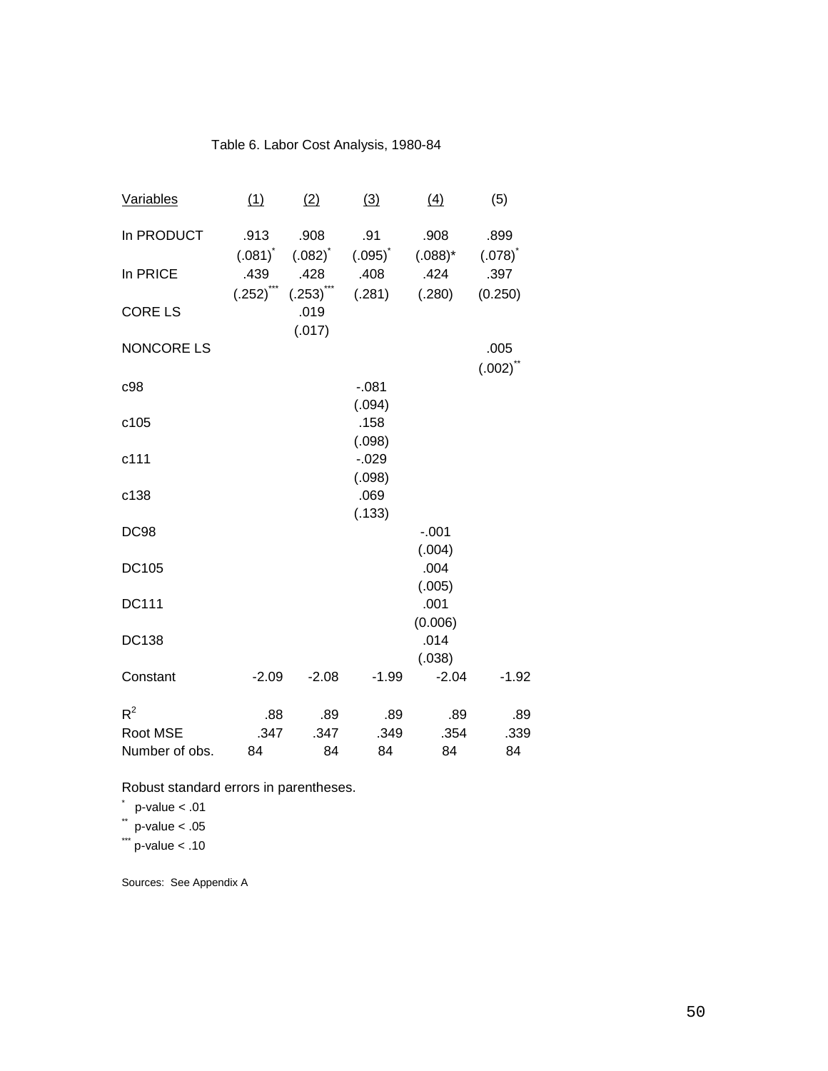Table 6. Labor Cost Analysis, 1980-84

| Variables | (1) | (2) | (3) | (4) | (5) |
|---|---|---|---|---|---|
| ln PRODUCT | .913 | .908 | .91 | .908 | .899 |
| | (.081)* | (.082)* | (.095)* | (.088)* | (.078)* |
| ln PRICE | .439 | .428 | .408 | .424 | .397 |
| | (.252)*** | (.253)*** | (.281) | (.280) | (0.250) |
| CORE LS | | .019 | | | |
| | | (.017) | | | |
| NONCORE LS | | | | | .005 |
| | | | | | (.002)** |
| c98 | | | -.081 | | |
| | | | (.094) | | |
| c105 | | | .158 | | |
| | | | (.098) | | |
| c111 | | | -.029 | | |
| | | | (.098) | | |
| c138 | | | .069 | | |
| | | | (.133) | | |
| DC98 | | | | -.001 | |
| | | | | (.004) | |
| DC105 | | | | .004 | |
| | | | | (.005) | |
| DC111 | | | | .001 | |
| | | | | (0.006) | |
| DC138 | | | | .014 | |
| | | | | (.038) | |
| Constant | -2.09 | -2.08 | -1.99 | -2.04 | -1.92 |
| $R^2$ | .88 | .89 | .89 | .89 | .89 |
| Root MSE | .347 | .347 | .349 | .354 | .339 |
| Number of obs. | 84 | 84 | 84 | 84 | 84 |

Robust standard errors in parentheses.

\* p-value < .01

\*\* p-value < .05

\*\*\* p-value < .10

Sources: See Appendix A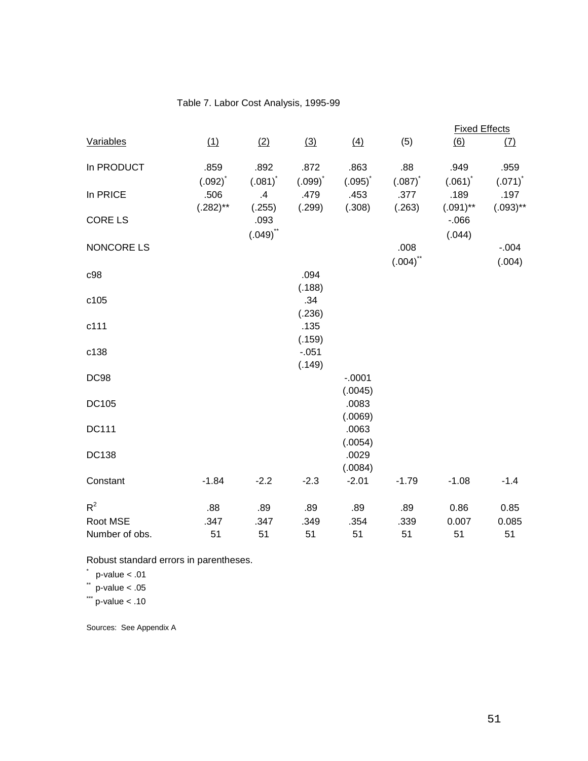Table 7. Labor Cost Analysis, 1995-99

| | | | | | | Fixed Effects | |
|---|---|---|---|---|---|---|---|
| Variables | (1) | (2) | (3) | (4) | (5) | (6) | (7) |
| ln PRODUCT | .859 | .892 | .872 | .863 | .88 | .949 | .959 |
| | (.092)* | (.081)* | (.099)* | (.095)* | (.087)* | (.061)* | (.071)* |
| ln PRICE | .506 | .4 | .479 | .453 | .377 | .189 | .197 |
| | (.282)** | (.255) | (.299) | (.308) | (.263) | (.091)** | (.093)** |
| CORE LS | | .093 | | | | -.066 | |
| | | (.049)** | | | | (.044) | |
| NONCORE LS | | | | | .008 | | -.004 |
| | | | | | (.004)** | | (.004) |
| c98 | | | .094 | | | | |
| | | | (.188) | | | | |
| c105 | | | .34 | | | | |
| | | | (.236) | | | | |
| c111 | | | .135 | | | | |
| | | | (.159) | | | | |
| c138 | | | -.051 | | | | |
| | | | (.149) | | | | |
| DC98 | | | | -.0001 | | | |
| | | | | (.0045) | | | |
| DC105 | | | | .0083 | | | |
| | | | | (.0069) | | | |
| DC111 | | | | .0063 | | | |
| | | | | (.0054) | | | |
| DC138 | | | | .0029 | | | |
| | | | | (.0084) | | | |
| Constant | -1.84 | -2.2 | -2.3 | -2.01 | -1.79 | -1.08 | -1.4 |
| $R^2$ | .88 | .89 | .89 | .89 | .89 | 0.86 | 0.85 |
| Root MSE | .347 | .347 | .349 | .354 | .339 | 0.007 | 0.085 |
| Number of obs. | 51 | 51 | 51 | 51 | 51 | 51 | 51 |

Robust standard errors in parentheses.

\* p-value < .01

\*\* p-value < .05

\*\*\* p-value < .10

Sources: See Appendix A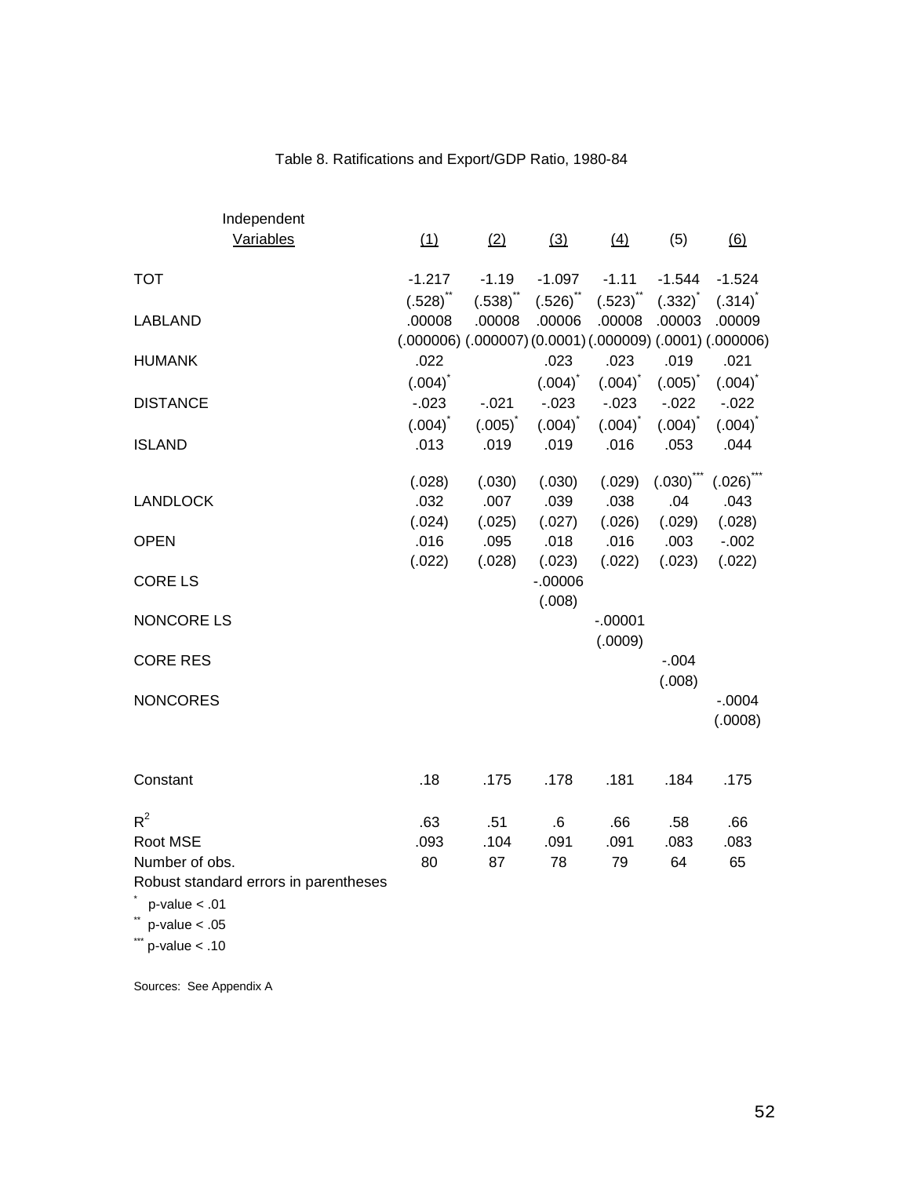Table 8. Ratifications and Export/GDP Ratio, 1980-84

| Independent Variables | (1) | (2) | (3) | (4) | (5) | (6) |
|---|---|---|---|---|---|---|
| TOT | -1.217 | -1.19 | -1.097 | -1.11 | -1.544 | -1.524 |
| | (.528)** | (.538)** | (.526)** | (.523)** | (.332)* | (.314)* |
| LABLAND | .00008 | .00008 | .00006 | .00008 | .00003 | .00009 |
| | (.000006) | (.000007) | (0.0001) | (.000009) | (.0001) | (.000006) |
| HUMANK | .022 | | .023 | .023 | .019 | .021 |
| | (.004)* | | (.004)* | (.004)* | (.005)* | (.004)* |
| DISTANCE | -.023 | -.021 | -.023 | -.023 | -.022 | -.022 |
| | (.004)* | (.005)* | (.004)* | (.004)* | (.004)* | (.004)* |
| ISLAND | .013 | .019 | .019 | .016 | .053 | .044 |
| | (.028) | (.030) | (.030) | (.029) | (.030)*** | (.026)*** |
| LANDLOCK | .032 | .007 | .039 | .038 | .04 | .043 |
| | (.024) | (.025) | (.027) | (.026) | (.029) | (.028) |
| OPEN | .016 | .095 | .018 | .016 | .003 | -.002 |
| | (.022) | (.028) | (.023) | (.022) | (.023) | (.022) |
| CORE LS | | | -.00006 | | | |
| | | | (.008) | | | |
| NONCORE LS | | | | -.00001 | | |
| | | | | (.0009) | | |
| CORE RES | | | | | -.004 | |
| | | | | | (.008) | |
| NONCORES | | | | | | -.0004 |
| | | | | | | (.0008) |
| Constant | .18 | .175 | .178 | .181 | .184 | .175 |
| $R^2$ | .63 | .51 | .6 | .66 | .58 | .66 |
| Root MSE | .093 | .104 | .091 | .091 | .083 | .083 |
| Number of obs. | 80 | 87 | 78 | 79 | 64 | 65 |

Robust standard errors in parentheses

* p-value < .01

** p-value < .05

*** p-value < .10

Sources: See Appendix A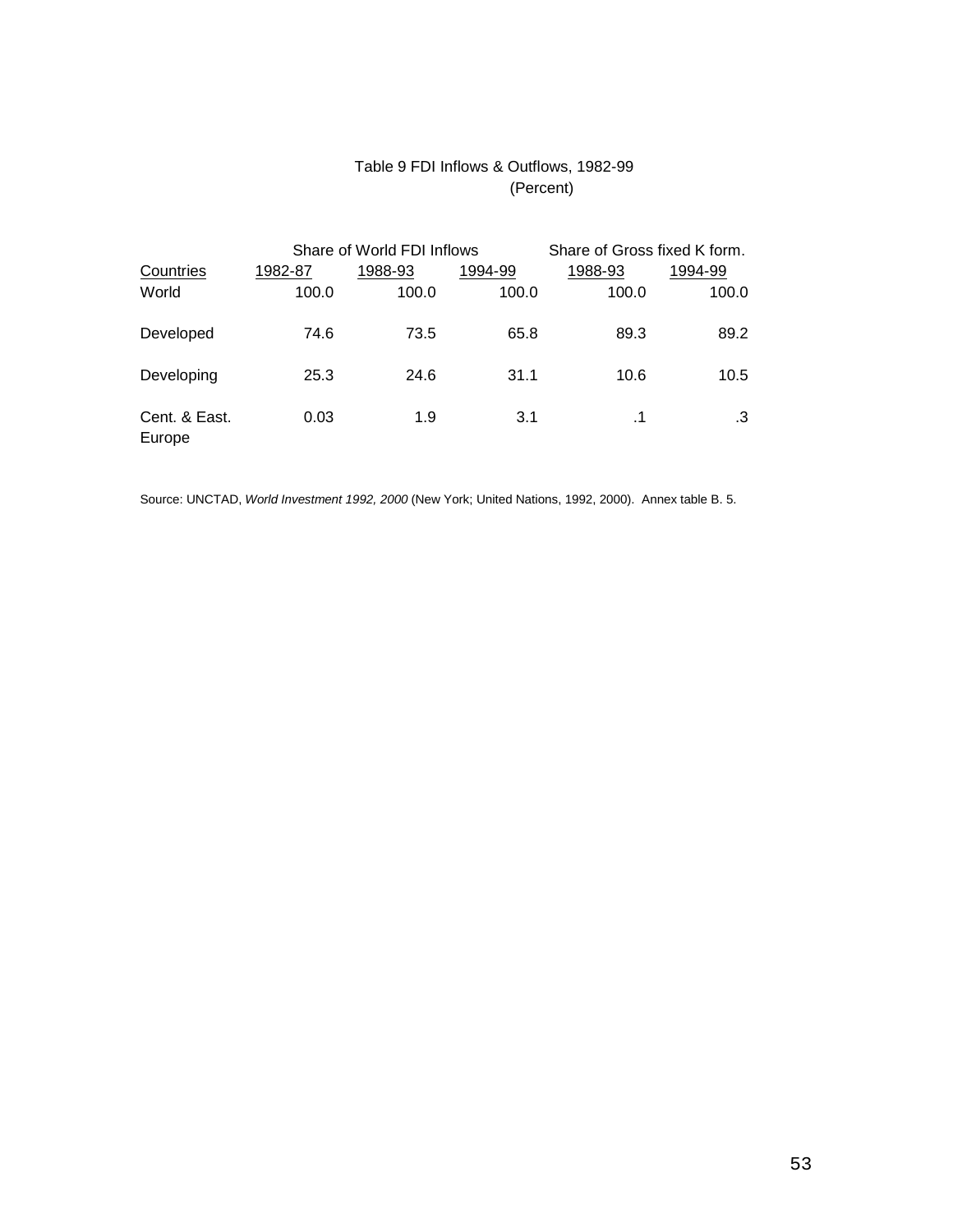Table 9 FDI Inflows & Outflows, 1982-99
(Percent)

| | Share of World FDI Inflows | | | Share of Gross fixed K form. | |
|---|---|---|---|---|---|
| Countries | 1982-87 | 1988-93 | 1994-99 | 1988-93 | 1994-99 |
| World | 100.0 | 100.0 | 100.0 | 100.0 | 100.0 |
| Developed | 74.6 | 73.5 | 65.8 | 89.3 | 89.2 |
| Developing | 25.3 | 24.6 | 31.1 | 10.6 | 10.5 |
| Cent. & East. Europe | 0.03 | 1.9 | 3.1 | .1 | .3 |

Source: UNCTAD, *World Investment 1992, 2000* (New York; United Nations, 1992, 2000). Annex table B. 5.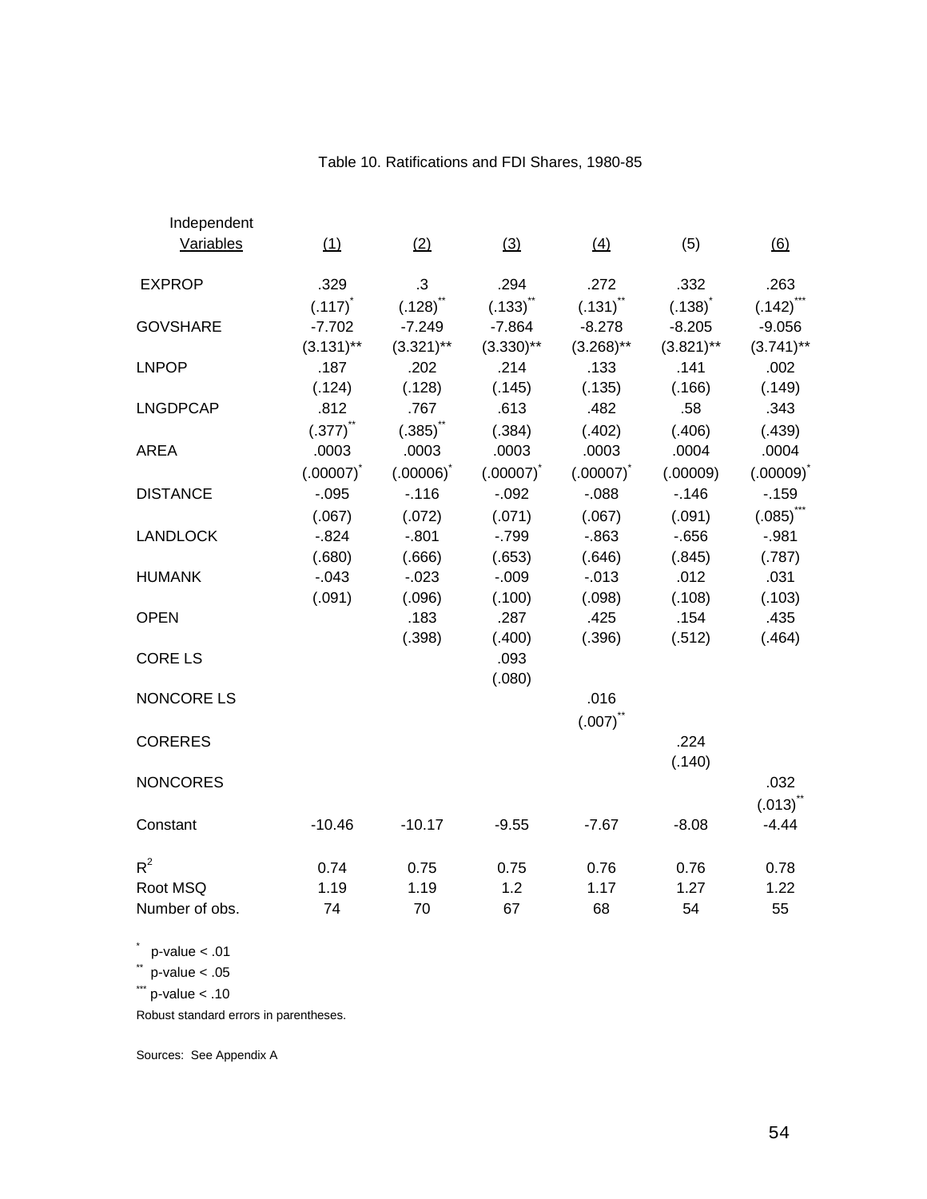Table 10. Ratifications and FDI Shares, 1980-85

| Independent Variables | (1) | (2) | (3) | (4) | (5) | (6) |
|---|---|---|---|---|---|---|
| EXPROP | .329 | .3 | .294 | .272 | .332 | .263 |
| | (.117)* | (.128)** | (.133)** | (.131)** | (.138)* | (.142)*** |
| GOVSHARE | -7.702 | -7.249 | -7.864 | -8.278 | -8.205 | -9.056 |
| | (3.131)** | (3.321)** | (3.330)** | (3.268)** | (3.821)** | (3.741)** |
| LNPOP | .187 | .202 | .214 | .133 | .141 | .002 |
| | (.124) | (.128) | (.145) | (.135) | (.166) | (.149) |
| LNGDPCAP | .812 | .767 | .613 | .482 | .58 | .343 |
| | (.377)** | (.385)** | (.384) | (.402) | (.406) | (.439) |
| AREA | .0003 | .0003 | .0003 | .0003 | .0004 | .0004 |
| | (.00007)* | (.00006)* | (.00007)* | (.00007)* | (.00009) | (.00009)* |
| DISTANCE | -.095 | -.116 | -.092 | -.088 | -.146 | -.159 |
| | (.067) | (.072) | (.071) | (.067) | (.091) | (.085)*** |
| LANDLOCK | -.824 | -.801 | -.799 | -.863 | -.656 | -.981 |
| | (.680) | (.666) | (.653) | (.646) | (.845) | (.787) |
| HUMANK | -.043 | -.023 | -.009 | -.013 | .012 | .031 |
| | (.091) | (.096) | (.100) | (.098) | (.108) | (.103) |
| OPEN | | .183 | .287 | .425 | .154 | .435 |
| | | (.398) | (.400) | (.396) | (.512) | (.464) |
| CORE LS | | | .093 | | | |
| | | | (.080) | | | |
| NONCORE LS | | | | .016 | | |
| | | | | (.007)** | | |
| CORERES | | | | | .224 | |
| | | | | | (.140) | |
| NONCORES | | | | | | .032 |
| | | | | | | (.013)** |
| Constant | -10.46 | -10.17 | -9.55 | -7.67 | -8.08 | -4.44 |
| $R^2$ | 0.74 | 0.75 | 0.75 | 0.76 | 0.76 | 0.78 |
| Root MSQ | 1.19 | 1.19 | 1.2 | 1.17 | 1.27 | 1.22 |
| Number of obs. | 74 | 70 | 67 | 68 | 54 | 55 |

\* p-value < .01
\*\* p-value < .05
\*\*\* p-value < .10
Robust standard errors in parentheses.

Sources: See Appendix A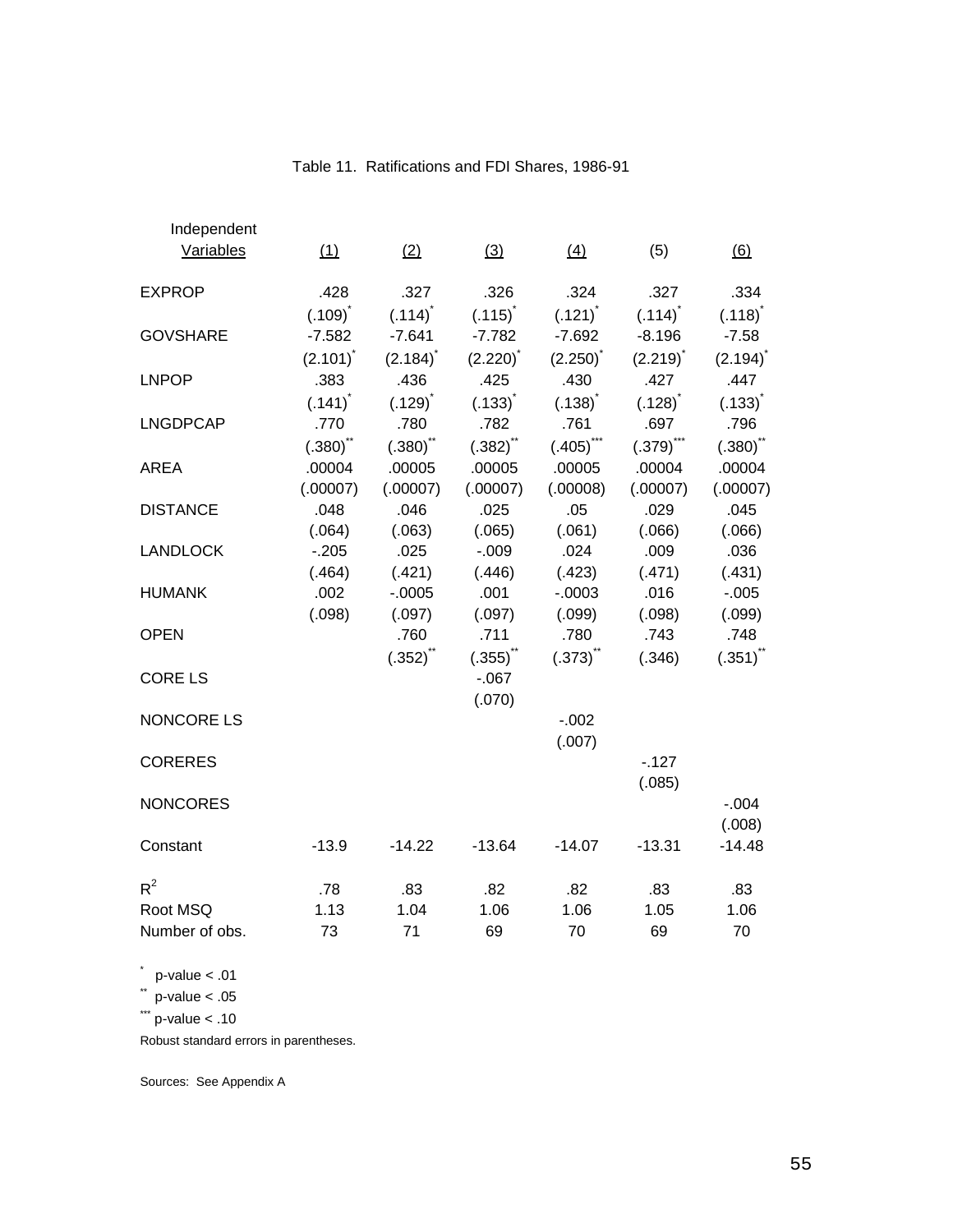Table 11. Ratifications and FDI Shares, 1986-91

| Independent Variables | (1) | (2) | (3) | (4) | (5) | (6) |
|---|---|---|---|---|---|---|
| EXPROP | .428 | .327 | .326 | .324 | .327 | .334 |
| | (.109)* | (.114)* | (.115)* | (.121)* | (.114)* | (.118)* |
| GOVSHARE | -7.582 | -7.641 | -7.782 | -7.692 | -8.196 | -7.58 |
| | (2.101)* | (2.184)* | (2.220)* | (2.250)* | (2.219)* | (2.194)* |
| LNPOP | .383 | .436 | .425 | .430 | .427 | .447 |
| | (.141)* | (.129)* | (.133)* | (.138)* | (.128)* | (.133)* |
| LNGDPCAP | .770 | .780 | .782 | .761 | .697 | .796 |
| | (.380)** | (.380)** | (.382)** | (.405)*** | (.379)*** | (.380)** |
| AREA | .00004 | .00005 | .00005 | .00005 | .00004 | .00004 |
| | (.00007) | (.00007) | (.00007) | (.00008) | (.00007) | (.00007) |
| DISTANCE | .048 | .046 | .025 | .05 | .029 | .045 |
| | (.064) | (.063) | (.065) | (.061) | (.066) | (.066) |
| LANDLOCK | -.205 | .025 | -.009 | .024 | .009 | .036 |
| | (.464) | (.421) | (.446) | (.423) | (.471) | (.431) |
| HUMANK | .002 | -.0005 | .001 | -.0003 | .016 | -.005 |
| | (.098) | (.097) | (.097) | (.099) | (.098) | (.099) |
| OPEN | | .760 | .711 | .780 | .743 | .748 |
| | | (.352)** | (.355)** | (.373)** | (.346) | (.351)** |
| CORE LS | | | -.067 | | | |
| | | | (.070) | | | |
| NONCORE LS | | | | -.002 | | |
| | | | | (.007) | | |
| CORERES | | | | | -.127 | |
| | | | | | (.085) | |
| NONCORES | | | | | | -.004 |
| | | | | | | (.008) |
| Constant | -13.9 | -14.22 | -13.64 | -14.07 | -13.31 | -14.48 |
| $R^2$ | .78 | .83 | .82 | .82 | .83 | .83 |
| Root MSQ | 1.13 | 1.04 | 1.06 | 1.06 | 1.05 | 1.06 |
| Number of obs. | 73 | 71 | 69 | 70 | 69 | 70 |

\* p-value < .01

\*\* p-value < .05

\*\*\* p-value < .10

Robust standard errors in parentheses.

Sources: See Appendix A